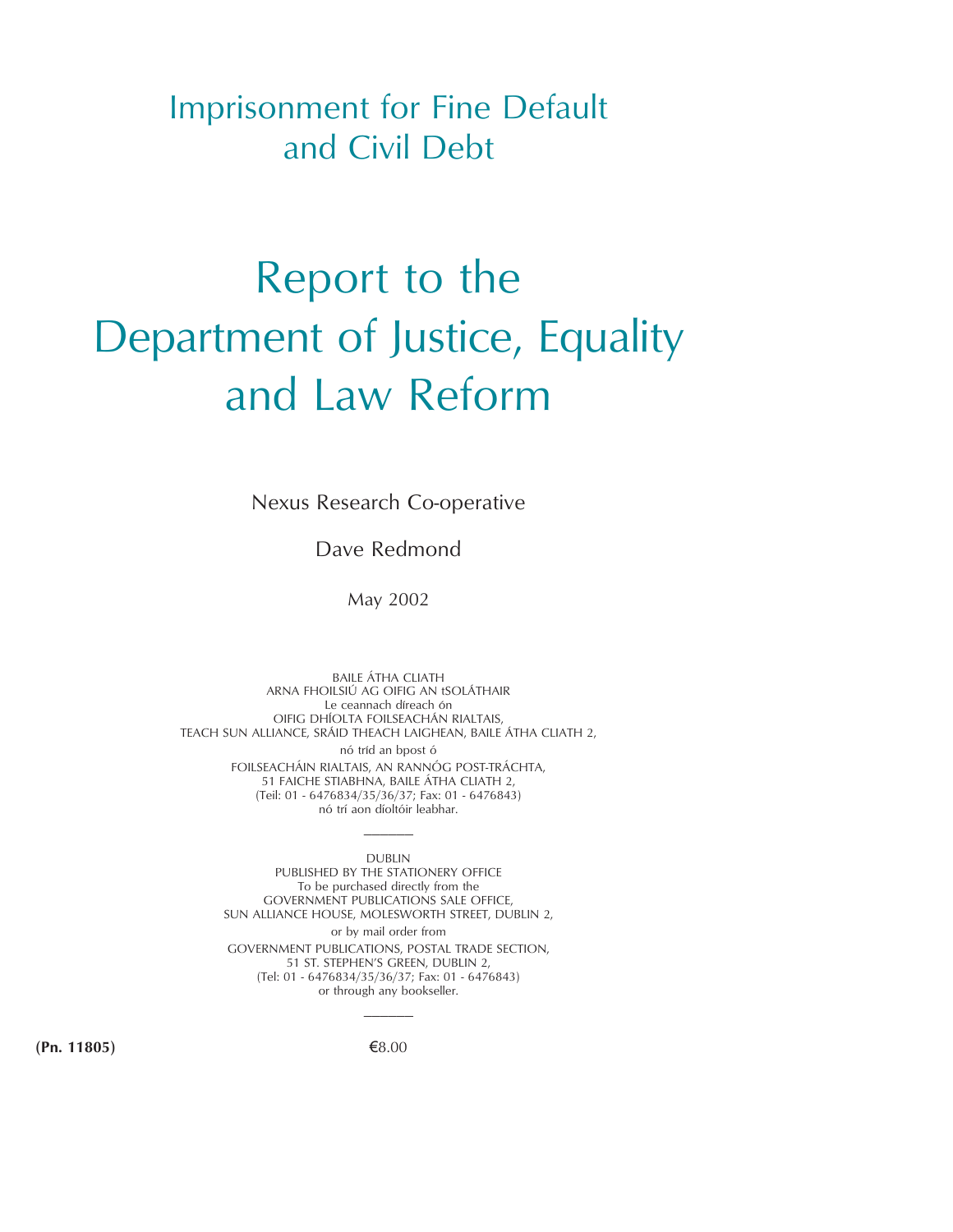# Imprisonment for Fine Default and Civil Debt

# Report to the Department of Justice, Equality and Law Reform

Nexus Research Co-operative

Dave Redmond

May 2002

BAILE ÁTHA CLIATH
ARNA FHOILSIÚ AG OIFIG AN tSOLÁTHAIR
Le ceannach díreach ón
OIFIG DHÍOLTA FOILSEACHÁN RIALTAIS,
TEACH SUN ALLIANCE, SRÁID THEACH LAIGHEAN, BAILE ÁTHA CLIATH 2,
nó tríd an bpost ó
FOILSEACHÁIN RIALTAIS, AN RANNÓG POST-TRÁCHTA,
51 FAICHE STIABHNA, BAILE ÁTHA CLIATH 2,
(Teil: 01 - 6476834/35/36/37; Fax: 01 - 6476843)
nó trí aon díoltóir leabhar.

---

DUBLIN
PUBLISHED BY THE STATIONERY OFFICE
To be purchased directly from the
GOVERNMENT PUBLICATIONS SALE OFFICE,
SUN ALLIANCE HOUSE, MOLESWORTH STREET, DUBLIN 2,
or by mail order from
GOVERNMENT PUBLICATIONS, POSTAL TRADE SECTION,
51 ST. STEPHEN'S GREEN, DUBLIN 2,
(Tel: 01 - 6476834/35/36/37; Fax: 01 - 6476843)
or through any bookseller.

---

**(Pn. 11805)** €8.00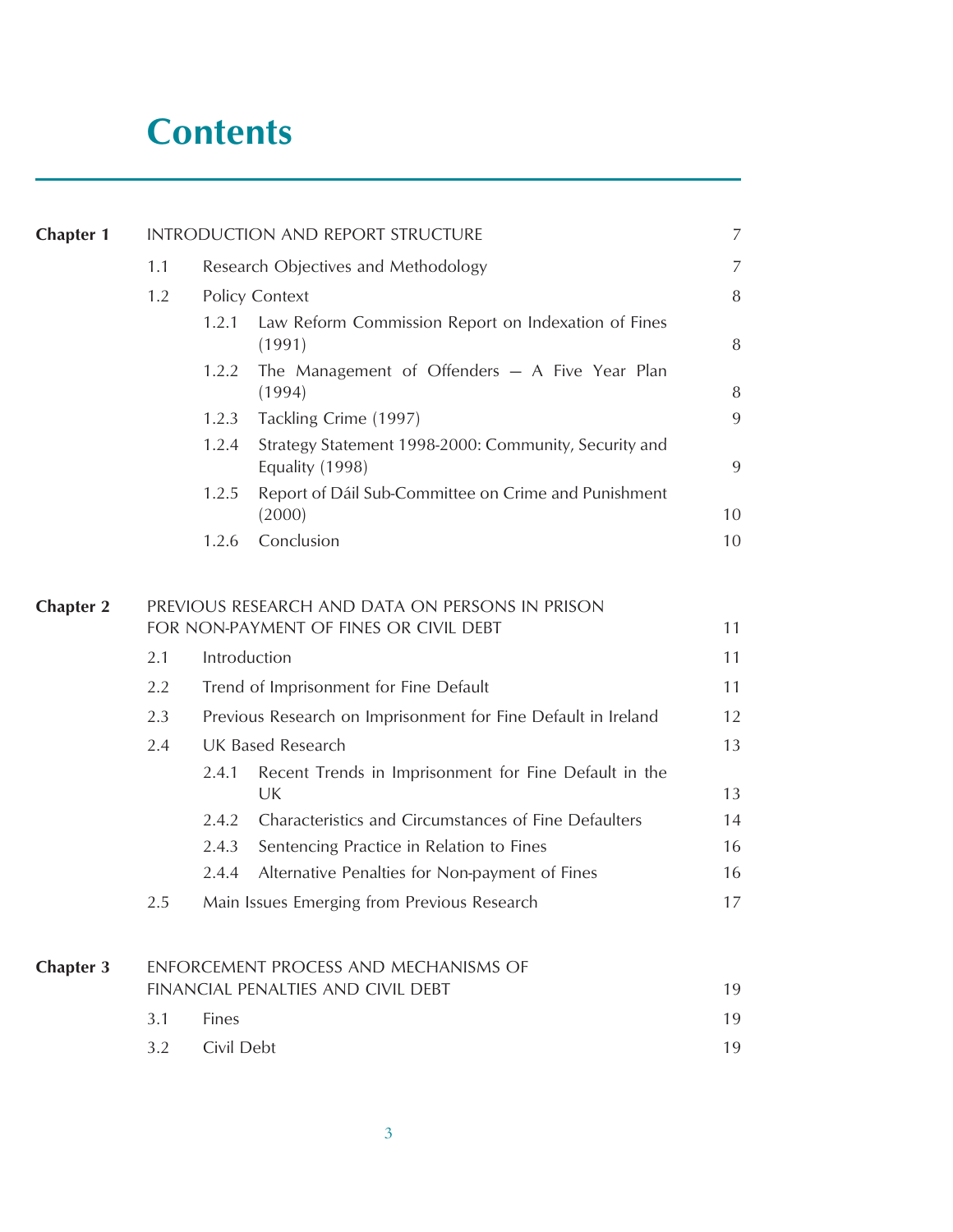# Contents

| | | | |
|---|---|---|---|
| **Chapter 1** | INTRODUCTION AND REPORT STRUCTURE | | 7 |
| | 1.1 | Research Objectives and Methodology | 7 |
| | 1.2 | Policy Context | 8 |
| | | 1.2.1 Law Reform Commission Report on Indexation of Fines (1991) | 8 |
| | | 1.2.2 The Management of Offenders — A Five Year Plan (1994) | 8 |
| | | 1.2.3 Tackling Crime (1997) | 9 |
| | | 1.2.4 Strategy Statement 1998-2000: Community, Security and Equality (1998) | 9 |
| | | 1.2.5 Report of Dáil Sub-Committee on Crime and Punishment (2000) | 10 |
| | | 1.2.6 Conclusion | 10 |
| **Chapter 2** | PREVIOUS RESEARCH AND DATA ON PERSONS IN PRISON FOR NON-PAYMENT OF FINES OR CIVIL DEBT | | 11 |
| | 2.1 | Introduction | 11 |
| | 2.2 | Trend of Imprisonment for Fine Default | 11 |
| | 2.3 | Previous Research on Imprisonment for Fine Default in Ireland | 12 |
| | 2.4 | UK Based Research | 13 |
| | | 2.4.1 Recent Trends in Imprisonment for Fine Default in the UK | 13 |
| | | 2.4.2 Characteristics and Circumstances of Fine Defaulters | 14 |
| | | 2.4.3 Sentencing Practice in Relation to Fines | 16 |
| | | 2.4.4 Alternative Penalties for Non-payment of Fines | 16 |
| | 2.5 | Main Issues Emerging from Previous Research | 17 |
| **Chapter 3** | ENFORCEMENT PROCESS AND MECHANISMS OF FINANCIAL PENALTIES AND CIVIL DEBT | | 19 |
| | 3.1 | Fines | 19 |
| | 3.2 | Civil Debt | 19 |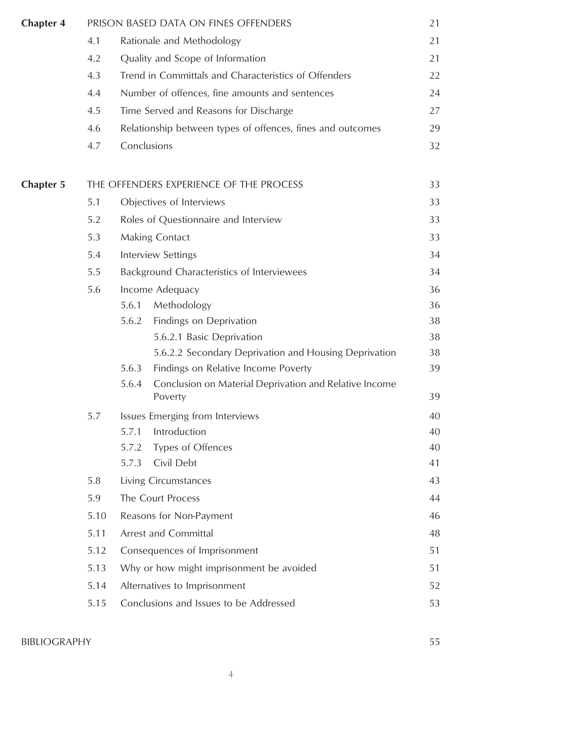| | | | |
|---|---|---|---|
| **Chapter 4** | PRISON BASED DATA ON FINES OFFENDERS | | 21 |
| | 4.1 | Rationale and Methodology | 21 |
| | 4.2 | Quality and Scope of Information | 21 |
| | 4.3 | Trend in Committals and Characteristics of Offenders | 22 |
| | 4.4 | Number of offences, fine amounts and sentences | 24 |
| | 4.5 | Time Served and Reasons for Discharge | 27 |
| | 4.6 | Relationship between types of offences, fines and outcomes | 29 |
| | 4.7 | Conclusions | 32 |
| **Chapter 5** | THE OFFENDERS EXPERIENCE OF THE PROCESS | | 33 |
| | 5.1 | Objectives of Interviews | 33 |
| | 5.2 | Roles of Questionnaire and Interview | 33 |
| | 5.3 | Making Contact | 33 |
| | 5.4 | Interview Settings | 34 |
| | 5.5 | Background Characteristics of Interviewees | 34 |
| | 5.6 | Income Adequacy | 36 |
| | | 5.6.1 Methodology | 36 |
| | | 5.6.2 Findings on Deprivation | 38 |
| | | 5.6.2.1 Basic Deprivation | 38 |
| | | 5.6.2.2 Secondary Deprivation and Housing Deprivation | 38 |
| | | 5.6.3 Findings on Relative Income Poverty | 39 |
| | | 5.6.4 Conclusion on Material Deprivation and Relative Income Poverty | 39 |
| | 5.7 | Issues Emerging from Interviews | 40 |
| | | 5.7.1 Introduction | 40 |
| | | 5.7.2 Types of Offences | 40 |
| | | 5.7.3 Civil Debt | 41 |
| | 5.8 | Living Circumstances | 43 |
| | 5.9 | The Court Process | 44 |
| | 5.10 | Reasons for Non-Payment | 46 |
| | 5.11 | Arrest and Committal | 48 |
| | 5.12 | Consequences of Imprisonment | 51 |
| | 5.13 | Why or how might imprisonment be avoided | 51 |
| | 5.14 | Alternatives to Imprisonment | 52 |
| | 5.15 | Conclusions and Issues to be Addressed | 53 |
| BIBLIOGRAPHY | | | 55 |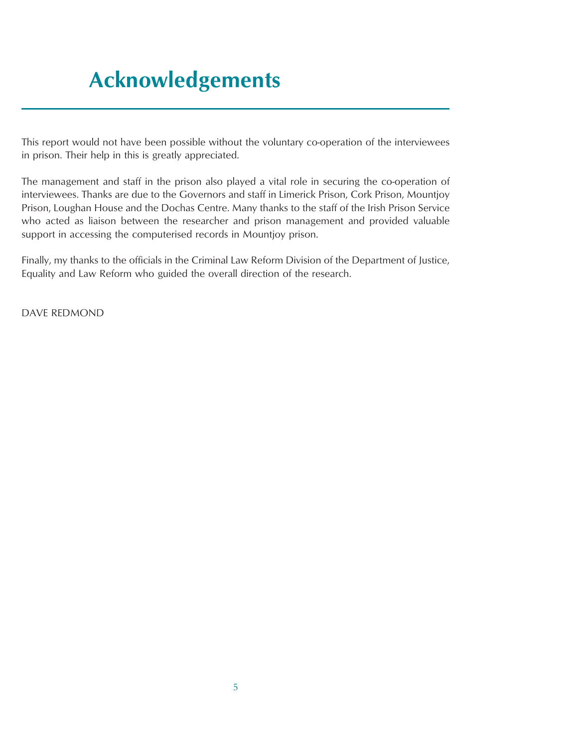# Acknowledgements

This report would not have been possible without the voluntary co-operation of the interviewees in prison. Their help in this is greatly appreciated.

The management and staff in the prison also played a vital role in securing the co-operation of interviewees. Thanks are due to the Governors and staff in Limerick Prison, Cork Prison, Mountjoy Prison, Loughan House and the Dochas Centre. Many thanks to the staff of the Irish Prison Service who acted as liaison between the researcher and prison management and provided valuable support in accessing the computerised records in Mountjoy prison.

Finally, my thanks to the officials in the Criminal Law Reform Division of the Department of Justice, Equality and Law Reform who guided the overall direction of the research.

DAVE REDMOND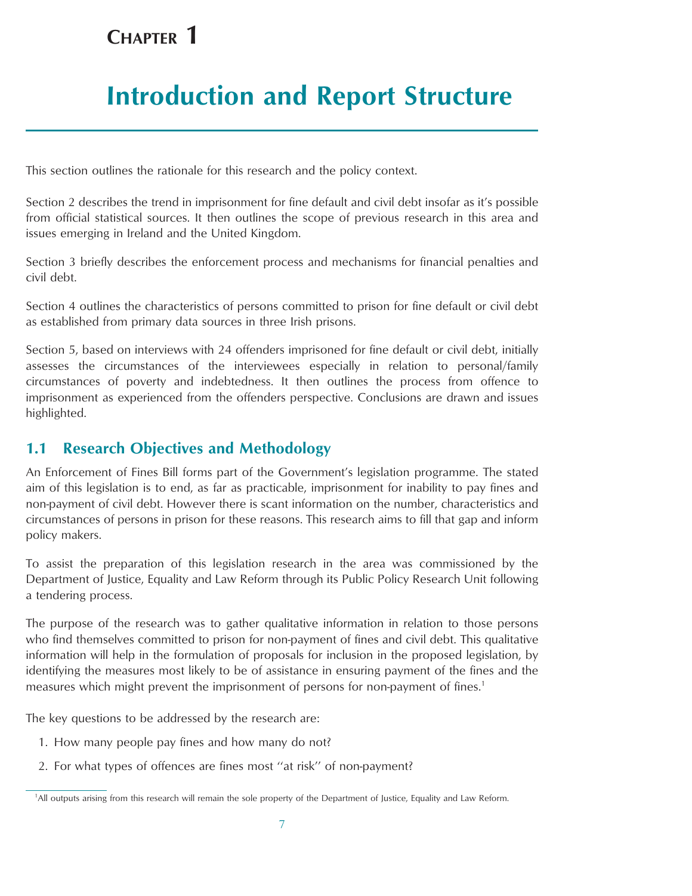# CHAPTER 1

# Introduction and Report Structure

This section outlines the rationale for this research and the policy context.

Section 2 describes the trend in imprisonment for fine default and civil debt insofar as it's possible from official statistical sources. It then outlines the scope of previous research in this area and issues emerging in Ireland and the United Kingdom.

Section 3 briefly describes the enforcement process and mechanisms for financial penalties and civil debt.

Section 4 outlines the characteristics of persons committed to prison for fine default or civil debt as established from primary data sources in three Irish prisons.

Section 5, based on interviews with 24 offenders imprisoned for fine default or civil debt, initially assesses the circumstances of the interviewees especially in relation to personal/family circumstances of poverty and indebtedness. It then outlines the process from offence to imprisonment as experienced from the offenders perspective. Conclusions are drawn and issues highlighted.

## 1.1 Research Objectives and Methodology

An Enforcement of Fines Bill forms part of the Government's legislation programme. The stated aim of this legislation is to end, as far as practicable, imprisonment for inability to pay fines and non-payment of civil debt. However there is scant information on the number, characteristics and circumstances of persons in prison for these reasons. This research aims to fill that gap and inform policy makers.

To assist the preparation of this legislation research in the area was commissioned by the Department of Justice, Equality and Law Reform through its Public Policy Research Unit following a tendering process.

The purpose of the research was to gather qualitative information in relation to those persons who find themselves committed to prison for non-payment of fines and civil debt. This qualitative information will help in the formulation of proposals for inclusion in the proposed legislation, by identifying the measures most likely to be of assistance in ensuring payment of the fines and the measures which might prevent the imprisonment of persons for non-payment of fines.[1]

The key questions to be addressed by the research are:

1. How many people pay fines and how many do not?
2. For what types of offences are fines most ''at risk'' of non-payment?

[1] All outputs arising from this research will remain the sole property of the Department of Justice, Equality and Law Reform.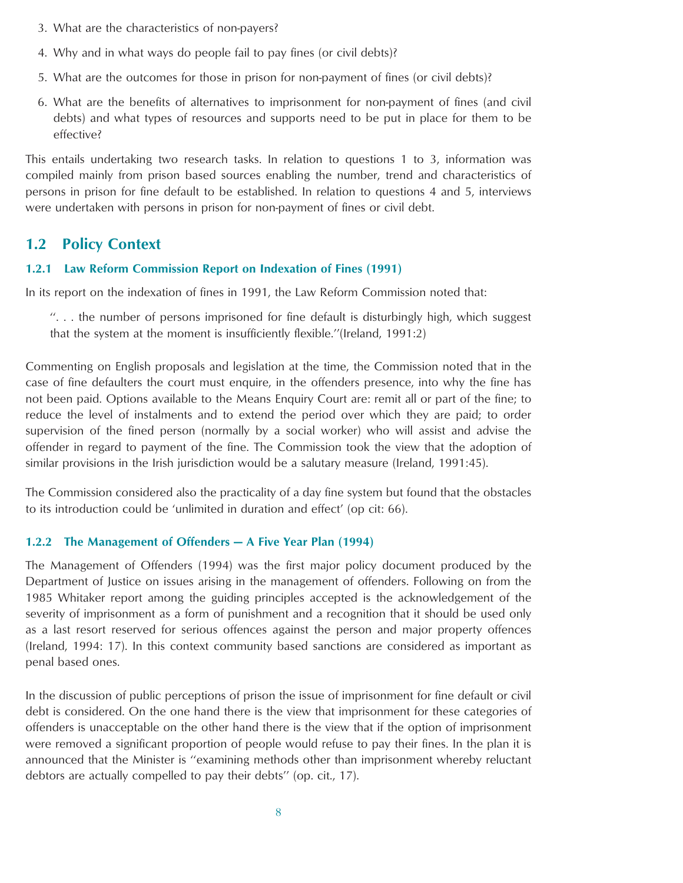3. What are the characteristics of non-payers?
4. Why and in what ways do people fail to pay fines (or civil debts)?
5. What are the outcomes for those in prison for non-payment of fines (or civil debts)?
6. What are the benefits of alternatives to imprisonment for non-payment of fines (and civil debts) and what types of resources and supports need to be put in place for them to be effective?

This entails undertaking two research tasks. In relation to questions 1 to 3, information was compiled mainly from prison based sources enabling the number, trend and characteristics of persons in prison for fine default to be established. In relation to questions 4 and 5, interviews were undertaken with persons in prison for non-payment of fines or civil debt.

## 1.2 Policy Context

### 1.2.1 Law Reform Commission Report on Indexation of Fines (1991)

In its report on the indexation of fines in 1991, the Law Reform Commission noted that:

> ". . . the number of persons imprisoned for fine default is disturbingly high, which suggest that the system at the moment is insufficiently flexible."(Ireland, 1991:2)

Commenting on English proposals and legislation at the time, the Commission noted that in the case of fine defaulters the court must enquire, in the offenders presence, into why the fine has not been paid. Options available to the Means Enquiry Court are: remit all or part of the fine; to reduce the level of instalments and to extend the period over which they are paid; to order supervision of the fined person (normally by a social worker) who will assist and advise the offender in regard to payment of the fine. The Commission took the view that the adoption of similar provisions in the Irish jurisdiction would be a salutary measure (Ireland, 1991:45).

The Commission considered also the practicality of a day fine system but found that the obstacles to its introduction could be 'unlimited in duration and effect' (op cit: 66).

### 1.2.2 The Management of Offenders — A Five Year Plan (1994)

The Management of Offenders (1994) was the first major policy document produced by the Department of Justice on issues arising in the management of offenders. Following on from the 1985 Whitaker report among the guiding principles accepted is the acknowledgement of the severity of imprisonment as a form of punishment and a recognition that it should be used only as a last resort reserved for serious offences against the person and major property offences (Ireland, 1994: 17). In this context community based sanctions are considered as important as penal based ones.

In the discussion of public perceptions of prison the issue of imprisonment for fine default or civil debt is considered. On the one hand there is the view that imprisonment for these categories of offenders is unacceptable on the other hand there is the view that if the option of imprisonment were removed a significant proportion of people would refuse to pay their fines. In the plan it is announced that the Minister is "examining methods other than imprisonment whereby reluctant debtors are actually compelled to pay their debts" (op. cit., 17).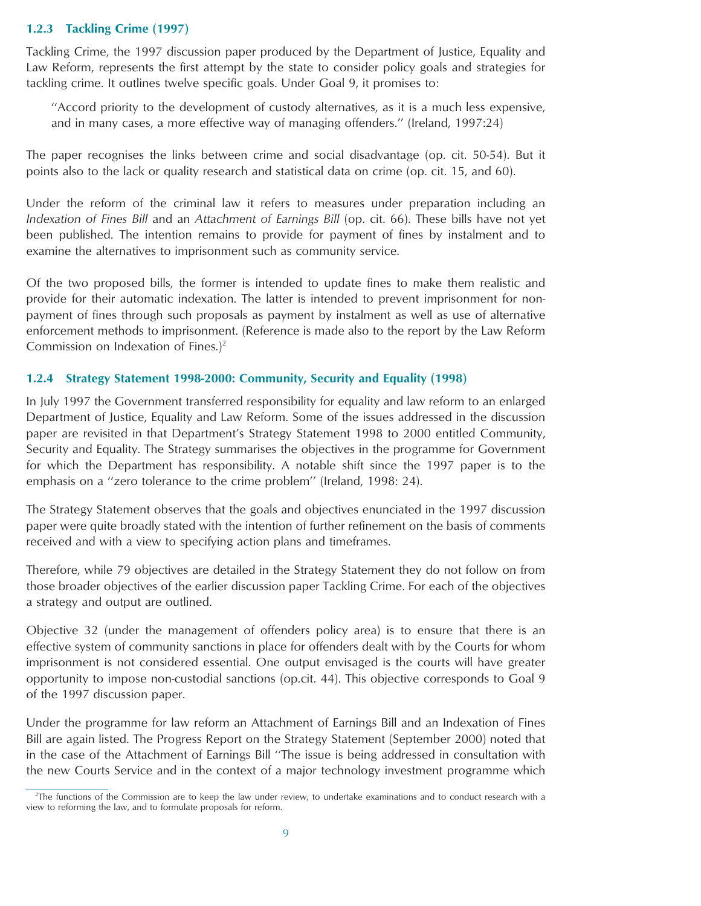### 1.2.3 Tackling Crime (1997)

Tackling Crime, the 1997 discussion paper produced by the Department of Justice, Equality and Law Reform, represents the first attempt by the state to consider policy goals and strategies for tackling crime. It outlines twelve specific goals. Under Goal 9, it promises to:

> ''Accord priority to the development of custody alternatives, as it is a much less expensive, and in many cases, a more effective way of managing offenders.'' (Ireland, 1997:24)

The paper recognises the links between crime and social disadvantage (op. cit. 50-54). But it points also to the lack or quality research and statistical data on crime (op. cit. 15, and 60).

Under the reform of the criminal law it refers to measures under preparation including an *Indexation of Fines Bill* and an *Attachment of Earnings Bill* (op. cit. 66). These bills have not yet been published. The intention remains to provide for payment of fines by instalment and to examine the alternatives to imprisonment such as community service.

Of the two proposed bills, the former is intended to update fines to make them realistic and provide for their automatic indexation. The latter is intended to prevent imprisonment for non-payment of fines through such proposals as payment by instalment as well as use of alternative enforcement methods to imprisonment. (Reference is made also to the report by the Law Reform Commission on Indexation of Fines.)[2]

### 1.2.4 Strategy Statement 1998-2000: Community, Security and Equality (1998)

In July 1997 the Government transferred responsibility for equality and law reform to an enlarged Department of Justice, Equality and Law Reform. Some of the issues addressed in the discussion paper are revisited in that Department's Strategy Statement 1998 to 2000 entitled Community, Security and Equality. The Strategy summarises the objectives in the programme for Government for which the Department has responsibility. A notable shift since the 1997 paper is to the emphasis on a ''zero tolerance to the crime problem'' (Ireland, 1998: 24).

The Strategy Statement observes that the goals and objectives enunciated in the 1997 discussion paper were quite broadly stated with the intention of further refinement on the basis of comments received and with a view to specifying action plans and timeframes.

Therefore, while 79 objectives are detailed in the Strategy Statement they do not follow on from those broader objectives of the earlier discussion paper Tackling Crime. For each of the objectives a strategy and output are outlined.

Objective 32 (under the management of offenders policy area) is to ensure that there is an effective system of community sanctions in place for offenders dealt with by the Courts for whom imprisonment is not considered essential. One output envisaged is the courts will have greater opportunity to impose non-custodial sanctions (op.cit. 44). This objective corresponds to Goal 9 of the 1997 discussion paper.

Under the programme for law reform an Attachment of Earnings Bill and an Indexation of Fines Bill are again listed. The Progress Report on the Strategy Statement (September 2000) noted that in the case of the Attachment of Earnings Bill ''The issue is being addressed in consultation with the new Courts Service and in the context of a major technology investment programme which

---

[2] The functions of the Commission are to keep the law under review, to undertake examinations and to conduct research with a view to reforming the law, and to formulate proposals for reform.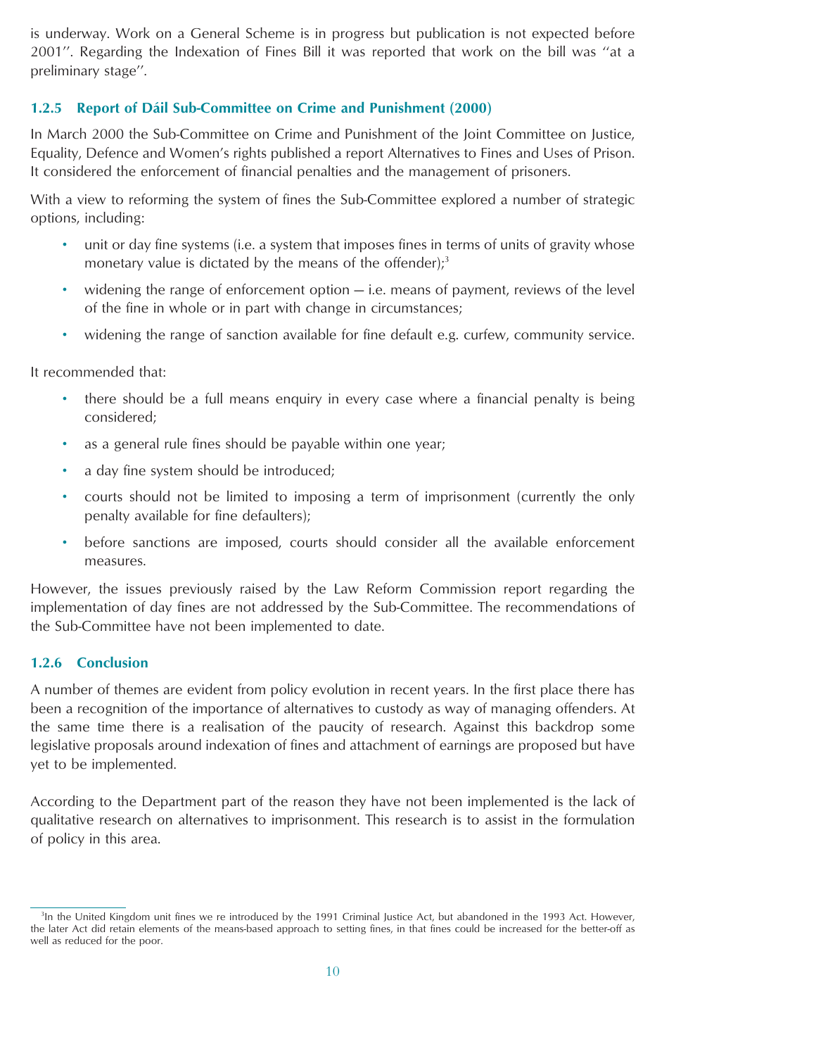is underway. Work on a General Scheme is in progress but publication is not expected before 2001''. Regarding the Indexation of Fines Bill it was reported that work on the bill was ''at a preliminary stage''.

### 1.2.5 Report of Dáil Sub-Committee on Crime and Punishment (2000)

In March 2000 the Sub-Committee on Crime and Punishment of the Joint Committee on Justice, Equality, Defence and Women's rights published a report Alternatives to Fines and Uses of Prison. It considered the enforcement of financial penalties and the management of prisoners.

With a view to reforming the system of fines the Sub-Committee explored a number of strategic options, including:

- unit or day fine systems (i.e. a system that imposes fines in terms of units of gravity whose monetary value is dictated by the means of the offender);[3]
- widening the range of enforcement option — i.e. means of payment, reviews of the level of the fine in whole or in part with change in circumstances;
- widening the range of sanction available for fine default e.g. curfew, community service.

It recommended that:

- there should be a full means enquiry in every case where a financial penalty is being considered;
- as a general rule fines should be payable within one year;
- a day fine system should be introduced;
- courts should not be limited to imposing a term of imprisonment (currently the only penalty available for fine defaulters);
- before sanctions are imposed, courts should consider all the available enforcement measures.

However, the issues previously raised by the Law Reform Commission report regarding the implementation of day fines are not addressed by the Sub-Committee. The recommendations of the Sub-Committee have not been implemented to date.

### 1.2.6 Conclusion

A number of themes are evident from policy evolution in recent years. In the first place there has been a recognition of the importance of alternatives to custody as way of managing offenders. At the same time there is a realisation of the paucity of research. Against this backdrop some legislative proposals around indexation of fines and attachment of earnings are proposed but have yet to be implemented.

According to the Department part of the reason they have not been implemented is the lack of qualitative research on alternatives to imprisonment. This research is to assist in the formulation of policy in this area.

---

[3] In the United Kingdom unit fines we re introduced by the 1991 Criminal Justice Act, but abandoned in the 1993 Act. However, the later Act did retain elements of the means-based approach to setting fines, in that fines could be increased for the better-off as well as reduced for the poor.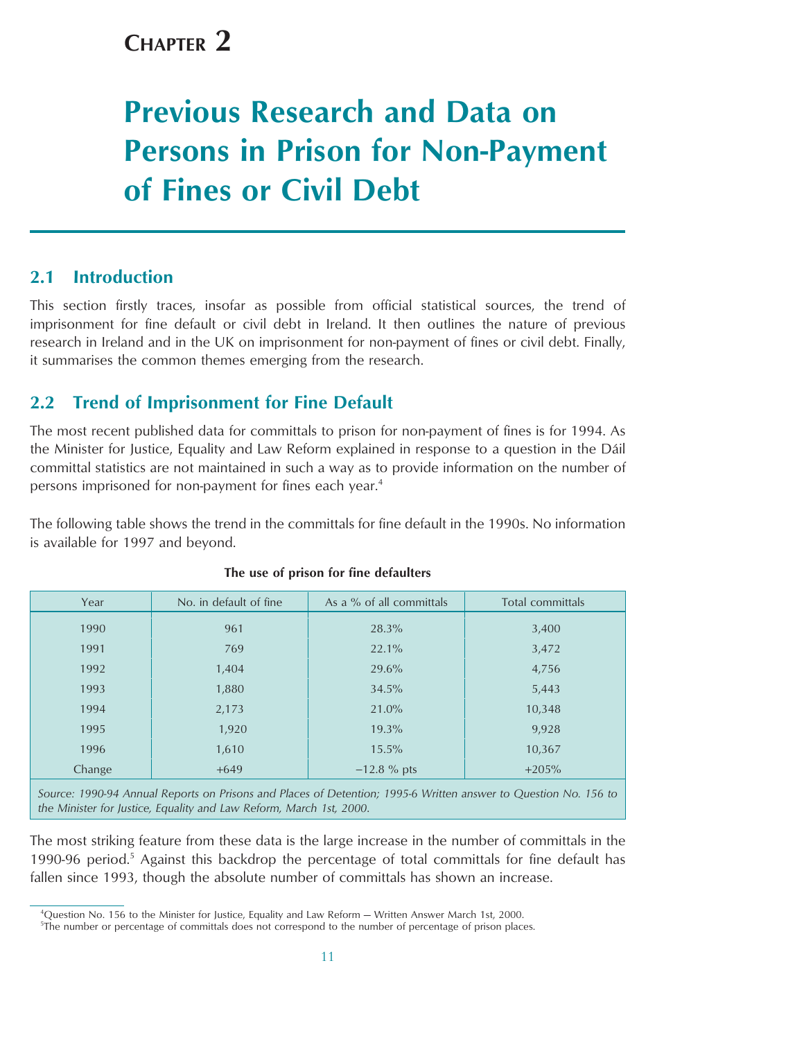# CHAPTER 2

# Previous Research and Data on Persons in Prison for Non-Payment of Fines or Civil Debt

## 2.1 Introduction

This section firstly traces, insofar as possible from official statistical sources, the trend of imprisonment for fine default or civil debt in Ireland. It then outlines the nature of previous research in Ireland and in the UK on imprisonment for non-payment of fines or civil debt. Finally, it summarises the common themes emerging from the research.

## 2.2 Trend of Imprisonment for Fine Default

The most recent published data for committals to prison for non-payment of fines is for 1994. As the Minister for Justice, Equality and Law Reform explained in response to a question in the Dáil committal statistics are not maintained in such a way as to provide information on the number of persons imprisoned for non-payment for fines each year.[4]

The following table shows the trend in the committals for fine default in the 1990s. No information is available for 1997 and beyond.

**The use of prison for fine defaulters**

| Year | No. in default of fine | As a % of all committals | Total committals |
|---|---|---|---|
| 1990 | 961 | 28.3% | 3,400 |
| 1991 | 769 | 22.1% | 3,472 |
| 1992 | 1,404 | 29.6% | 4,756 |
| 1993 | 1,880 | 34.5% | 5,443 |
| 1994 | 2,173 | 21.0% | 10,348 |
| 1995 | 1,920 | 19.3% | 9,928 |
| 1996 | 1,610 | 15.5% | 10,367 |
| Change | +649 | −12.8 % pts | +205% |

*Source: 1990-94 Annual Reports on Prisons and Places of Detention; 1995-6 Written answer to Question No. 156 to the Minister for Justice, Equality and Law Reform, March 1st, 2000.*

The most striking feature from these data is the large increase in the number of committals in the 1990-96 period.[5] Against this backdrop the percentage of total committals for fine default has fallen since 1993, though the absolute number of committals has shown an increase.

[4]Question No. 156 to the Minister for Justice, Equality and Law Reform — Written Answer March 1st, 2000.

[5]The number or percentage of committals does not correspond to the number of percentage of prison places.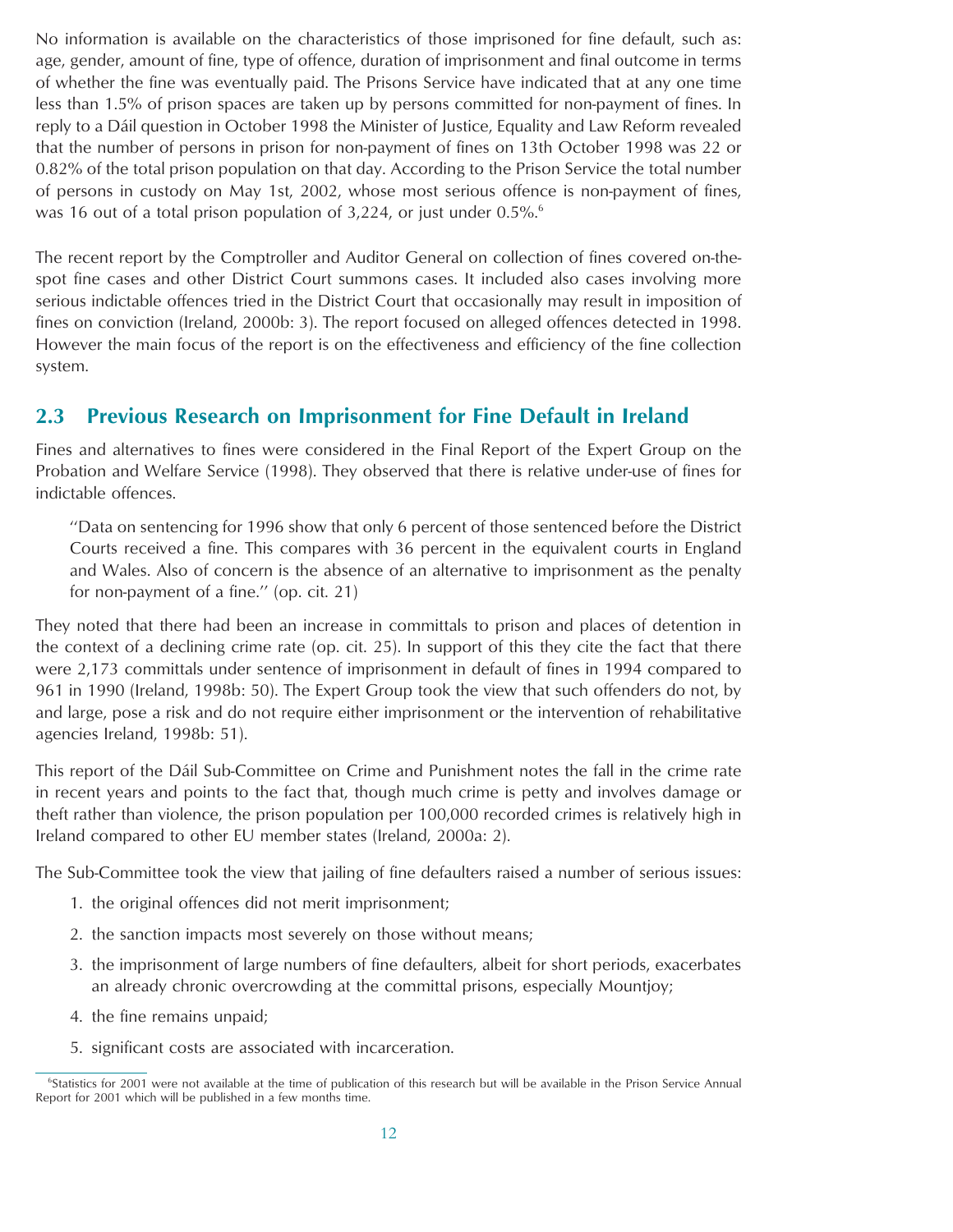No information is available on the characteristics of those imprisoned for fine default, such as: age, gender, amount of fine, type of offence, duration of imprisonment and final outcome in terms of whether the fine was eventually paid. The Prisons Service have indicated that at any one time less than 1.5% of prison spaces are taken up by persons committed for non-payment of fines. In reply to a Dáil question in October 1998 the Minister of Justice, Equality and Law Reform revealed that the number of persons in prison for non-payment of fines on 13th October 1998 was 22 or 0.82% of the total prison population on that day. According to the Prison Service the total number of persons in custody on May 1st, 2002, whose most serious offence is non-payment of fines, was 16 out of a total prison population of 3,224, or just under 0.5%.[6]

The recent report by the Comptroller and Auditor General on collection of fines covered on-the-spot fine cases and other District Court summons cases. It included also cases involving more serious indictable offences tried in the District Court that occasionally may result in imposition of fines on conviction (Ireland, 2000b: 3). The report focused on alleged offences detected in 1998. However the main focus of the report is on the effectiveness and efficiency of the fine collection system.

## 2.3 Previous Research on Imprisonment for Fine Default in Ireland

Fines and alternatives to fines were considered in the Final Report of the Expert Group on the Probation and Welfare Service (1998). They observed that there is relative under-use of fines for indictable offences.

> "Data on sentencing for 1996 show that only 6 percent of those sentenced before the District Courts received a fine. This compares with 36 percent in the equivalent courts in England and Wales. Also of concern is the absence of an alternative to imprisonment as the penalty for non-payment of a fine." (op. cit. 21)

They noted that there had been an increase in committals to prison and places of detention in the context of a declining crime rate (op. cit. 25). In support of this they cite the fact that there were 2,173 committals under sentence of imprisonment in default of fines in 1994 compared to 961 in 1990 (Ireland, 1998b: 50). The Expert Group took the view that such offenders do not, by and large, pose a risk and do not require either imprisonment or the intervention of rehabilitative agencies Ireland, 1998b: 51).

This report of the Dáil Sub-Committee on Crime and Punishment notes the fall in the crime rate in recent years and points to the fact that, though much crime is petty and involves damage or theft rather than violence, the prison population per 100,000 recorded crimes is relatively high in Ireland compared to other EU member states (Ireland, 2000a: 2).

The Sub-Committee took the view that jailing of fine defaulters raised a number of serious issues:

1. the original offences did not merit imprisonment;
2. the sanction impacts most severely on those without means;
3. the imprisonment of large numbers of fine defaulters, albeit for short periods, exacerbates an already chronic overcrowding at the committal prisons, especially Mountjoy;
4. the fine remains unpaid;
5. significant costs are associated with incarceration.

[6] Statistics for 2001 were not available at the time of publication of this research but will be available in the Prison Service Annual Report for 2001 which will be published in a few months time.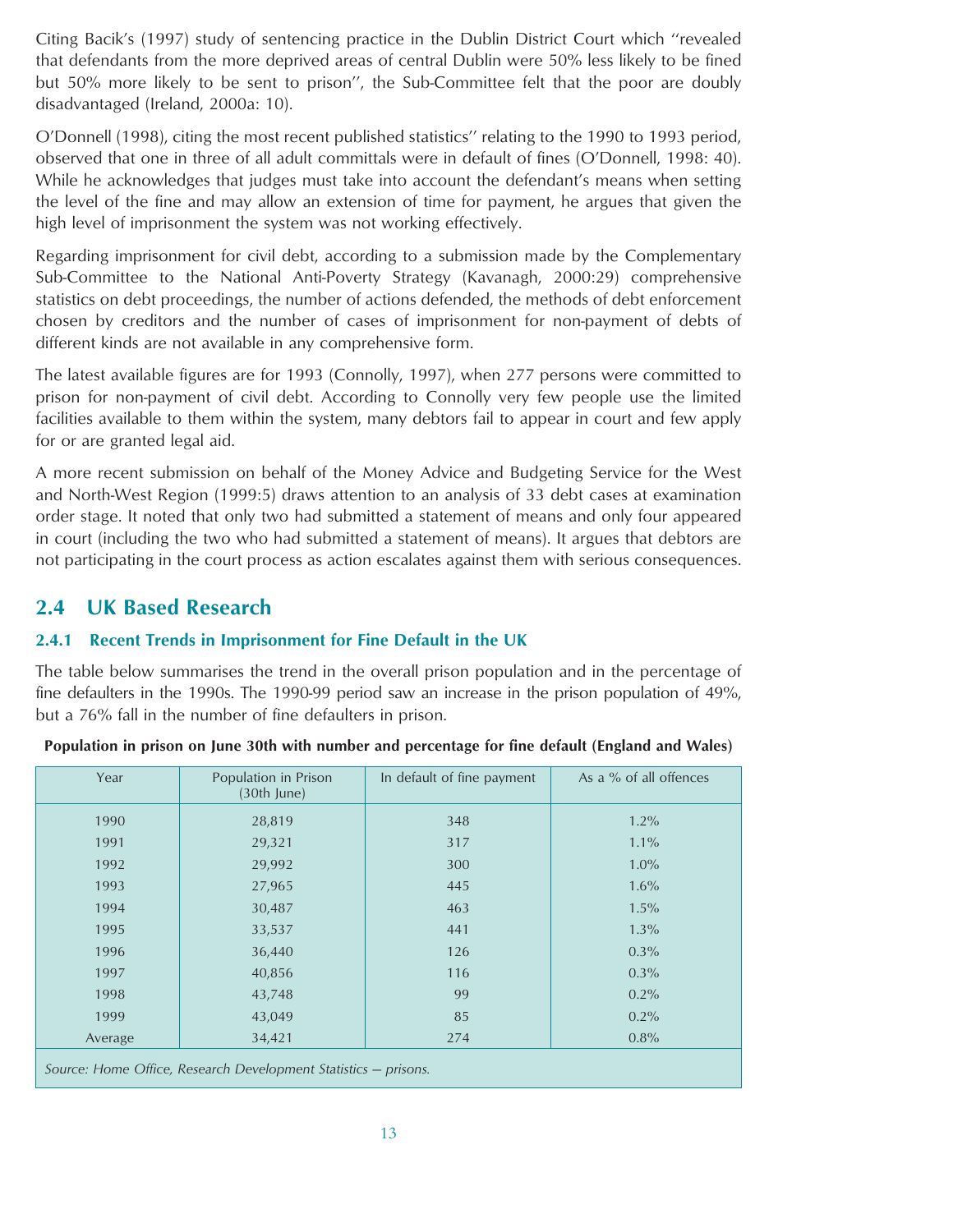Citing Bacik's (1997) study of sentencing practice in the Dublin District Court which ''revealed that defendants from the more deprived areas of central Dublin were 50% less likely to be fined but 50% more likely to be sent to prison'', the Sub-Committee felt that the poor are doubly disadvantaged (Ireland, 2000a: 10).

O'Donnell (1998), citing the most recent published statistics'' relating to the 1990 to 1993 period, observed that one in three of all adult committals were in default of fines (O'Donnell, 1998: 40). While he acknowledges that judges must take into account the defendant's means when setting the level of the fine and may allow an extension of time for payment, he argues that given the high level of imprisonment the system was not working effectively.

Regarding imprisonment for civil debt, according to a submission made by the Complementary Sub-Committee to the National Anti-Poverty Strategy (Kavanagh, 2000:29) comprehensive statistics on debt proceedings, the number of actions defended, the methods of debt enforcement chosen by creditors and the number of cases of imprisonment for non-payment of debts of different kinds are not available in any comprehensive form.

The latest available figures are for 1993 (Connolly, 1997), when 277 persons were committed to prison for non-payment of civil debt. According to Connolly very few people use the limited facilities available to them within the system, many debtors fail to appear in court and few apply for or are granted legal aid.

A more recent submission on behalf of the Money Advice and Budgeting Service for the West and North-West Region (1999:5) draws attention to an analysis of 33 debt cases at examination order stage. It noted that only two had submitted a statement of means and only four appeared in court (including the two who had submitted a statement of means). It argues that debtors are not participating in the court process as action escalates against them with serious consequences.

## 2.4 UK Based Research

### 2.4.1 Recent Trends in Imprisonment for Fine Default in the UK

The table below summarises the trend in the overall prison population and in the percentage of fine defaulters in the 1990s. The 1990-99 period saw an increase in the prison population of 49%, but a 76% fall in the number of fine defaulters in prison.

**Population in prison on June 30th with number and percentage for fine default (England and Wales)**

| Year | Population in Prison (30th June) | In default of fine payment | As a % of all offences |
|---|---|---|---|
| 1990 | 28,819 | 348 | 1.2% |
| 1991 | 29,321 | 317 | 1.1% |
| 1992 | 29,992 | 300 | 1.0% |
| 1993 | 27,965 | 445 | 1.6% |
| 1994 | 30,487 | 463 | 1.5% |
| 1995 | 33,537 | 441 | 1.3% |
| 1996 | 36,440 | 126 | 0.3% |
| 1997 | 40,856 | 116 | 0.3% |
| 1998 | 43,748 | 99 | 0.2% |
| 1999 | 43,049 | 85 | 0.2% |
| Average | 34,421 | 274 | 0.8% |

*Source: Home Office, Research Development Statistics – prisons.*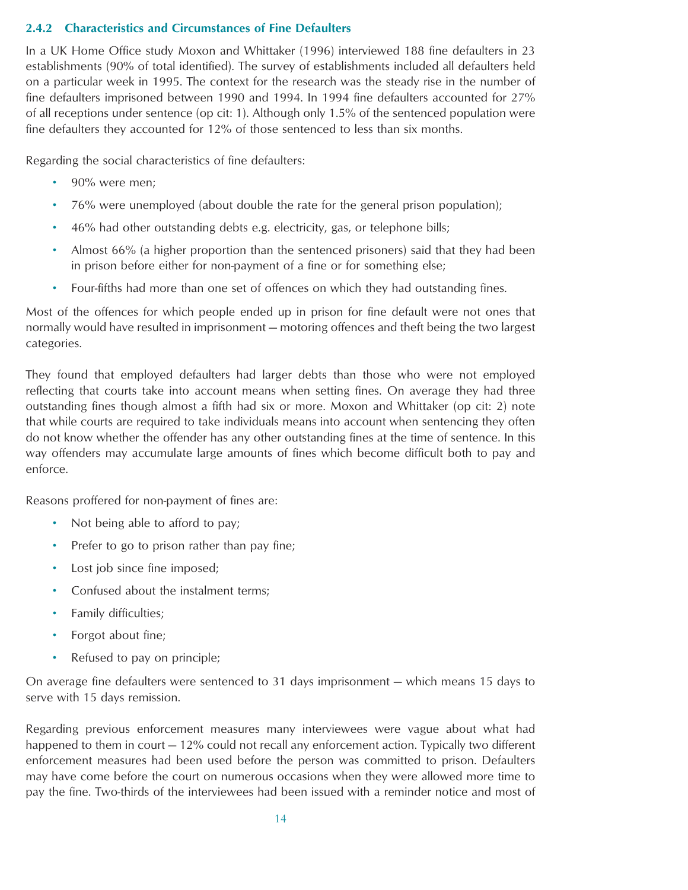### 2.4.2 Characteristics and Circumstances of Fine Defaulters

In a UK Home Office study Moxon and Whittaker (1996) interviewed 188 fine defaulters in 23 establishments (90% of total identified). The survey of establishments included all defaulters held on a particular week in 1995. The context for the research was the steady rise in the number of fine defaulters imprisoned between 1990 and 1994. In 1994 fine defaulters accounted for 27% of all receptions under sentence (op cit: 1). Although only 1.5% of the sentenced population were fine defaulters they accounted for 12% of those sentenced to less than six months.

Regarding the social characteristics of fine defaulters:

- 90% were men;
- 76% were unemployed (about double the rate for the general prison population);
- 46% had other outstanding debts e.g. electricity, gas, or telephone bills;
- Almost 66% (a higher proportion than the sentenced prisoners) said that they had been in prison before either for non-payment of a fine or for something else;
- Four-fifths had more than one set of offences on which they had outstanding fines.

Most of the offences for which people ended up in prison for fine default were not ones that normally would have resulted in imprisonment — motoring offences and theft being the two largest categories.

They found that employed defaulters had larger debts than those who were not employed reflecting that courts take into account means when setting fines. On average they had three outstanding fines though almost a fifth had six or more. Moxon and Whittaker (op cit: 2) note that while courts are required to take individuals means into account when sentencing they often do not know whether the offender has any other outstanding fines at the time of sentence. In this way offenders may accumulate large amounts of fines which become difficult both to pay and enforce.

Reasons proffered for non-payment of fines are:

- Not being able to afford to pay;
- Prefer to go to prison rather than pay fine;
- Lost job since fine imposed;
- Confused about the instalment terms;
- Family difficulties;
- Forgot about fine;
- Refused to pay on principle;

On average fine defaulters were sentenced to 31 days imprisonment — which means 15 days to serve with 15 days remission.

Regarding previous enforcement measures many interviewees were vague about what had happened to them in court — 12% could not recall any enforcement action. Typically two different enforcement measures had been used before the person was committed to prison. Defaulters may have come before the court on numerous occasions when they were allowed more time to pay the fine. Two-thirds of the interviewees had been issued with a reminder notice and most of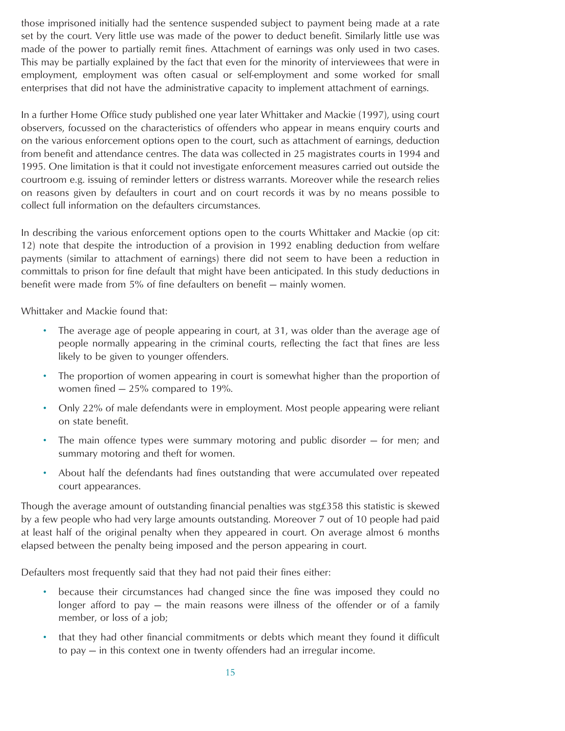those imprisoned initially had the sentence suspended subject to payment being made at a rate set by the court. Very little use was made of the power to deduct benefit. Similarly little use was made of the power to partially remit fines. Attachment of earnings was only used in two cases. This may be partially explained by the fact that even for the minority of interviewees that were in employment, employment was often casual or self-employment and some worked for small enterprises that did not have the administrative capacity to implement attachment of earnings.

In a further Home Office study published one year later Whittaker and Mackie (1997), using court observers, focussed on the characteristics of offenders who appear in means enquiry courts and on the various enforcement options open to the court, such as attachment of earnings, deduction from benefit and attendance centres. The data was collected in 25 magistrates courts in 1994 and 1995. One limitation is that it could not investigate enforcement measures carried out outside the courtroom e.g. issuing of reminder letters or distress warrants. Moreover while the research relies on reasons given by defaulters in court and on court records it was by no means possible to collect full information on the defaulters circumstances.

In describing the various enforcement options open to the courts Whittaker and Mackie (op cit: 12) note that despite the introduction of a provision in 1992 enabling deduction from welfare payments (similar to attachment of earnings) there did not seem to have been a reduction in committals to prison for fine default that might have been anticipated. In this study deductions in benefit were made from 5% of fine defaulters on benefit — mainly women.

Whittaker and Mackie found that:

- The average age of people appearing in court, at 31, was older than the average age of people normally appearing in the criminal courts, reflecting the fact that fines are less likely to be given to younger offenders.
- The proportion of women appearing in court is somewhat higher than the proportion of women fined — 25% compared to 19%.
- Only 22% of male defendants were in employment. Most people appearing were reliant on state benefit.
- The main offence types were summary motoring and public disorder — for men; and summary motoring and theft for women.
- About half the defendants had fines outstanding that were accumulated over repeated court appearances.

Though the average amount of outstanding financial penalties was stg£358 this statistic is skewed by a few people who had very large amounts outstanding. Moreover 7 out of 10 people had paid at least half of the original penalty when they appeared in court. On average almost 6 months elapsed between the penalty being imposed and the person appearing in court.

Defaulters most frequently said that they had not paid their fines either:

- because their circumstances had changed since the fine was imposed they could no longer afford to pay — the main reasons were illness of the offender or of a family member, or loss of a job;
- that they had other financial commitments or debts which meant they found it difficult to pay — in this context one in twenty offenders had an irregular income.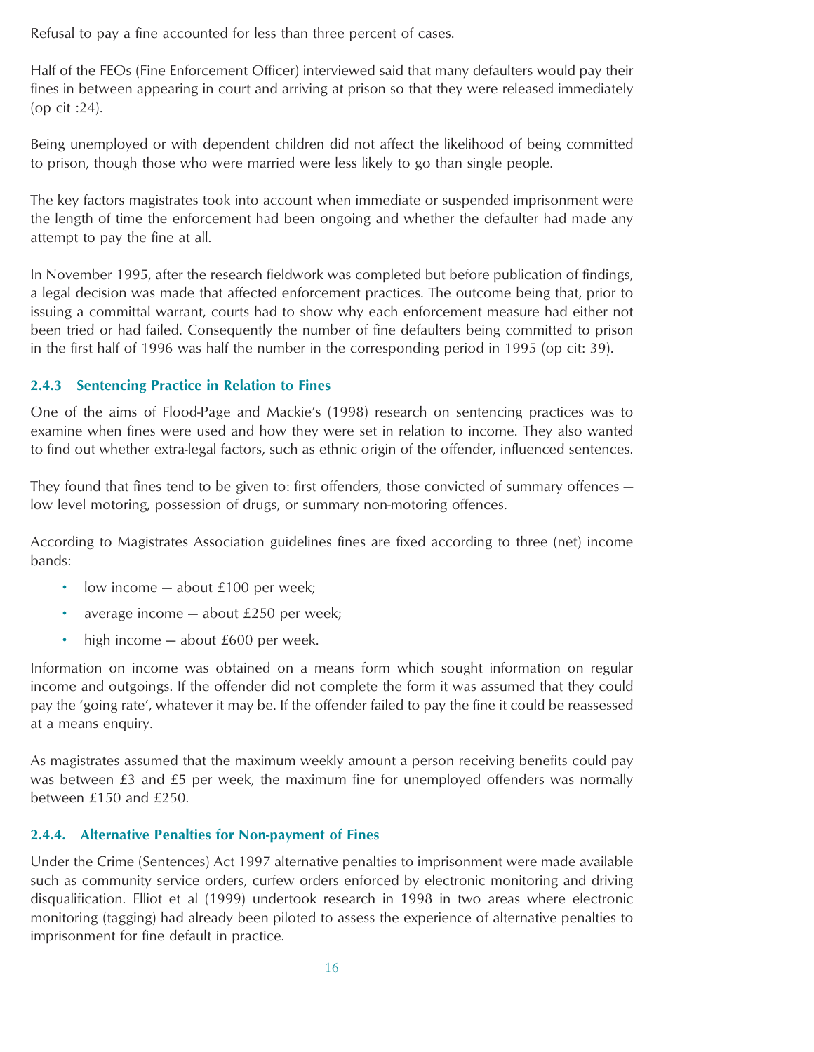Refusal to pay a fine accounted for less than three percent of cases.

Half of the FEOs (Fine Enforcement Officer) interviewed said that many defaulters would pay their fines in between appearing in court and arriving at prison so that they were released immediately (op cit :24).

Being unemployed or with dependent children did not affect the likelihood of being committed to prison, though those who were married were less likely to go than single people.

The key factors magistrates took into account when immediate or suspended imprisonment were the length of time the enforcement had been ongoing and whether the defaulter had made any attempt to pay the fine at all.

In November 1995, after the research fieldwork was completed but before publication of findings, a legal decision was made that affected enforcement practices. The outcome being that, prior to issuing a committal warrant, courts had to show why each enforcement measure had either not been tried or had failed. Consequently the number of fine defaulters being committed to prison in the first half of 1996 was half the number in the corresponding period in 1995 (op cit: 39).

### 2.4.3 Sentencing Practice in Relation to Fines

One of the aims of Flood-Page and Mackie's (1998) research on sentencing practices was to examine when fines were used and how they were set in relation to income. They also wanted to find out whether extra-legal factors, such as ethnic origin of the offender, influenced sentences.

They found that fines tend to be given to: first offenders, those convicted of summary offences – low level motoring, possession of drugs, or summary non-motoring offences.

According to Magistrates Association guidelines fines are fixed according to three (net) income bands:

- low income – about £100 per week;
- average income – about £250 per week;
- high income – about £600 per week.

Information on income was obtained on a means form which sought information on regular income and outgoings. If the offender did not complete the form it was assumed that they could pay the 'going rate', whatever it may be. If the offender failed to pay the fine it could be reassessed at a means enquiry.

As magistrates assumed that the maximum weekly amount a person receiving benefits could pay was between £3 and £5 per week, the maximum fine for unemployed offenders was normally between £150 and £250.

### 2.4.4. Alternative Penalties for Non-payment of Fines

Under the Crime (Sentences) Act 1997 alternative penalties to imprisonment were made available such as community service orders, curfew orders enforced by electronic monitoring and driving disqualification. Elliot et al (1999) undertook research in 1998 in two areas where electronic monitoring (tagging) had already been piloted to assess the experience of alternative penalties to imprisonment for fine default in practice.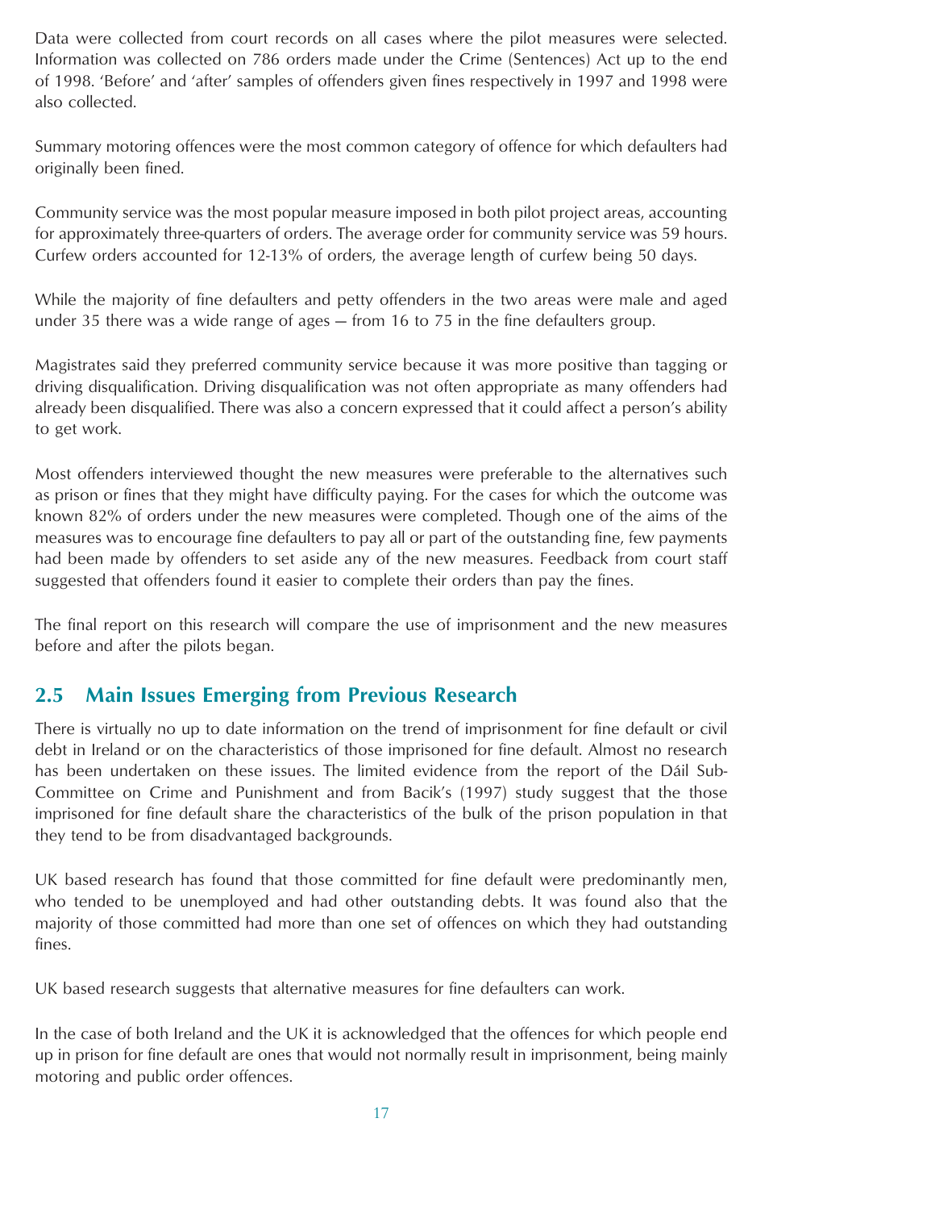Data were collected from court records on all cases where the pilot measures were selected. Information was collected on 786 orders made under the Crime (Sentences) Act up to the end of 1998. 'Before' and 'after' samples of offenders given fines respectively in 1997 and 1998 were also collected.

Summary motoring offences were the most common category of offence for which defaulters had originally been fined.

Community service was the most popular measure imposed in both pilot project areas, accounting for approximately three-quarters of orders. The average order for community service was 59 hours. Curfew orders accounted for 12-13% of orders, the average length of curfew being 50 days.

While the majority of fine defaulters and petty offenders in the two areas were male and aged under 35 there was a wide range of ages — from 16 to 75 in the fine defaulters group.

Magistrates said they preferred community service because it was more positive than tagging or driving disqualification. Driving disqualification was not often appropriate as many offenders had already been disqualified. There was also a concern expressed that it could affect a person's ability to get work.

Most offenders interviewed thought the new measures were preferable to the alternatives such as prison or fines that they might have difficulty paying. For the cases for which the outcome was known 82% of orders under the new measures were completed. Though one of the aims of the measures was to encourage fine defaulters to pay all or part of the outstanding fine, few payments had been made by offenders to set aside any of the new measures. Feedback from court staff suggested that offenders found it easier to complete their orders than pay the fines.

The final report on this research will compare the use of imprisonment and the new measures before and after the pilots began.

## 2.5 Main Issues Emerging from Previous Research

There is virtually no up to date information on the trend of imprisonment for fine default or civil debt in Ireland or on the characteristics of those imprisoned for fine default. Almost no research has been undertaken on these issues. The limited evidence from the report of the Dáil Sub-Committee on Crime and Punishment and from Bacik's (1997) study suggest that the those imprisoned for fine default share the characteristics of the bulk of the prison population in that they tend to be from disadvantaged backgrounds.

UK based research has found that those committed for fine default were predominantly men, who tended to be unemployed and had other outstanding debts. It was found also that the majority of those committed had more than one set of offences on which they had outstanding fines.

UK based research suggests that alternative measures for fine defaulters can work.

In the case of both Ireland and the UK it is acknowledged that the offences for which people end up in prison for fine default are ones that would not normally result in imprisonment, being mainly motoring and public order offences.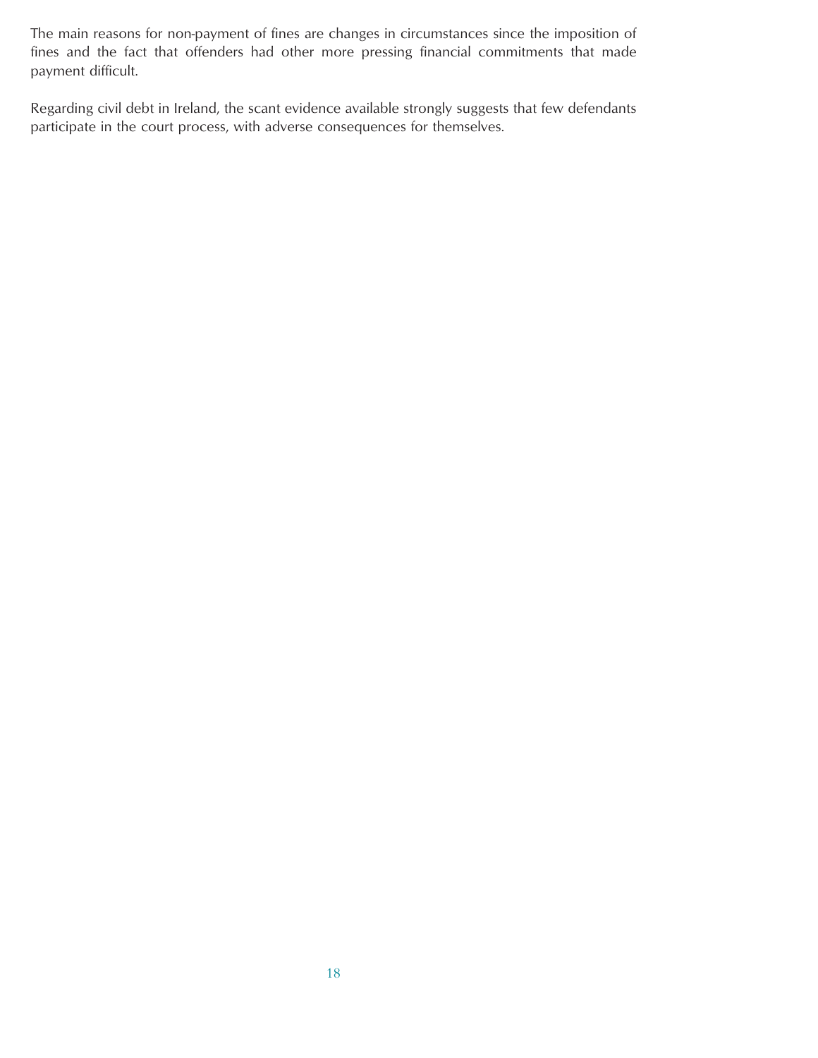The main reasons for non-payment of fines are changes in circumstances since the imposition of fines and the fact that offenders had other more pressing financial commitments that made payment difficult.

Regarding civil debt in Ireland, the scant evidence available strongly suggests that few defendants participate in the court process, with adverse consequences for themselves.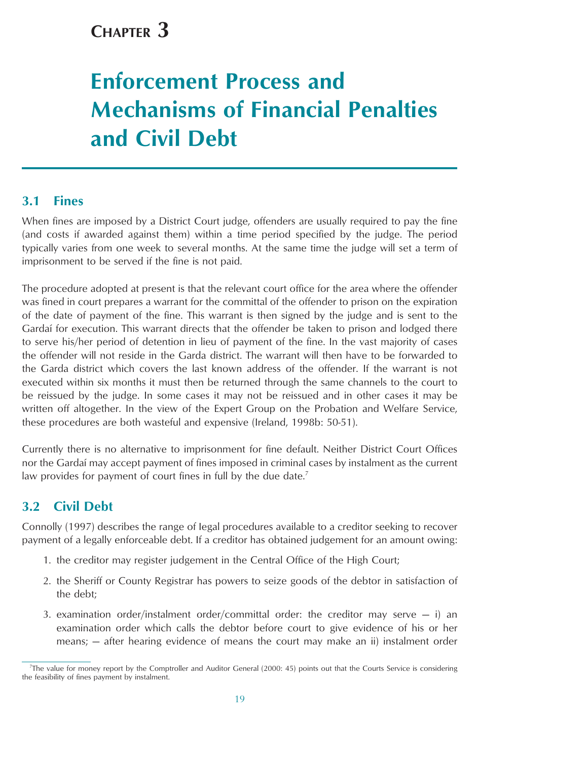# CHAPTER 3

# Enforcement Process and Mechanisms of Financial Penalties and Civil Debt

## 3.1 Fines

When fines are imposed by a District Court judge, offenders are usually required to pay the fine (and costs if awarded against them) within a time period specified by the judge. The period typically varies from one week to several months. At the same time the judge will set a term of imprisonment to be served if the fine is not paid.

The procedure adopted at present is that the relevant court office for the area where the offender was fined in court prepares a warrant for the committal of the offender to prison on the expiration of the date of payment of the fine. This warrant is then signed by the judge and is sent to the Gardaí for execution. This warrant directs that the offender be taken to prison and lodged there to serve his/her period of detention in lieu of payment of the fine. In the vast majority of cases the offender will not reside in the Garda district. The warrant will then have to be forwarded to the Garda district which covers the last known address of the offender. If the warrant is not executed within six months it must then be returned through the same channels to the court to be reissued by the judge. In some cases it may not be reissued and in other cases it may be written off altogether. In the view of the Expert Group on the Probation and Welfare Service, these procedures are both wasteful and expensive (Ireland, 1998b: 50-51).

Currently there is no alternative to imprisonment for fine default. Neither District Court Offices nor the Gardaí may accept payment of fines imposed in criminal cases by instalment as the current law provides for payment of court fines in full by the due date.[7]

## 3.2 Civil Debt

Connolly (1997) describes the range of legal procedures available to a creditor seeking to recover payment of a legally enforceable debt. If a creditor has obtained judgement for an amount owing:

1. the creditor may register judgement in the Central Office of the High Court;
2. the Sheriff or County Registrar has powers to seize goods of the debtor in satisfaction of the debt;
3. examination order/instalment order/committal order: the creditor may serve — i) an examination order which calls the debtor before court to give evidence of his or her means; — after hearing evidence of means the court may make an ii) instalment order

[7] The value for money report by the Comptroller and Auditor General (2000: 45) points out that the Courts Service is considering the feasibility of fines payment by instalment.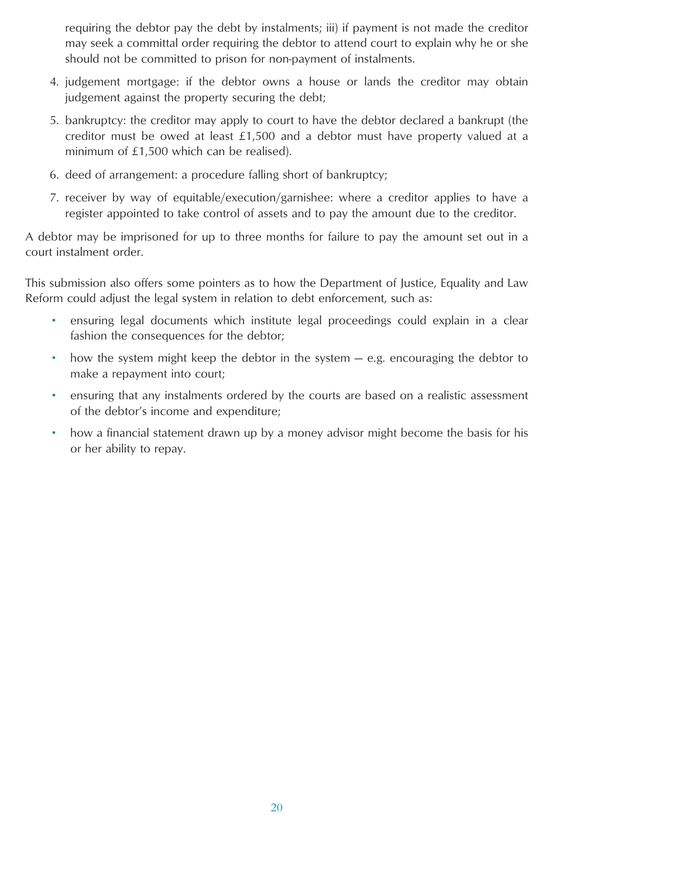requiring the debtor pay the debt by instalments; iii) if payment is not made the creditor may seek a committal order requiring the debtor to attend court to explain why he or she should not be committed to prison for non-payment of instalments.

4. judgement mortgage: if the debtor owns a house or lands the creditor may obtain judgement against the property securing the debt;
5. bankruptcy: the creditor may apply to court to have the debtor declared a bankrupt (the creditor must be owed at least £1,500 and a debtor must have property valued at a minimum of £1,500 which can be realised).
6. deed of arrangement: a procedure falling short of bankruptcy;
7. receiver by way of equitable/execution/garnishee: where a creditor applies to have a register appointed to take control of assets and to pay the amount due to the creditor.

A debtor may be imprisoned for up to three months for failure to pay the amount set out in a court instalment order.

This submission also offers some pointers as to how the Department of Justice, Equality and Law Reform could adjust the legal system in relation to debt enforcement, such as:

- ensuring legal documents which institute legal proceedings could explain in a clear fashion the consequences for the debtor;
- how the system might keep the debtor in the system — e.g. encouraging the debtor to make a repayment into court;
- ensuring that any instalments ordered by the courts are based on a realistic assessment of the debtor's income and expenditure;
- how a financial statement drawn up by a money advisor might become the basis for his or her ability to repay.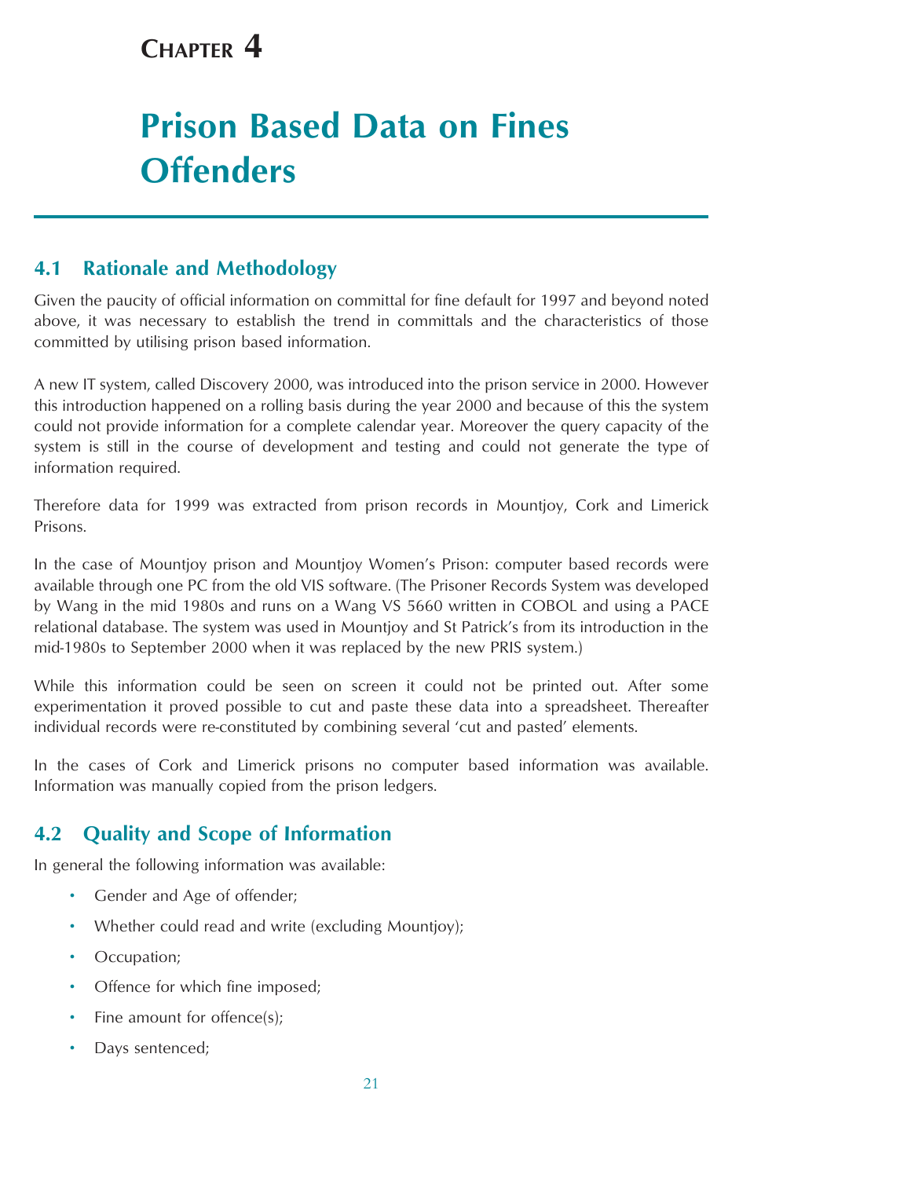# CHAPTER 4

# Prison Based Data on Fines Offenders

## 4.1 Rationale and Methodology

Given the paucity of official information on committal for fine default for 1997 and beyond noted above, it was necessary to establish the trend in committals and the characteristics of those committed by utilising prison based information.

A new IT system, called Discovery 2000, was introduced into the prison service in 2000. However this introduction happened on a rolling basis during the year 2000 and because of this the system could not provide information for a complete calendar year. Moreover the query capacity of the system is still in the course of development and testing and could not generate the type of information required.

Therefore data for 1999 was extracted from prison records in Mountjoy, Cork and Limerick Prisons.

In the case of Mountjoy prison and Mountjoy Women's Prison: computer based records were available through one PC from the old VIS software. (The Prisoner Records System was developed by Wang in the mid 1980s and runs on a Wang VS 5660 written in COBOL and using a PACE relational database. The system was used in Mountjoy and St Patrick's from its introduction in the mid-1980s to September 2000 when it was replaced by the new PRIS system.)

While this information could be seen on screen it could not be printed out. After some experimentation it proved possible to cut and paste these data into a spreadsheet. Thereafter individual records were re-constituted by combining several 'cut and pasted' elements.

In the cases of Cork and Limerick prisons no computer based information was available. Information was manually copied from the prison ledgers.

## 4.2 Quality and Scope of Information

In general the following information was available:

- Gender and Age of offender;
- Whether could read and write (excluding Mountjoy);
- Occupation;
- Offence for which fine imposed;
- Fine amount for offence(s);
- Days sentenced;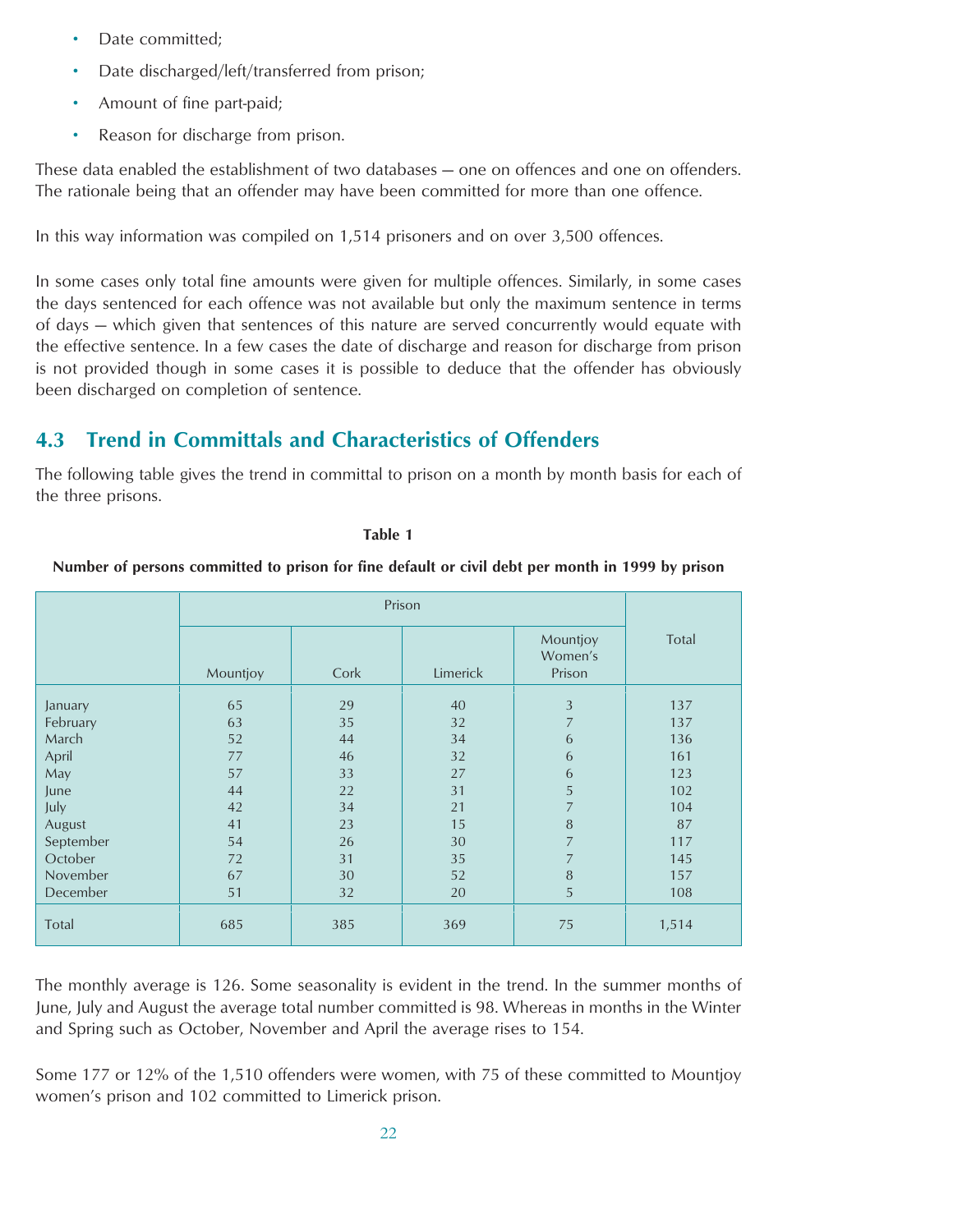- Date committed;
- Date discharged/left/transferred from prison;
- Amount of fine part-paid;
- Reason for discharge from prison.

These data enabled the establishment of two databases – one on offences and one on offenders. The rationale being that an offender may have been committed for more than one offence.

In this way information was compiled on 1,514 prisoners and on over 3,500 offences.

In some cases only total fine amounts were given for multiple offences. Similarly, in some cases the days sentenced for each offence was not available but only the maximum sentence in terms of days – which given that sentences of this nature are served concurrently would equate with the effective sentence. In a few cases the date of discharge and reason for discharge from prison is not provided though in some cases it is possible to deduce that the offender has obviously been discharged on completion of sentence.

## 4.3 Trend in Committals and Characteristics of Offenders

The following table gives the trend in committal to prison on a month by month basis for each of the three prisons.

**Table 1**

**Number of persons committed to prison for fine default or civil debt per month in 1999 by prison**

| | Prison | | | | Total |
|---|---|---|---|---|---|
| | Mountjoy | Cork | Limerick | Mountjoy Women's Prison | |
| January | 65 | 29 | 40 | 3 | 137 |
| February | 63 | 35 | 32 | 7 | 137 |
| March | 52 | 44 | 34 | 6 | 136 |
| April | 77 | 46 | 32 | 6 | 161 |
| May | 57 | 33 | 27 | 6 | 123 |
| June | 44 | 22 | 31 | 5 | 102 |
| July | 42 | 34 | 21 | 7 | 104 |
| August | 41 | 23 | 15 | 8 | 87 |
| September | 54 | 26 | 30 | 7 | 117 |
| October | 72 | 31 | 35 | 7 | 145 |
| November | 67 | 30 | 52 | 8 | 157 |
| December | 51 | 32 | 20 | 5 | 108 |
| Total | 685 | 385 | 369 | 75 | 1,514 |

The monthly average is 126. Some seasonality is evident in the trend. In the summer months of June, July and August the average total number committed is 98. Whereas in months in the Winter and Spring such as October, November and April the average rises to 154.

Some 177 or 12% of the 1,510 offenders were women, with 75 of these committed to Mountjoy women's prison and 102 committed to Limerick prison.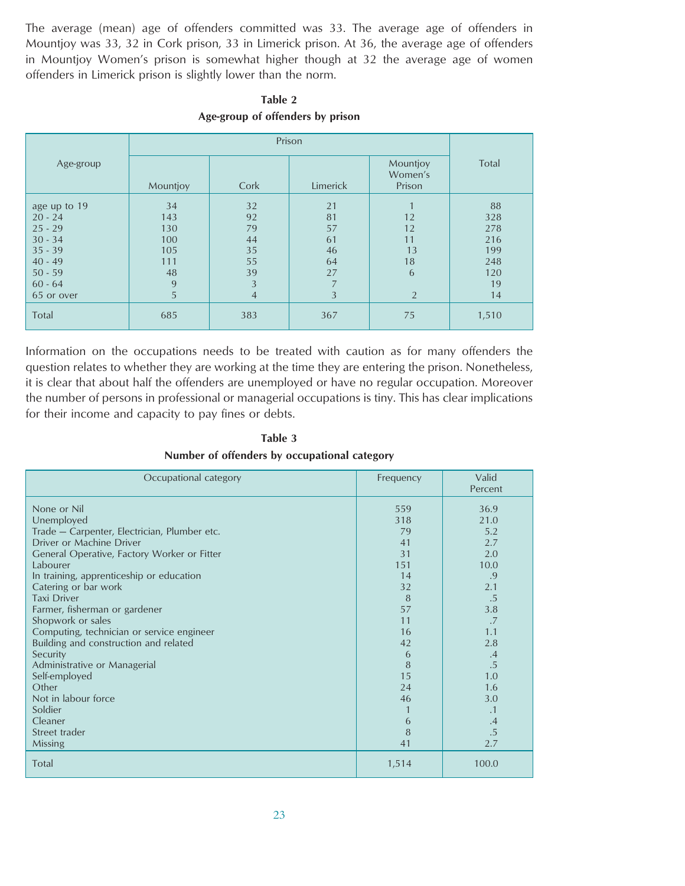The average (mean) age of offenders committed was 33. The average age of offenders in Mountjoy was 33, 32 in Cork prison, 33 in Limerick prison. At 36, the average age of offenders in Mountjoy Women's prison is somewhat higher though at 32 the average age of women offenders in Limerick prison is slightly lower than the norm.

**Table 2**

**Age-group of offenders by prison**

| Age-group | Prison | | | | Total |
|---|---|---|---|---|---|
| | Mountjoy | Cork | Limerick | Mountjoy Women's Prison | |
| age up to 19 | 34 | 32 | 21 | 1 | 88 |
| 20 - 24 | 143 | 92 | 81 | 12 | 328 |
| 25 - 29 | 130 | 79 | 57 | 12 | 278 |
| 30 - 34 | 100 | 44 | 61 | 11 | 216 |
| 35 - 39 | 105 | 35 | 46 | 13 | 199 |
| 40 - 49 | 111 | 55 | 64 | 18 | 248 |
| 50 - 59 | 48 | 39 | 27 | 6 | 120 |
| 60 - 64 | 9 | 3 | 7 | | 19 |
| 65 or over | 5 | 4 | 3 | 2 | 14 |
| Total | 685 | 383 | 367 | 75 | 1,510 |

Information on the occupations needs to be treated with caution as for many offenders the question relates to whether they are working at the time they are entering the prison. Nonetheless, it is clear that about half the offenders are unemployed or have no regular occupation. Moreover the number of persons in professional or managerial occupations is tiny. This has clear implications for their income and capacity to pay fines or debts.

**Table 3**

**Number of offenders by occupational category**

| Occupational category | Frequency | Valid Percent |
|---|---|---|
| None or Nil | 559 | 36.9 |
| Unemployed | 318 | 21.0 |
| Trade — Carpenter, Electrician, Plumber etc. | 79 | 5.2 |
| Driver or Machine Driver | 41 | 2.7 |
| General Operative, Factory Worker or Fitter | 31 | 2.0 |
| Labourer | 151 | 10.0 |
| In training, apprenticeship or education | 14 | .9 |
| Catering or bar work | 32 | 2.1 |
| Taxi Driver | 8 | .5 |
| Farmer, fisherman or gardener | 57 | 3.8 |
| Shopwork or sales | 11 | .7 |
| Computing, technician or service engineer | 16 | 1.1 |
| Building and construction and related | 42 | 2.8 |
| Security | 6 | .4 |
| Administrative or Managerial | 8 | .5 |
| Self-employed | 15 | 1.0 |
| Other | 24 | 1.6 |
| Not in labour force | 46 | 3.0 |
| Soldier | 1 | .1 |
| Cleaner | 6 | .4 |
| Street trader | 8 | .5 |
| Missing | 41 | 2.7 |
| Total | 1,514 | 100.0 |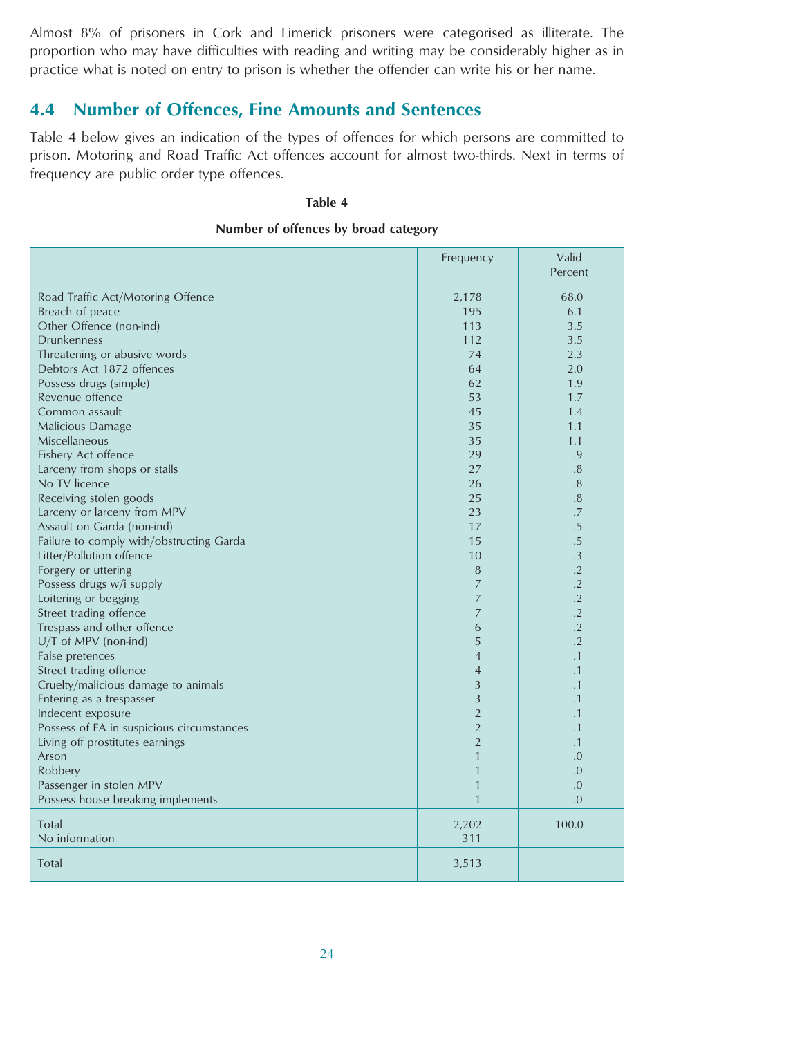Almost 8% of prisoners in Cork and Limerick prisoners were categorised as illiterate. The proportion who may have difficulties with reading and writing may be considerably higher as in practice what is noted on entry to prison is whether the offender can write his or her name.

## 4.4 Number of Offences, Fine Amounts and Sentences

Table 4 below gives an indication of the types of offences for which persons are committed to prison. Motoring and Road Traffic Act offences account for almost two-thirds. Next in terms of frequency are public order type offences.

**Table 4**

**Number of offences by broad category**

| | Frequency | Valid Percent |
|---|---|---|
| Road Traffic Act/Motoring Offence | 2,178 | 68.0 |
| Breach of peace | 195 | 6.1 |
| Other Offence (non-ind) | 113 | 3.5 |
| Drunkenness | 112 | 3.5 |
| Threatening or abusive words | 74 | 2.3 |
| Debtors Act 1872 offences | 64 | 2.0 |
| Possess drugs (simple) | 62 | 1.9 |
| Revenue offence | 53 | 1.7 |
| Common assault | 45 | 1.4 |
| Malicious Damage | 35 | 1.1 |
| Miscellaneous | 35 | 1.1 |
| Fishery Act offence | 29 | .9 |
| Larceny from shops or stalls | 27 | .8 |
| No TV licence | 26 | .8 |
| Receiving stolen goods | 25 | .8 |
| Larceny or larceny from MPV | 23 | .7 |
| Assault on Garda (non-ind) | 17 | .5 |
| Failure to comply with/obstructing Garda | 15 | .5 |
| Litter/Pollution offence | 10 | .3 |
| Forgery or uttering | 8 | .2 |
| Possess drugs w/i supply | 7 | .2 |
| Loitering or begging | 7 | .2 |
| Street trading offence | 7 | .2 |
| Trespass and other offence | 6 | .2 |
| U/T of MPV (non-ind) | 5 | .2 |
| False pretences | 4 | .1 |
| Street trading offence | 4 | .1 |
| Cruelty/malicious damage to animals | 3 | .1 |
| Entering as a trespasser | 3 | .1 |
| Indecent exposure | 2 | .1 |
| Possess of FA in suspicious circumstances | 2 | .1 |
| Living off prostitutes earnings | 2 | .1 |
| Arson | 1 | .0 |
| Robbery | 1 | .0 |
| Passenger in stolen MPV | 1 | .0 |
| Possess house breaking implements | 1 | .0 |
| Total | 2,202 | 100.0 |
| No information | 311 | |
| Total | 3,513 | |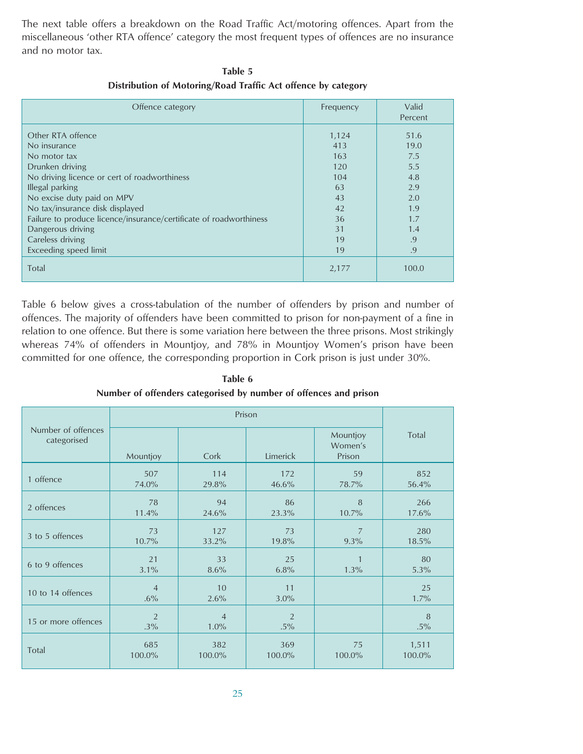The next table offers a breakdown on the Road Traffic Act/motoring offences. Apart from the miscellaneous 'other RTA offence' category the most frequent types of offences are no insurance and no motor tax.

**Table 5**
**Distribution of Motoring/Road Traffic Act offence by category**

| Offence category | Frequency | Valid Percent |
|---|---|---|
| Other RTA offence | 1,124 | 51.6 |
| No insurance | 413 | 19.0 |
| No motor tax | 163 | 7.5 |
| Drunken driving | 120 | 5.5 |
| No driving licence or cert of roadworthiness | 104 | 4.8 |
| Illegal parking | 63 | 2.9 |
| No excise duty paid on MPV | 43 | 2.0 |
| No tax/insurance disk displayed | 42 | 1.9 |
| Failure to produce licence/insurance/certificate of roadworthiness | 36 | 1.7 |
| Dangerous driving | 31 | 1.4 |
| Careless driving | 19 | .9 |
| Exceeding speed limit | 19 | .9 |
| Total | 2,177 | 100.0 |

Table 6 below gives a cross-tabulation of the number of offenders by prison and number of offences. The majority of offenders have been committed to prison for non-payment of a fine in relation to one offence. But there is some variation here between the three prisons. Most strikingly whereas 74% of offenders in Mountjoy, and 78% in Mountjoy Women's prison have been committed for one offence, the corresponding proportion in Cork prison is just under 30%.

**Table 6**
**Number of offenders categorised by number of offences and prison**

| Number of offences categorised | Prison | | | | Total |
|---|---|---|---|---|---|
| | Mountjoy | Cork | Limerick | Mountjoy Women's Prison | |
| 1 offence | 507<br>74.0% | 114<br>29.8% | 172<br>46.6% | 59<br>78.7% | 852<br>56.4% |
| 2 offences | 78<br>11.4% | 94<br>24.6% | 86<br>23.3% | 8<br>10.7% | 266<br>17.6% |
| 3 to 5 offences | 73<br>10.7% | 127<br>33.2% | 73<br>19.8% | 7<br>9.3% | 280<br>18.5% |
| 6 to 9 offences | 21<br>3.1% | 33<br>8.6% | 25<br>6.8% | 1<br>1.3% | 80<br>5.3% |
| 10 to 14 offences | 4<br>.6% | 10<br>2.6% | 11<br>3.0% | | 25<br>1.7% |
| 15 or more offences | 2<br>.3% | 4<br>1.0% | 2<br>.5% | | 8<br>.5% |
| Total | 685<br>100.0% | 382<br>100.0% | 369<br>100.0% | 75<br>100.0% | 1,511<br>100.0% |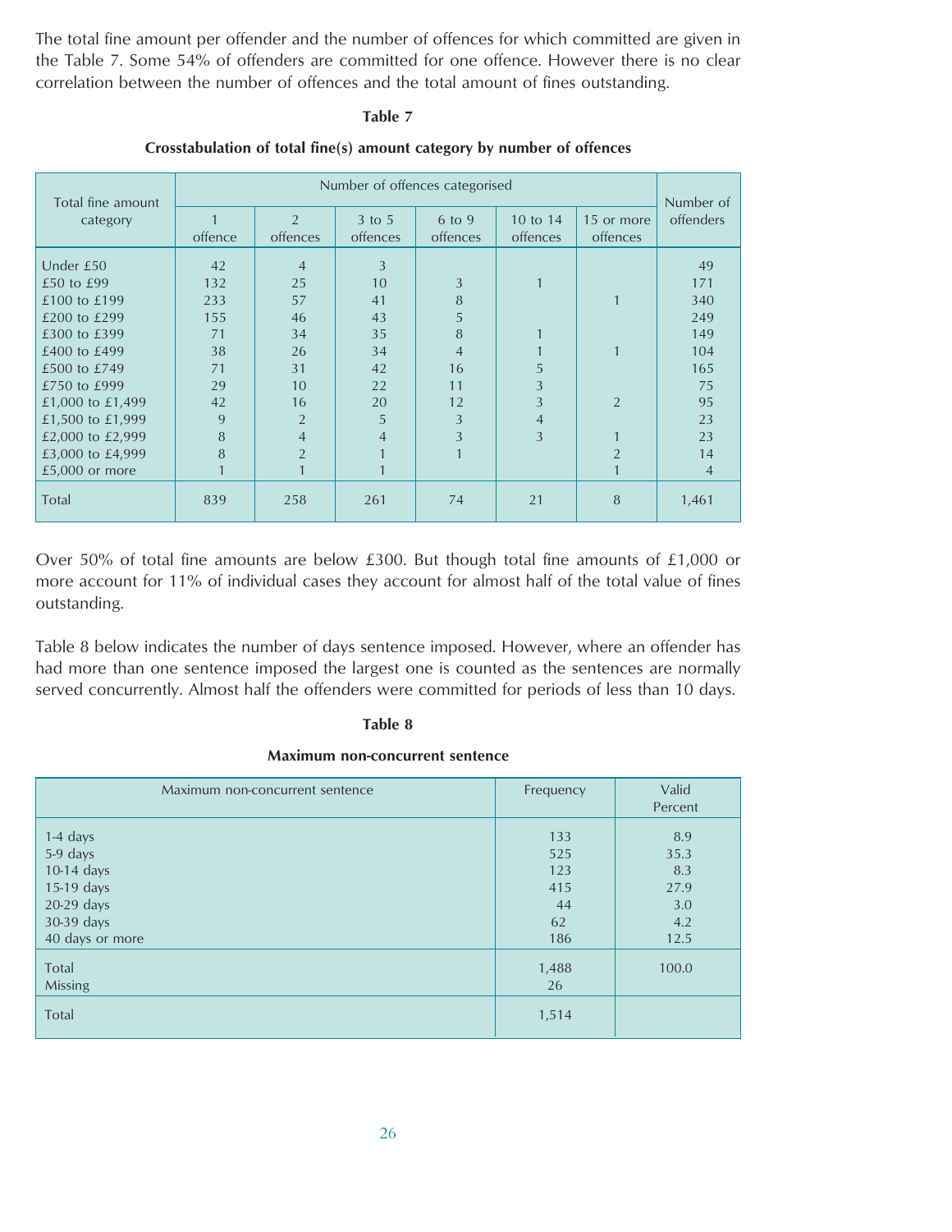The total fine amount per offender and the number of offences for which committed are given in the Table 7. Some 54% of offenders are committed for one offence. However there is no clear correlation between the number of offences and the total amount of fines outstanding.

**Table 7**

**Crosstabulation of total fine(s) amount category by number of offences**

| Total fine amount category | Number of offences categorised | | | | | | Number of offenders |
|---|---|---|---|---|---|---|---|
| | 1 offence | 2 offences | 3 to 5 offences | 6 to 9 offences | 10 to 14 offences | 15 or more offences | |
| Under £50 | 42 | 4 | 3 | | | | 49 |
| £50 to £99 | 132 | 25 | 10 | 3 | 1 | | 171 |
| £100 to £199 | 233 | 57 | 41 | 8 | | 1 | 340 |
| £200 to £299 | 155 | 46 | 43 | 5 | | | 249 |
| £300 to £399 | 71 | 34 | 35 | 8 | 1 | | 149 |
| £400 to £499 | 38 | 26 | 34 | 4 | 1 | 1 | 104 |
| £500 to £749 | 71 | 31 | 42 | 16 | 5 | | 165 |
| £750 to £999 | 29 | 10 | 22 | 11 | 3 | | 75 |
| £1,000 to £1,499 | 42 | 16 | 20 | 12 | 3 | 2 | 95 |
| £1,500 to £1,999 | 9 | 2 | 5 | 3 | 4 | | 23 |
| £2,000 to £2,999 | 8 | 4 | 4 | 3 | 3 | 1 | 23 |
| £3,000 to £4,999 | 8 | 2 | 1 | 1 | | 2 | 14 |
| £5,000 or more | 1 | 1 | 1 | | | 1 | 4 |
| Total | 839 | 258 | 261 | 74 | 21 | 8 | 1,461 |

Over 50% of total fine amounts are below £300. But though total fine amounts of £1,000 or more account for 11% of individual cases they account for almost half of the total value of fines outstanding.

Table 8 below indicates the number of days sentence imposed. However, where an offender has had more than one sentence imposed the largest one is counted as the sentences are normally served concurrently. Almost half the offenders were committed for periods of less than 10 days.

**Table 8**

**Maximum non-concurrent sentence**

| Maximum non-concurrent sentence | Frequency | Valid Percent |
|---|---|---|
| 1-4 days | 133 | 8.9 |
| 5-9 days | 525 | 35.3 |
| 10-14 days | 123 | 8.3 |
| 15-19 days | 415 | 27.9 |
| 20-29 days | 44 | 3.0 |
| 30-39 days | 62 | 4.2 |
| 40 days or more | 186 | 12.5 |
| Total | 1,488 | 100.0 |
| Missing | 26 | |
| Total | 1,514 | |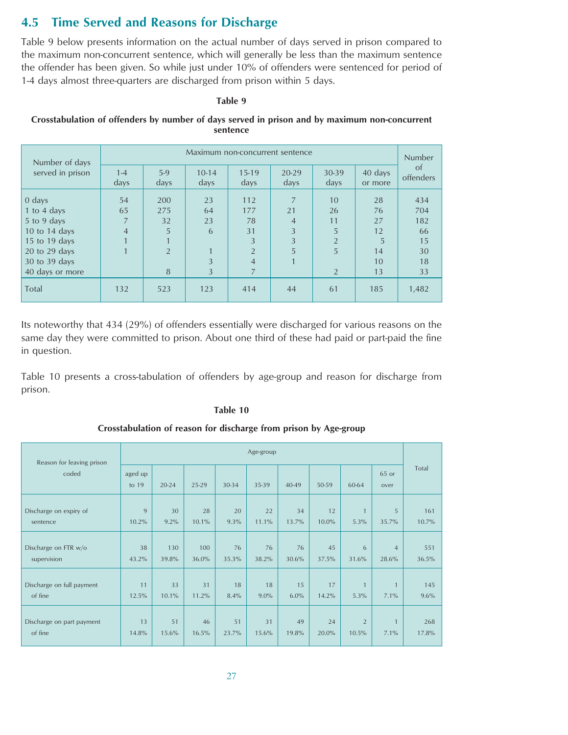## 4.5 Time Served and Reasons for Discharge

Table 9 below presents information on the actual number of days served in prison compared to the maximum non-concurrent sentence, which will generally be less than the maximum sentence the offender has been given. So while just under 10% of offenders were sentenced for period of 1-4 days almost three-quarters are discharged from prison within 5 days.

**Table 9**

**Crosstabulation of offenders by number of days served in prison and by maximum non-concurrent sentence**

| Number of days served in prison | Maximum non-concurrent sentence | | | | | | | Number of offenders |
|---|---|---|---|---|---|---|---|---|
| | 1-4 days | 5-9 days | 10-14 days | 15-19 days | 20-29 days | 30-39 days | 40 days or more | |
| 0 days | 54 | 200 | 23 | 112 | 7 | 10 | 28 | 434 |
| 1 to 4 days | 65 | 275 | 64 | 177 | 21 | 26 | 76 | 704 |
| 5 to 9 days | 7 | 32 | 23 | 78 | 4 | 11 | 27 | 182 |
| 10 to 14 days | 4 | 5 | 6 | 31 | 3 | 5 | 12 | 66 |
| 15 to 19 days | 1 | 1 | | 3 | 3 | 2 | 5 | 15 |
| 20 to 29 days | 1 | 2 | 1 | 2 | 5 | 5 | 14 | 30 |
| 30 to 39 days | | | 3 | 4 | 1 | | 10 | 18 |
| 40 days or more | | 8 | 3 | 7 | | 2 | 13 | 33 |
| Total | 132 | 523 | 123 | 414 | 44 | 61 | 185 | 1,482 |

Its noteworthy that 434 (29%) of offenders essentially were discharged for various reasons on the same day they were committed to prison. About one third of these had paid or part-paid the fine in question.

Table 10 presents a cross-tabulation of offenders by age-group and reason for discharge from prison.

**Table 10**

**Crosstabulation of reason for discharge from prison by Age-group**

| Reason for leaving prison coded | Age-group | | | | | | | | | Total |
|---|---|---|---|---|---|---|---|---|---|---|
| | aged up to 19 | 20-24 | 25-29 | 30-34 | 35-39 | 40-49 | 50-59 | 60-64 | 65 or over | |
| Discharge on expiry of sentence | 9<br>10.2% | 30<br>9.2% | 28<br>10.1% | 20<br>9.3% | 22<br>11.1% | 34<br>13.7% | 12<br>10.0% | 1<br>5.3% | 5<br>35.7% | 161<br>10.7% |
| Discharge on FTR w/o supervision | 38<br>43.2% | 130<br>39.8% | 100<br>36.0% | 76<br>35.3% | 76<br>38.2% | 76<br>30.6% | 45<br>37.5% | 6<br>31.6% | 4<br>28.6% | 551<br>36.5% |
| Discharge on full payment of fine | 11<br>12.5% | 33<br>10.1% | 31<br>11.2% | 18<br>8.4% | 18<br>9.0% | 15<br>6.0% | 17<br>14.2% | 1<br>5.3% | 1<br>7.1% | 145<br>9.6% |
| Discharge on part payment of fine | 13<br>14.8% | 51<br>15.6% | 46<br>16.5% | 51<br>23.7% | 31<br>15.6% | 49<br>19.8% | 24<br>20.0% | 2<br>10.5% | 1<br>7.1% | 268<br>17.8% |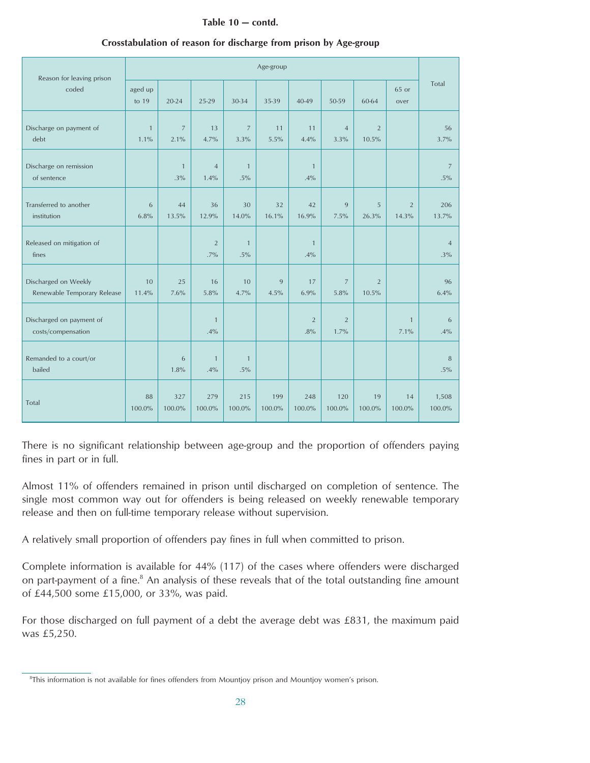**Table 10 — contd.**

**Crosstabulation of reason for discharge from prison by Age-group**

| Reason for leaving prison coded | Age-group | | | | | | | | | Total |
|---|---|---|---|---|---|---|---|---|---|---|
| | aged up to 19 | 20-24 | 25-29 | 30-34 | 35-39 | 40-49 | 50-59 | 60-64 | 65 or over | |
| Discharge on payment of debt | 1<br>1.1% | 7<br>2.1% | 13<br>4.7% | 7<br>3.3% | 11<br>5.5% | 11<br>4.4% | 4<br>3.3% | 2<br>10.5% | | 56<br>3.7% |
| Discharge on remission of sentence | | 1<br>.3% | 4<br>1.4% | 1<br>.5% | | 1<br>.4% | | | | 7<br>.5% |
| Transferred to another institution | 6<br>6.8% | 44<br>13.5% | 36<br>12.9% | 30<br>14.0% | 32<br>16.1% | 42<br>16.9% | 9<br>7.5% | 5<br>26.3% | 2<br>14.3% | 206<br>13.7% |
| Released on mitigation of fines | | | 2<br>.7% | 1<br>.5% | | 1<br>.4% | | | | 4<br>.3% |
| Discharged on Weekly Renewable Temporary Release | 10<br>11.4% | 25<br>7.6% | 16<br>5.8% | 10<br>4.7% | 9<br>4.5% | 17<br>6.9% | 7<br>5.8% | 2<br>10.5% | | 96<br>6.4% |
| Discharged on payment of costs/compensation | | | 1<br>.4% | | | 2<br>.8% | 2<br>1.7% | | 1<br>7.1% | 6<br>.4% |
| Remanded to a court/or bailed | | 6<br>1.8% | 1<br>.4% | 1<br>.5% | | | | | | 8<br>.5% |
| Total | 88<br>100.0% | 327<br>100.0% | 279<br>100.0% | 215<br>100.0% | 199<br>100.0% | 248<br>100.0% | 120<br>100.0% | 19<br>100.0% | 14<br>100.0% | 1,508<br>100.0% |

There is no significant relationship between age-group and the proportion of offenders paying fines in part or in full.

Almost 11% of offenders remained in prison until discharged on completion of sentence. The single most common way out for offenders is being released on weekly renewable temporary release and then on full-time temporary release without supervision.

A relatively small proportion of offenders pay fines in full when committed to prison.

Complete information is available for 44% (117) of the cases where offenders were discharged on part-payment of a fine.[8] An analysis of these reveals that of the total outstanding fine amount of £44,500 some £15,000, or 33%, was paid.

For those discharged on full payment of a debt the average debt was £831, the maximum paid was £5,250.

[8] This information is not available for fines offenders from Mountjoy prison and Mountjoy women's prison.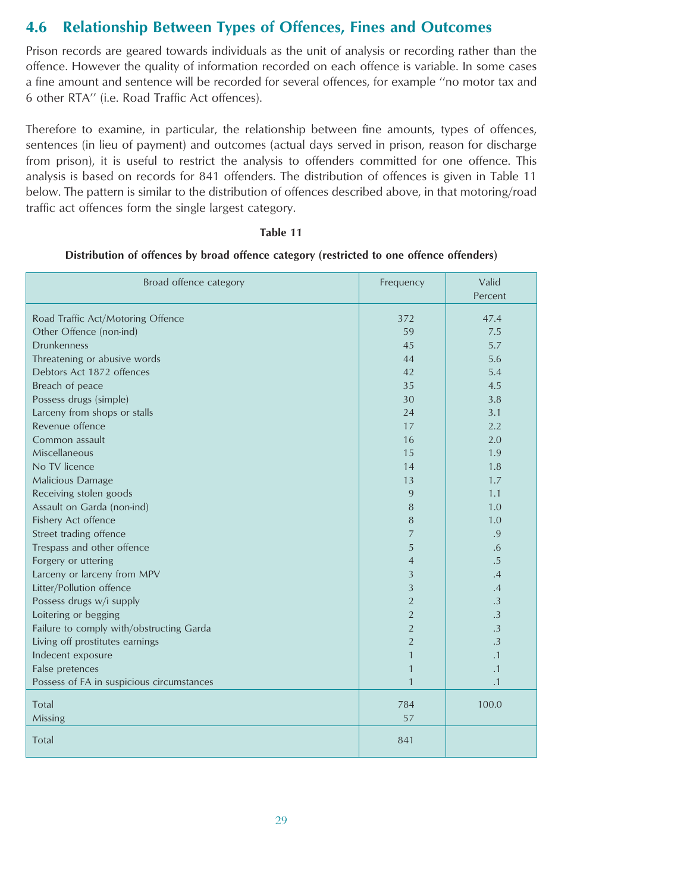## 4.6 Relationship Between Types of Offences, Fines and Outcomes

Prison records are geared towards individuals as the unit of analysis or recording rather than the offence. However the quality of information recorded on each offence is variable. In some cases a fine amount and sentence will be recorded for several offences, for example ''no motor tax and 6 other RTA'' (i.e. Road Traffic Act offences).

Therefore to examine, in particular, the relationship between fine amounts, types of offences, sentences (in lieu of payment) and outcomes (actual days served in prison, reason for discharge from prison), it is useful to restrict the analysis to offenders committed for one offence. This analysis is based on records for 841 offenders. The distribution of offences is given in Table 11 below. The pattern is similar to the distribution of offences described above, in that motoring/road traffic act offences form the single largest category.

**Table 11**

**Distribution of offences by broad offence category (restricted to one offence offenders)**

| Broad offence category | Frequency | Valid Percent |
|---|---|---|
| Road Traffic Act/Motoring Offence | 372 | 47.4 |
| Other Offence (non-ind) | 59 | 7.5 |
| Drunkenness | 45 | 5.7 |
| Threatening or abusive words | 44 | 5.6 |
| Debtors Act 1872 offences | 42 | 5.4 |
| Breach of peace | 35 | 4.5 |
| Possess drugs (simple) | 30 | 3.8 |
| Larceny from shops or stalls | 24 | 3.1 |
| Revenue offence | 17 | 2.2 |
| Common assault | 16 | 2.0 |
| Miscellaneous | 15 | 1.9 |
| No TV licence | 14 | 1.8 |
| Malicious Damage | 13 | 1.7 |
| Receiving stolen goods | 9 | 1.1 |
| Assault on Garda (non-ind) | 8 | 1.0 |
| Fishery Act offence | 8 | 1.0 |
| Street trading offence | 7 | .9 |
| Trespass and other offence | 5 | .6 |
| Forgery or uttering | 4 | .5 |
| Larceny or larceny from MPV | 3 | .4 |
| Litter/Pollution offence | 3 | .4 |
| Possess drugs w/i supply | 2 | .3 |
| Loitering or begging | 2 | .3 |
| Failure to comply with/obstructing Garda | 2 | .3 |
| Living off prostitutes earnings | 2 | .3 |
| Indecent exposure | 1 | .1 |
| False pretences | 1 | .1 |
| Possess of FA in suspicious circumstances | 1 | .1 |
| Total | 784 | 100.0 |
| Missing | 57 | |
| Total | 841 | |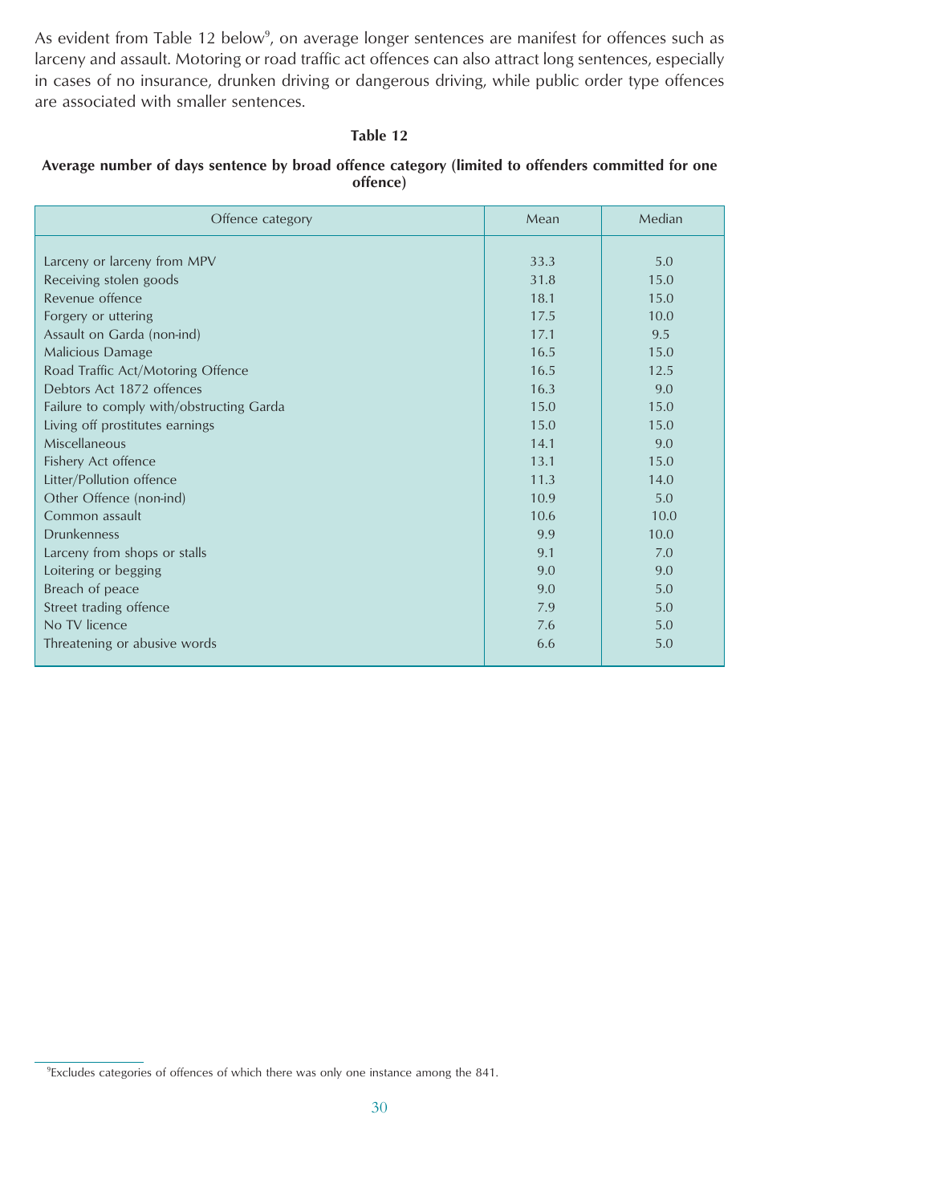As evident from Table 12 below[9], on average longer sentences are manifest for offences such as larceny and assault. Motoring or road traffic act offences can also attract long sentences, especially in cases of no insurance, drunken driving or dangerous driving, while public order type offences are associated with smaller sentences.

**Table 12**

**Average number of days sentence by broad offence category (limited to offenders committed for one offence)**

| Offence category | Mean | Median |
|---|---|---|
| Larceny or larceny from MPV | 33.3 | 5.0 |
| Receiving stolen goods | 31.8 | 15.0 |
| Revenue offence | 18.1 | 15.0 |
| Forgery or uttering | 17.5 | 10.0 |
| Assault on Garda (non-ind) | 17.1 | 9.5 |
| Malicious Damage | 16.5 | 15.0 |
| Road Traffic Act/Motoring Offence | 16.5 | 12.5 |
| Debtors Act 1872 offences | 16.3 | 9.0 |
| Failure to comply with/obstructing Garda | 15.0 | 15.0 |
| Living off prostitutes earnings | 15.0 | 15.0 |
| Miscellaneous | 14.1 | 9.0 |
| Fishery Act offence | 13.1 | 15.0 |
| Litter/Pollution offence | 11.3 | 14.0 |
| Other Offence (non-ind) | 10.9 | 5.0 |
| Common assault | 10.6 | 10.0 |
| Drunkenness | 9.9 | 10.0 |
| Larceny from shops or stalls | 9.1 | 7.0 |
| Loitering or begging | 9.0 | 9.0 |
| Breach of peace | 9.0 | 5.0 |
| Street trading offence | 7.9 | 5.0 |
| No TV licence | 7.6 | 5.0 |
| Threatening or abusive words | 6.6 | 5.0 |

[9] Excludes categories of offences of which there was only one instance among the 841.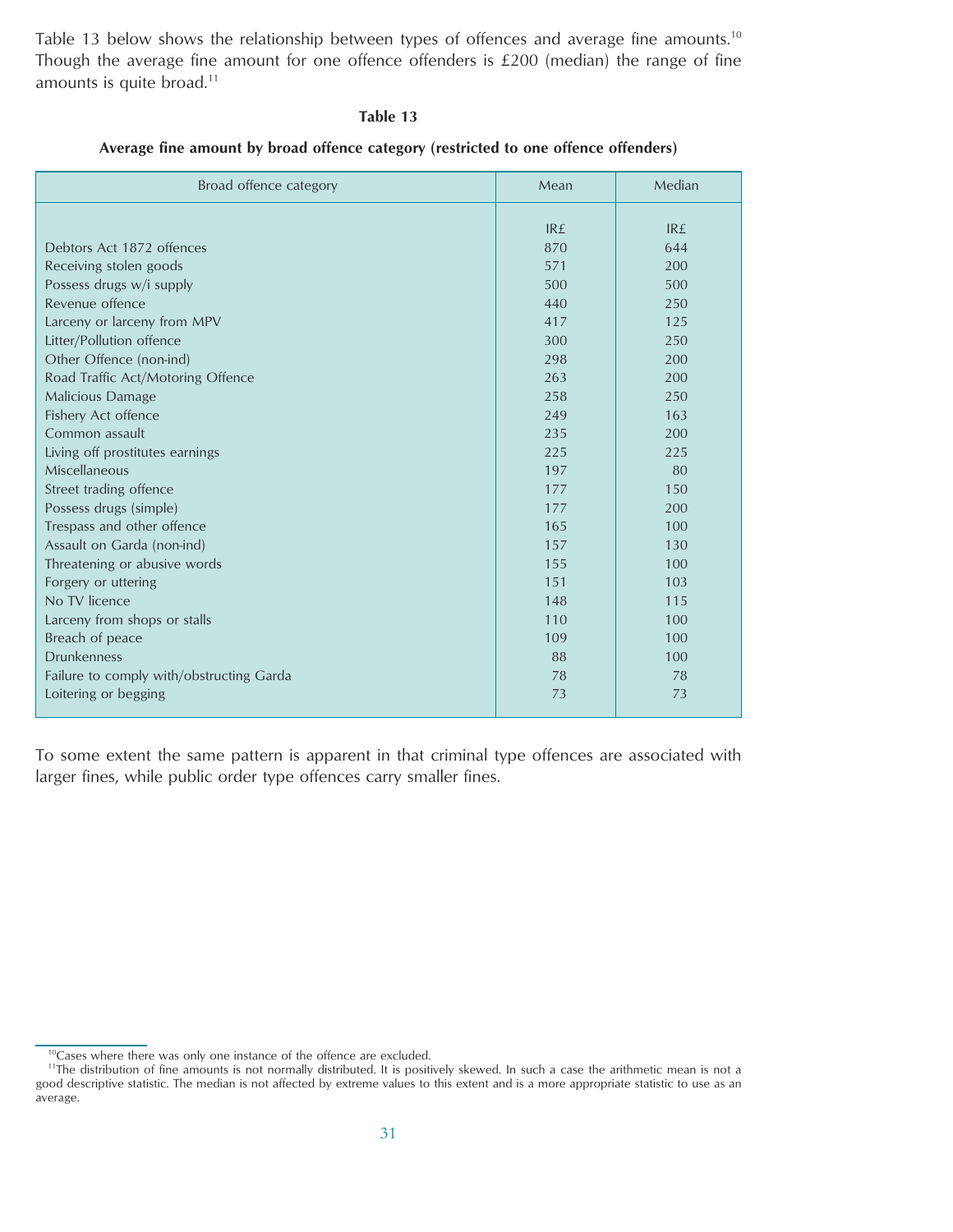Table 13 below shows the relationship between types of offences and average fine amounts.[10] Though the average fine amount for one offence offenders is £200 (median) the range of fine amounts is quite broad.[11]

**Table 13**

**Average fine amount by broad offence category (restricted to one offence offenders)**

| Broad offence category | Mean | Median |
|---|---|---|
| | IR£ | IR£ |
| Debtors Act 1872 offences | 870 | 644 |
| Receiving stolen goods | 571 | 200 |
| Possess drugs w/i supply | 500 | 500 |
| Revenue offence | 440 | 250 |
| Larceny or larceny from MPV | 417 | 125 |
| Litter/Pollution offence | 300 | 250 |
| Other Offence (non-ind) | 298 | 200 |
| Road Traffic Act/Motoring Offence | 263 | 200 |
| Malicious Damage | 258 | 250 |
| Fishery Act offence | 249 | 163 |
| Common assault | 235 | 200 |
| Living off prostitutes earnings | 225 | 225 |
| Miscellaneous | 197 | 80 |
| Street trading offence | 177 | 150 |
| Possess drugs (simple) | 177 | 200 |
| Trespass and other offence | 165 | 100 |
| Assault on Garda (non-ind) | 157 | 130 |
| Threatening or abusive words | 155 | 100 |
| Forgery or uttering | 151 | 103 |
| No TV licence | 148 | 115 |
| Larceny from shops or stalls | 110 | 100 |
| Breach of peace | 109 | 100 |
| Drunkenness | 88 | 100 |
| Failure to comply with/obstructing Garda | 78 | 78 |
| Loitering or begging | 73 | 73 |

To some extent the same pattern is apparent in that criminal type offences are associated with larger fines, while public order type offences carry smaller fines.

[10] Cases where there was only one instance of the offence are excluded.

[11] The distribution of fine amounts is not normally distributed. It is positively skewed. In such a case the arithmetic mean is not a good descriptive statistic. The median is not affected by extreme values to this extent and is a more appropriate statistic to use as an average.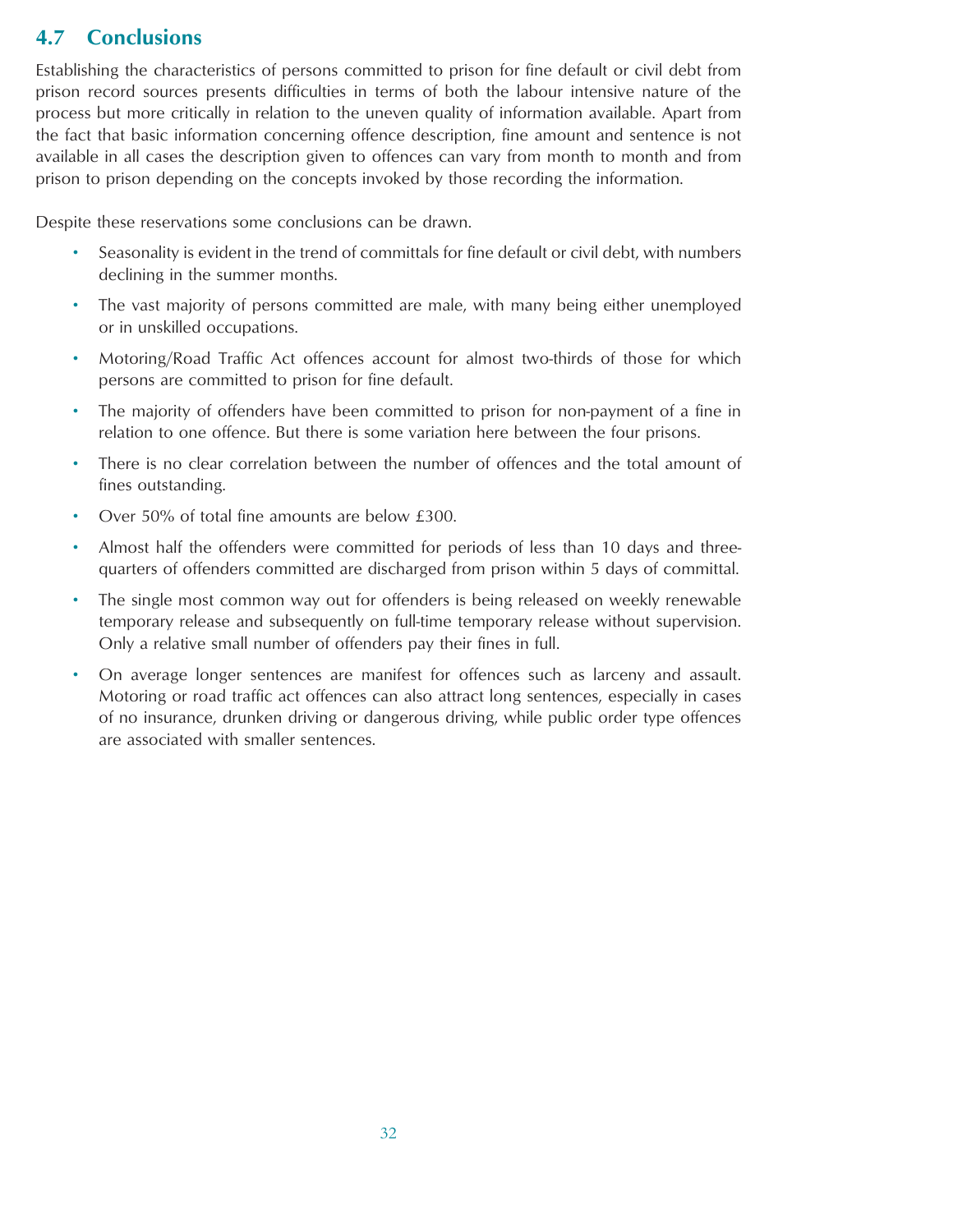## 4.7 Conclusions

Establishing the characteristics of persons committed to prison for fine default or civil debt from prison record sources presents difficulties in terms of both the labour intensive nature of the process but more critically in relation to the uneven quality of information available. Apart from the fact that basic information concerning offence description, fine amount and sentence is not available in all cases the description given to offences can vary from month to month and from prison to prison depending on the concepts invoked by those recording the information.

Despite these reservations some conclusions can be drawn.

- Seasonality is evident in the trend of committals for fine default or civil debt, with numbers declining in the summer months.
- The vast majority of persons committed are male, with many being either unemployed or in unskilled occupations.
- Motoring/Road Traffic Act offences account for almost two-thirds of those for which persons are committed to prison for fine default.
- The majority of offenders have been committed to prison for non-payment of a fine in relation to one offence. But there is some variation here between the four prisons.
- There is no clear correlation between the number of offences and the total amount of fines outstanding.
- Over 50% of total fine amounts are below £300.
- Almost half the offenders were committed for periods of less than 10 days and three-quarters of offenders committed are discharged from prison within 5 days of committal.
- The single most common way out for offenders is being released on weekly renewable temporary release and subsequently on full-time temporary release without supervision. Only a relative small number of offenders pay their fines in full.
- On average longer sentences are manifest for offences such as larceny and assault. Motoring or road traffic act offences can also attract long sentences, especially in cases of no insurance, drunken driving or dangerous driving, while public order type offences are associated with smaller sentences.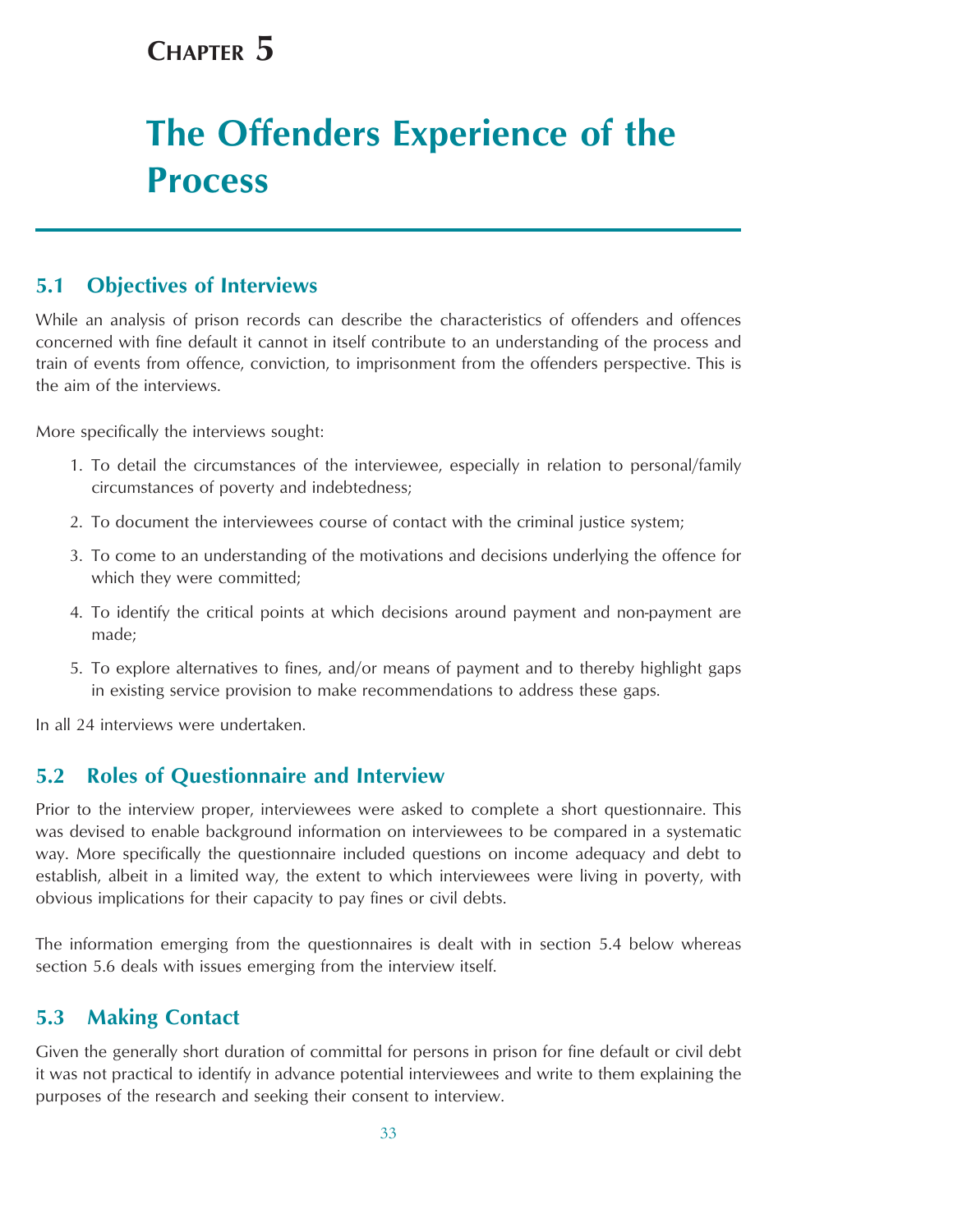# Chapter 5

# The Offenders Experience of the Process

## 5.1 Objectives of Interviews

While an analysis of prison records can describe the characteristics of offenders and offences concerned with fine default it cannot in itself contribute to an understanding of the process and train of events from offence, conviction, to imprisonment from the offenders perspective. This is the aim of the interviews.

More specifically the interviews sought:

1. To detail the circumstances of the interviewee, especially in relation to personal/family circumstances of poverty and indebtedness;
2. To document the interviewees course of contact with the criminal justice system;
3. To come to an understanding of the motivations and decisions underlying the offence for which they were committed;
4. To identify the critical points at which decisions around payment and non-payment are made;
5. To explore alternatives to fines, and/or means of payment and to thereby highlight gaps in existing service provision to make recommendations to address these gaps.

In all 24 interviews were undertaken.

## 5.2 Roles of Questionnaire and Interview

Prior to the interview proper, interviewees were asked to complete a short questionnaire. This was devised to enable background information on interviewees to be compared in a systematic way. More specifically the questionnaire included questions on income adequacy and debt to establish, albeit in a limited way, the extent to which interviewees were living in poverty, with obvious implications for their capacity to pay fines or civil debts.

The information emerging from the questionnaires is dealt with in section 5.4 below whereas section 5.6 deals with issues emerging from the interview itself.

## 5.3 Making Contact

Given the generally short duration of committal for persons in prison for fine default or civil debt it was not practical to identify in advance potential interviewees and write to them explaining the purposes of the research and seeking their consent to interview.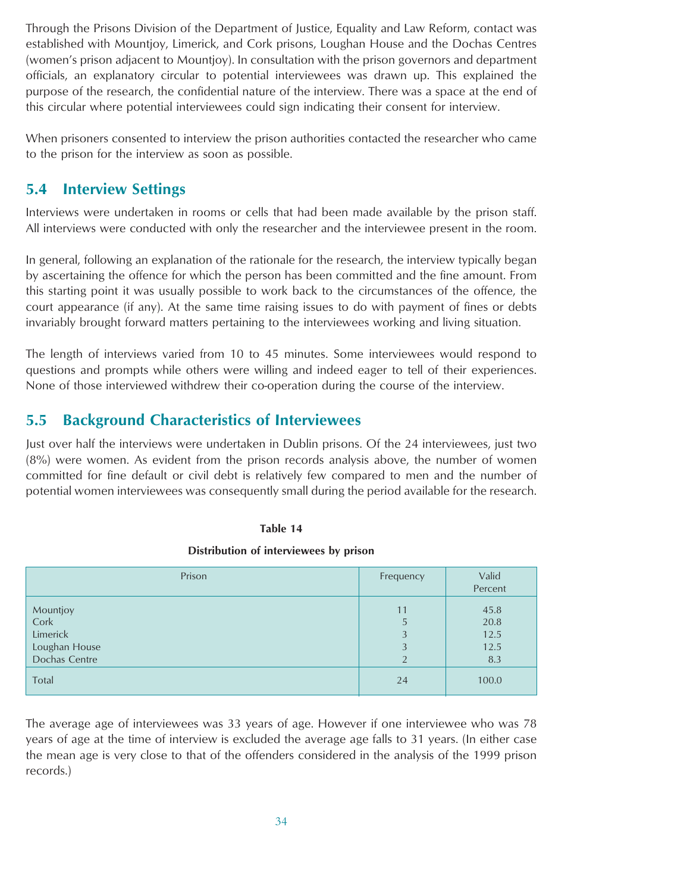Through the Prisons Division of the Department of Justice, Equality and Law Reform, contact was established with Mountjoy, Limerick, and Cork prisons, Loughan House and the Dochas Centres (women's prison adjacent to Mountjoy). In consultation with the prison governors and department officials, an explanatory circular to potential interviewees was drawn up. This explained the purpose of the research, the confidential nature of the interview. There was a space at the end of this circular where potential interviewees could sign indicating their consent for interview.

When prisoners consented to interview the prison authorities contacted the researcher who came to the prison for the interview as soon as possible.

## 5.4 Interview Settings

Interviews were undertaken in rooms or cells that had been made available by the prison staff. All interviews were conducted with only the researcher and the interviewee present in the room.

In general, following an explanation of the rationale for the research, the interview typically began by ascertaining the offence for which the person has been committed and the fine amount. From this starting point it was usually possible to work back to the circumstances of the offence, the court appearance (if any). At the same time raising issues to do with payment of fines or debts invariably brought forward matters pertaining to the interviewees working and living situation.

The length of interviews varied from 10 to 45 minutes. Some interviewees would respond to questions and prompts while others were willing and indeed eager to tell of their experiences. None of those interviewed withdrew their co-operation during the course of the interview.

## 5.5 Background Characteristics of Interviewees

Just over half the interviews were undertaken in Dublin prisons. Of the 24 interviewees, just two (8%) were women. As evident from the prison records analysis above, the number of women committed for fine default or civil debt is relatively few compared to men and the number of potential women interviewees was consequently small during the period available for the research.

**Table 14**

**Distribution of interviewees by prison**

| Prison | Frequency | Valid Percent |
|---|---|---|
| Mountjoy | 11 | 45.8 |
| Cork | 5 | 20.8 |
| Limerick | 3 | 12.5 |
| Loughan House | 3 | 12.5 |
| Dochas Centre | 2 | 8.3 |
| Total | 24 | 100.0 |

The average age of interviewees was 33 years of age. However if one interviewee who was 78 years of age at the time of interview is excluded the average age falls to 31 years. (In either case the mean age is very close to that of the offenders considered in the analysis of the 1999 prison records.)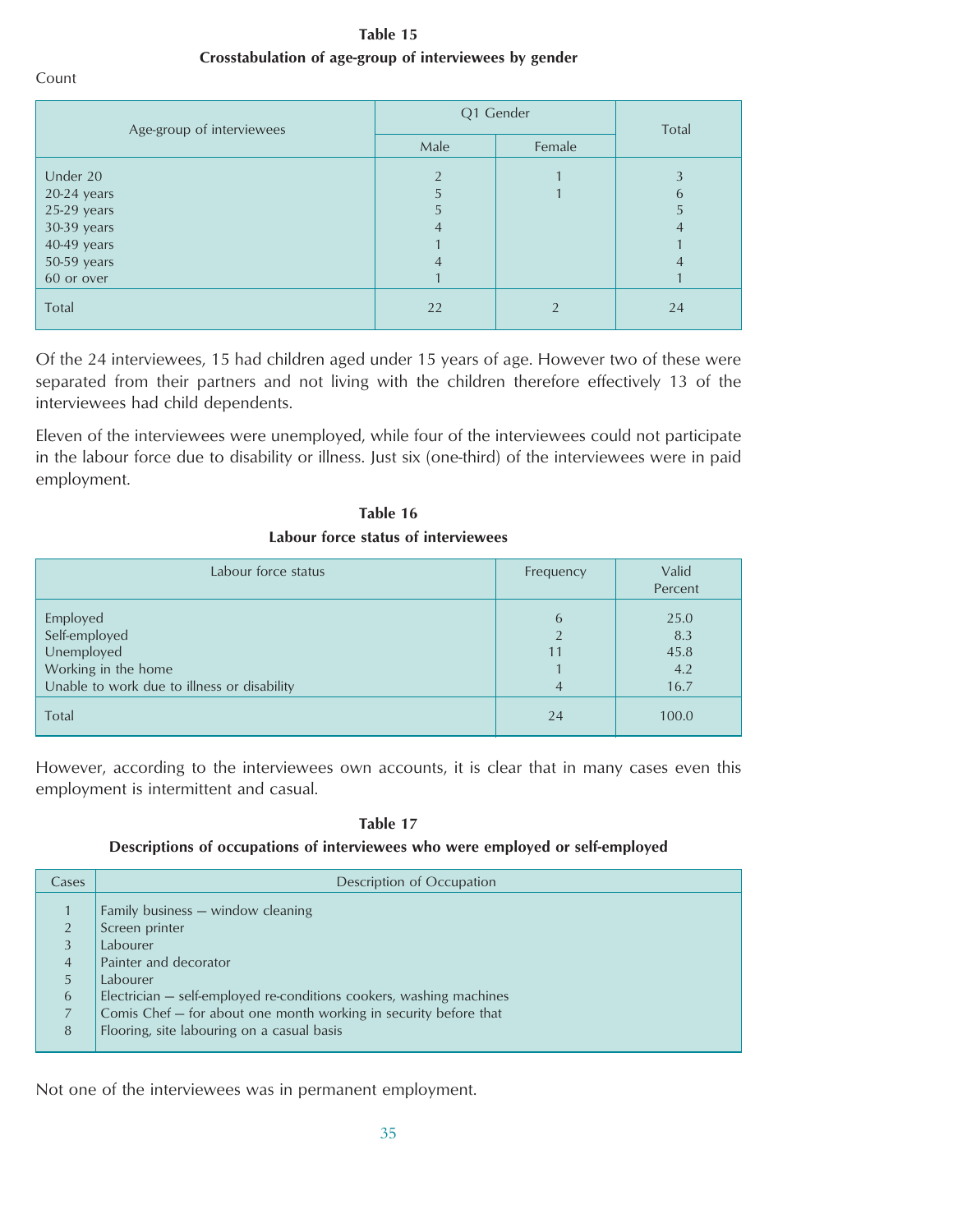**Table 15**

**Crosstabulation of age-group of interviewees by gender**

Count

| Age-group of interviewees | Q1 Gender | | Total |
|---|---|---|---|
| | Male | Female | |
| Under 20 | 2 | 1 | 3 |
| 20-24 years | 5 | 1 | 6 |
| 25-29 years | 5 | | 5 |
| 30-39 years | 4 | | 4 |
| 40-49 years | 1 | | 1 |
| 50-59 years | 4 | | 4 |
| 60 or over | 1 | | 1 |
| Total | 22 | 2 | 24 |

Of the 24 interviewees, 15 had children aged under 15 years of age. However two of these were separated from their partners and not living with the children therefore effectively 13 of the interviewees had child dependents.

Eleven of the interviewees were unemployed, while four of the interviewees could not participate in the labour force due to disability or illness. Just six (one-third) of the interviewees were in paid employment.

**Table 16**

**Labour force status of interviewees**

| Labour force status | Frequency | Valid Percent |
|---|---|---|
| Employed | 6 | 25.0 |
| Self-employed | 2 | 8.3 |
| Unemployed | 11 | 45.8 |
| Working in the home | 1 | 4.2 |
| Unable to work due to illness or disability | 4 | 16.7 |
| Total | 24 | 100.0 |

However, according to the interviewees own accounts, it is clear that in many cases even this employment is intermittent and casual.

**Table 17**

**Descriptions of occupations of interviewees who were employed or self-employed**

| Cases | Description of Occupation |
|---|---|
| 1 | Family business — window cleaning |
| 2 | Screen printer |
| 3 | Labourer |
| 4 | Painter and decorator |
| 5 | Labourer |
| 6 | Electrician — self-employed re-conditions cookers, washing machines |
| 7 | Comis Chef — for about one month working in security before that |
| 8 | Flooring, site labouring on a casual basis |

Not one of the interviewees was in permanent employment.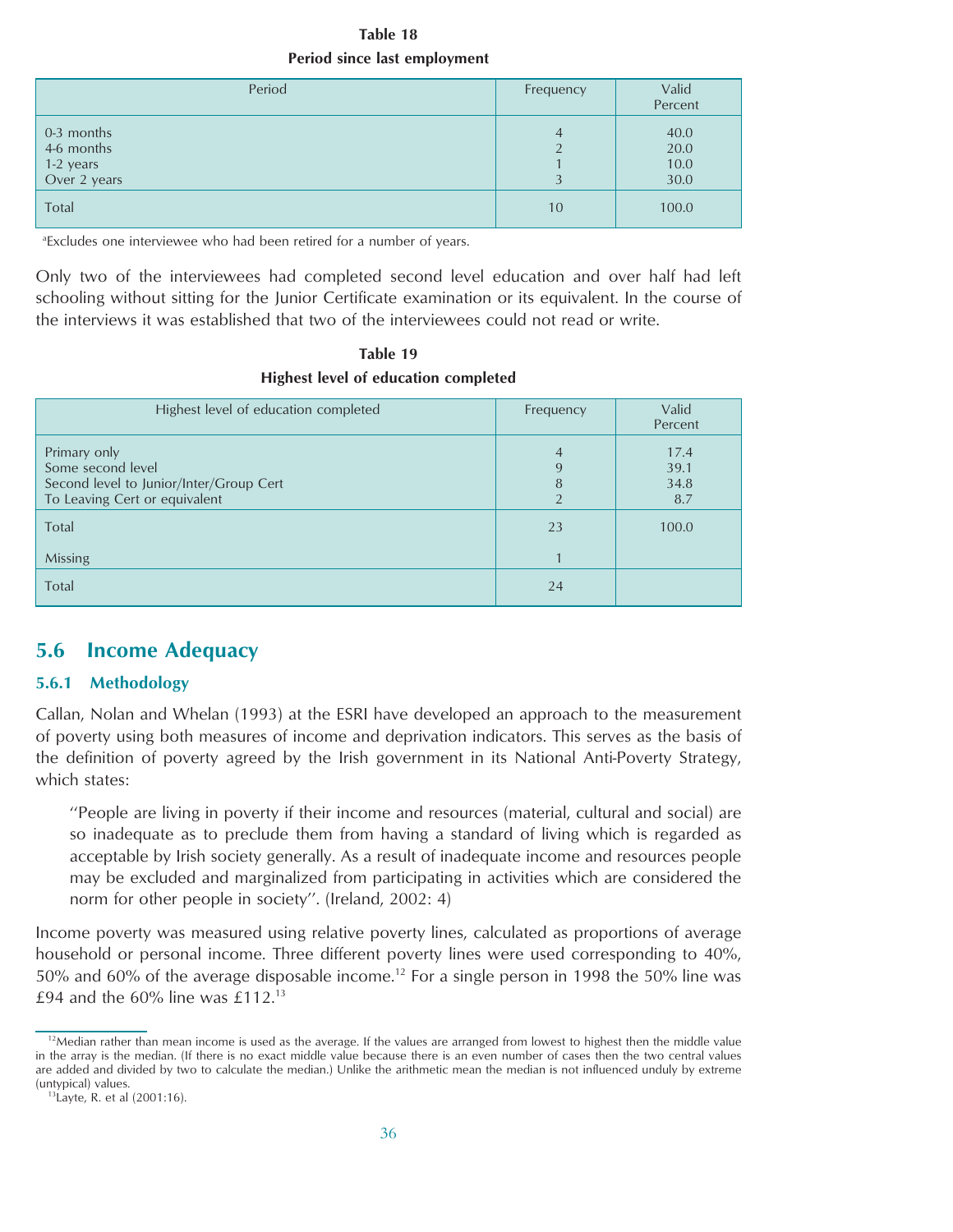**Table 18**

**Period since last employment**

| Period | Frequency | Valid Percent |
|---|---|---|
| 0-3 months | 4 | 40.0 |
| 4-6 months | 2 | 20.0 |
| 1-2 years | 1 | 10.0 |
| Over 2 years | 3 | 30.0 |
| Total | 10 | 100.0 |

[a]Excludes one interviewee who had been retired for a number of years.

Only two of the interviewees had completed second level education and over half had left schooling without sitting for the Junior Certificate examination or its equivalent. In the course of the interviews it was established that two of the interviewees could not read or write.

**Table 19**

**Highest level of education completed**

| Highest level of education completed | Frequency | Valid Percent |
|---|---|---|
| Primary only | 4 | 17.4 |
| Some second level | 9 | 39.1 |
| Second level to Junior/Inter/Group Cert | 8 | 34.8 |
| To Leaving Cert or equivalent | 2 | 8.7 |
| Total | 23 | 100.0 |
| Missing | 1 | |
| Total | 24 | |

## 5.6 Income Adequacy

### 5.6.1 Methodology

Callan, Nolan and Whelan (1993) at the ESRI have developed an approach to the measurement of poverty using both measures of income and deprivation indicators. This serves as the basis of the definition of poverty agreed by the Irish government in its National Anti-Poverty Strategy, which states:

> "People are living in poverty if their income and resources (material, cultural and social) are so inadequate as to preclude them from having a standard of living which is regarded as acceptable by Irish society generally. As a result of inadequate income and resources people may be excluded and marginalized from participating in activities which are considered the norm for other people in society". (Ireland, 2002: 4)

Income poverty was measured using relative poverty lines, calculated as proportions of average household or personal income. Three different poverty lines were used corresponding to 40%, 50% and 60% of the average disposable income.[12] For a single person in 1998 the 50% line was £94 and the 60% line was £112.[13]

[12]Median rather than mean income is used as the average. If the values are arranged from lowest to highest then the middle value in the array is the median. (If there is no exact middle value because there is an even number of cases then the two central values are added and divided by two to calculate the median.) Unlike the arithmetic mean the median is not influenced unduly by extreme (untypical) values.

[13]Layte, R. et al (2001:16).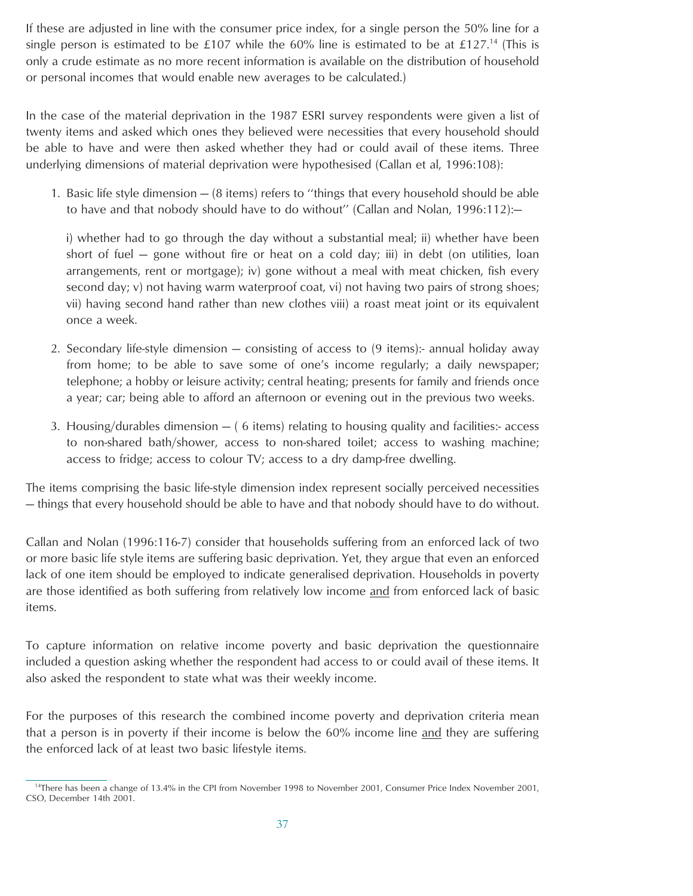If these are adjusted in line with the consumer price index, for a single person the 50% line for a single person is estimated to be £107 while the 60% line is estimated to be at £127.[14] (This is only a crude estimate as no more recent information is available on the distribution of household or personal incomes that would enable new averages to be calculated.)

In the case of the material deprivation in the 1987 ESRI survey respondents were given a list of twenty items and asked which ones they believed were necessities that every household should be able to have and were then asked whether they had or could avail of these items. Three underlying dimensions of material deprivation were hypothesised (Callan et al, 1996:108):

1. Basic life style dimension — (8 items) refers to ''things that every household should be able to have and that nobody should have to do without'' (Callan and Nolan, 1996:112):—

   i) whether had to go through the day without a substantial meal; ii) whether have been short of fuel — gone without fire or heat on a cold day; iii) in debt (on utilities, loan arrangements, rent or mortgage); iv) gone without a meal with meat chicken, fish every second day; v) not having warm waterproof coat, vi) not having two pairs of strong shoes; vii) having second hand rather than new clothes viii) a roast meat joint or its equivalent once a week.

2. Secondary life-style dimension — consisting of access to (9 items):- annual holiday away from home; to be able to save some of one's income regularly; a daily newspaper; telephone; a hobby or leisure activity; central heating; presents for family and friends once a year; car; being able to afford an afternoon or evening out in the previous two weeks.

3. Housing/durables dimension — ( 6 items) relating to housing quality and facilities:- access to non-shared bath/shower, access to non-shared toilet; access to washing machine; access to fridge; access to colour TV; access to a dry damp-free dwelling.

The items comprising the basic life-style dimension index represent socially perceived necessities — things that every household should be able to have and that nobody should have to do without.

Callan and Nolan (1996:116-7) consider that households suffering from an enforced lack of two or more basic life style items are suffering basic deprivation. Yet, they argue that even an enforced lack of one item should be employed to indicate generalised deprivation. Households in poverty are those identified as both suffering from relatively low income and from enforced lack of basic items.

To capture information on relative income poverty and basic deprivation the questionnaire included a question asking whether the respondent had access to or could avail of these items. It also asked the respondent to state what was their weekly income.

For the purposes of this research the combined income poverty and deprivation criteria mean that a person is in poverty if their income is below the 60% income line and they are suffering the enforced lack of at least two basic lifestyle items.

[14] There has been a change of 13.4% in the CPI from November 1998 to November 2001, Consumer Price Index November 2001, CSO, December 14th 2001.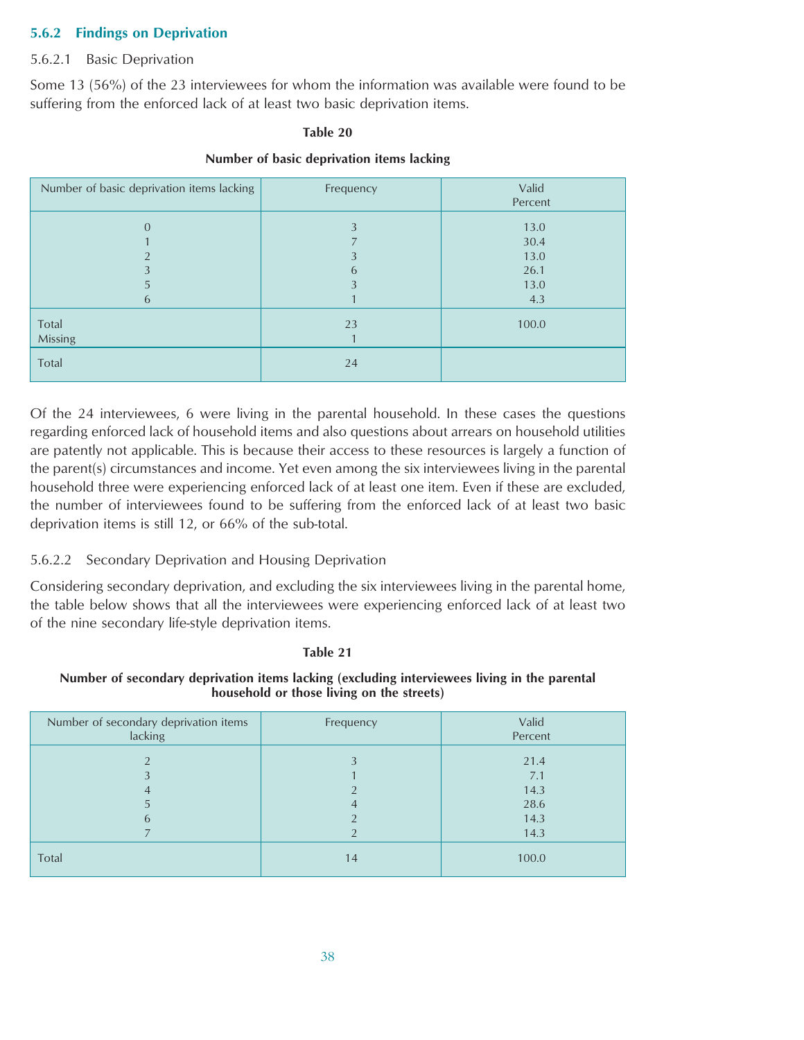### 5.6.2 Findings on Deprivation

#### 5.6.2.1 Basic Deprivation

Some 13 (56%) of the 23 interviewees for whom the information was available were found to be suffering from the enforced lack of at least two basic deprivation items.

**Table 20**

**Number of basic deprivation items lacking**

| Number of basic deprivation items lacking | Frequency | Valid Percent |
|---|---|---|
| 0 | 3 | 13.0 |
| 1 | 7 | 30.4 |
| 2 | 3 | 13.0 |
| 3 | 6 | 26.1 |
| 5 | 3 | 13.0 |
| 6 | 1 | 4.3 |
| Total | 23 | 100.0 |
| Missing | 1 | |
| Total | 24 | |

Of the 24 interviewees, 6 were living in the parental household. In these cases the questions regarding enforced lack of household items and also questions about arrears on household utilities are patently not applicable. This is because their access to these resources is largely a function of the parent(s) circumstances and income. Yet even among the six interviewees living in the parental household three were experiencing enforced lack of at least one item. Even if these are excluded, the number of interviewees found to be suffering from the enforced lack of at least two basic deprivation items is still 12, or 66% of the sub-total.

#### 5.6.2.2 Secondary Deprivation and Housing Deprivation

Considering secondary deprivation, and excluding the six interviewees living in the parental home, the table below shows that all the interviewees were experiencing enforced lack of at least two of the nine secondary life-style deprivation items.

**Table 21**

**Number of secondary deprivation items lacking (excluding interviewees living in the parental household or those living on the streets)**

| Number of secondary deprivation items lacking | Frequency | Valid Percent |
|---|---|---|
| 2 | 3 | 21.4 |
| 3 | 1 | 7.1 |
| 4 | 2 | 14.3 |
| 5 | 4 | 28.6 |
| 6 | 2 | 14.3 |
| 7 | 2 | 14.3 |
| Total | 14 | 100.0 |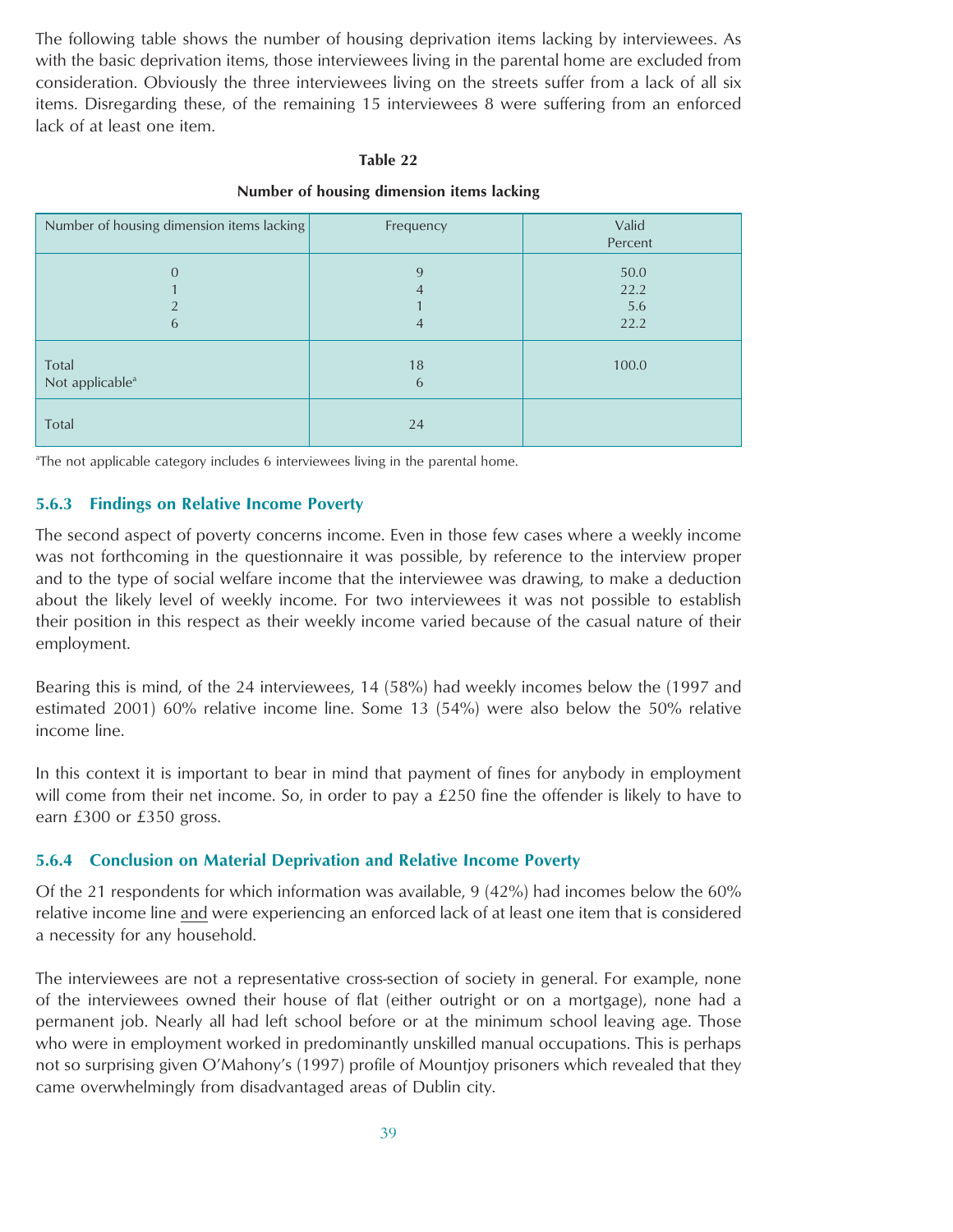The following table shows the number of housing deprivation items lacking by interviewees. As with the basic deprivation items, those interviewees living in the parental home are excluded from consideration. Obviously the three interviewees living on the streets suffer from a lack of all six items. Disregarding these, of the remaining 15 interviewees 8 were suffering from an enforced lack of at least one item.

**Table 22**

**Number of housing dimension items lacking**

| Number of housing dimension items lacking | Frequency | Valid Percent |
|---|---|---|
| 0 | 9 | 50.0 |
| 1 | 4 | 22.2 |
| 2 | 1 | 5.6 |
| 6 | 4 | 22.2 |
| Total | 18 | 100.0 |
| Not applicable[a] | 6 | |
| Total | 24 | |

[a]The not applicable category includes 6 interviewees living in the parental home.

### 5.6.3 Findings on Relative Income Poverty

The second aspect of poverty concerns income. Even in those few cases where a weekly income was not forthcoming in the questionnaire it was possible, by reference to the interview proper and to the type of social welfare income that the interviewee was drawing, to make a deduction about the likely level of weekly income. For two interviewees it was not possible to establish their position in this respect as their weekly income varied because of the casual nature of their employment.

Bearing this is mind, of the 24 interviewees, 14 (58%) had weekly incomes below the (1997 and estimated 2001) 60% relative income line. Some 13 (54%) were also below the 50% relative income line.

In this context it is important to bear in mind that payment of fines for anybody in employment will come from their net income. So, in order to pay a £250 fine the offender is likely to have to earn £300 or £350 gross.

### 5.6.4 Conclusion on Material Deprivation and Relative Income Poverty

Of the 21 respondents for which information was available, 9 (42%) had incomes below the 60% relative income line and were experiencing an enforced lack of at least one item that is considered a necessity for any household.

The interviewees are not a representative cross-section of society in general. For example, none of the interviewees owned their house of flat (either outright or on a mortgage), none had a permanent job. Nearly all had left school before or at the minimum school leaving age. Those who were in employment worked in predominantly unskilled manual occupations. This is perhaps not so surprising given O'Mahony's (1997) profile of Mountjoy prisoners which revealed that they came overwhelmingly from disadvantaged areas of Dublin city.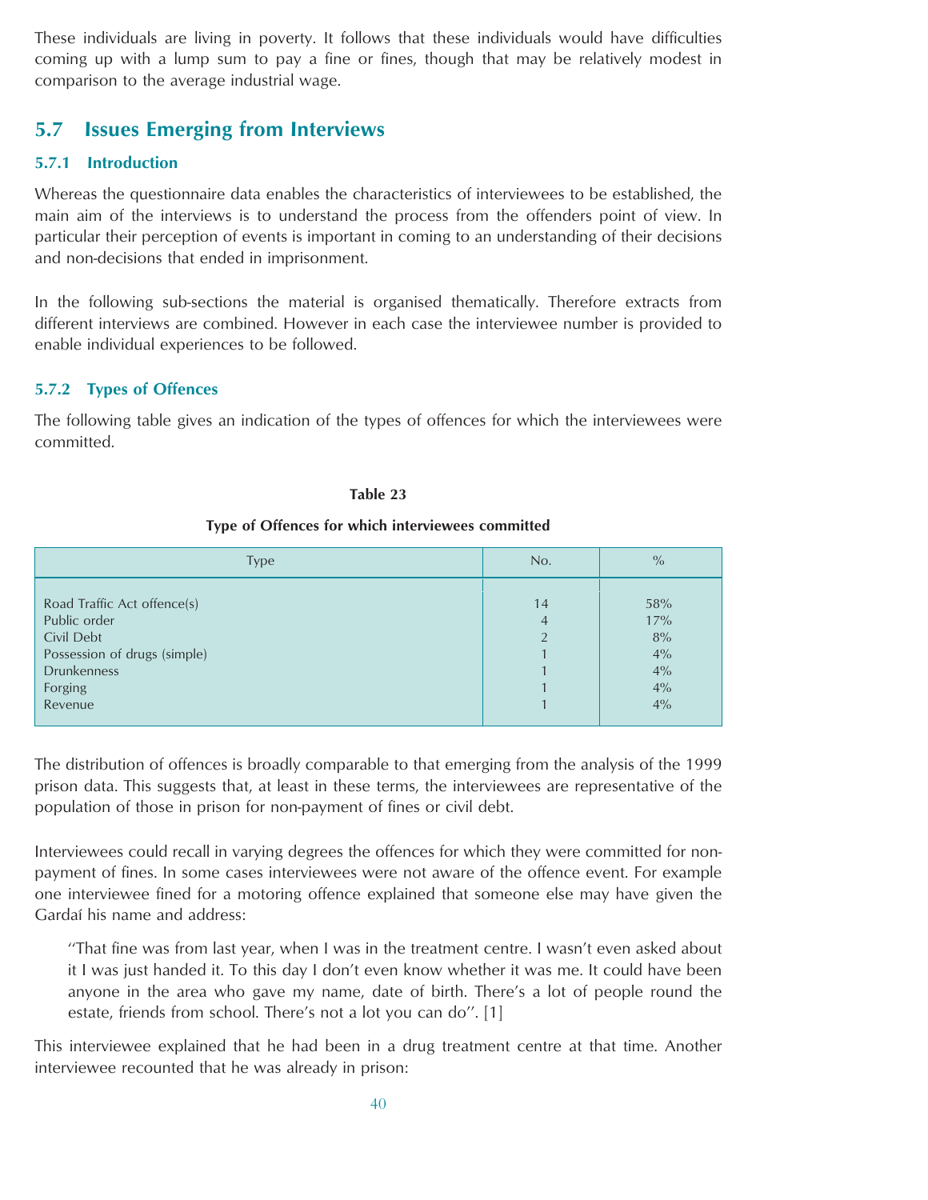These individuals are living in poverty. It follows that these individuals would have difficulties coming up with a lump sum to pay a fine or fines, though that may be relatively modest in comparison to the average industrial wage.

## 5.7 Issues Emerging from Interviews

### 5.7.1 Introduction

Whereas the questionnaire data enables the characteristics of interviewees to be established, the main aim of the interviews is to understand the process from the offenders point of view. In particular their perception of events is important in coming to an understanding of their decisions and non-decisions that ended in imprisonment.

In the following sub-sections the material is organised thematically. Therefore extracts from different interviews are combined. However in each case the interviewee number is provided to enable individual experiences to be followed.

### 5.7.2 Types of Offences

The following table gives an indication of the types of offences for which the interviewees were committed.

**Table 23**

**Type of Offences for which interviewees committed**

| Type | No. | % |
|---|---|---|
| Road Traffic Act offence(s) | 14 | 58% |
| Public order | 4 | 17% |
| Civil Debt | 2 | 8% |
| Possession of drugs (simple) | 1 | 4% |
| Drunkenness | 1 | 4% |
| Forging | 1 | 4% |
| Revenue | 1 | 4% |

The distribution of offences is broadly comparable to that emerging from the analysis of the 1999 prison data. This suggests that, at least in these terms, the interviewees are representative of the population of those in prison for non-payment of fines or civil debt.

Interviewees could recall in varying degrees the offences for which they were committed for non-payment of fines. In some cases interviewees were not aware of the offence event. For example one interviewee fined for a motoring offence explained that someone else may have given the Gardaí his name and address:

> "That fine was from last year, when I was in the treatment centre. I wasn't even asked about it I was just handed it. To this day I don't even know whether it was me. It could have been anyone in the area who gave my name, date of birth. There's a lot of people round the estate, friends from school. There's not a lot you can do". [1]

This interviewee explained that he had been in a drug treatment centre at that time. Another interviewee recounted that he was already in prison: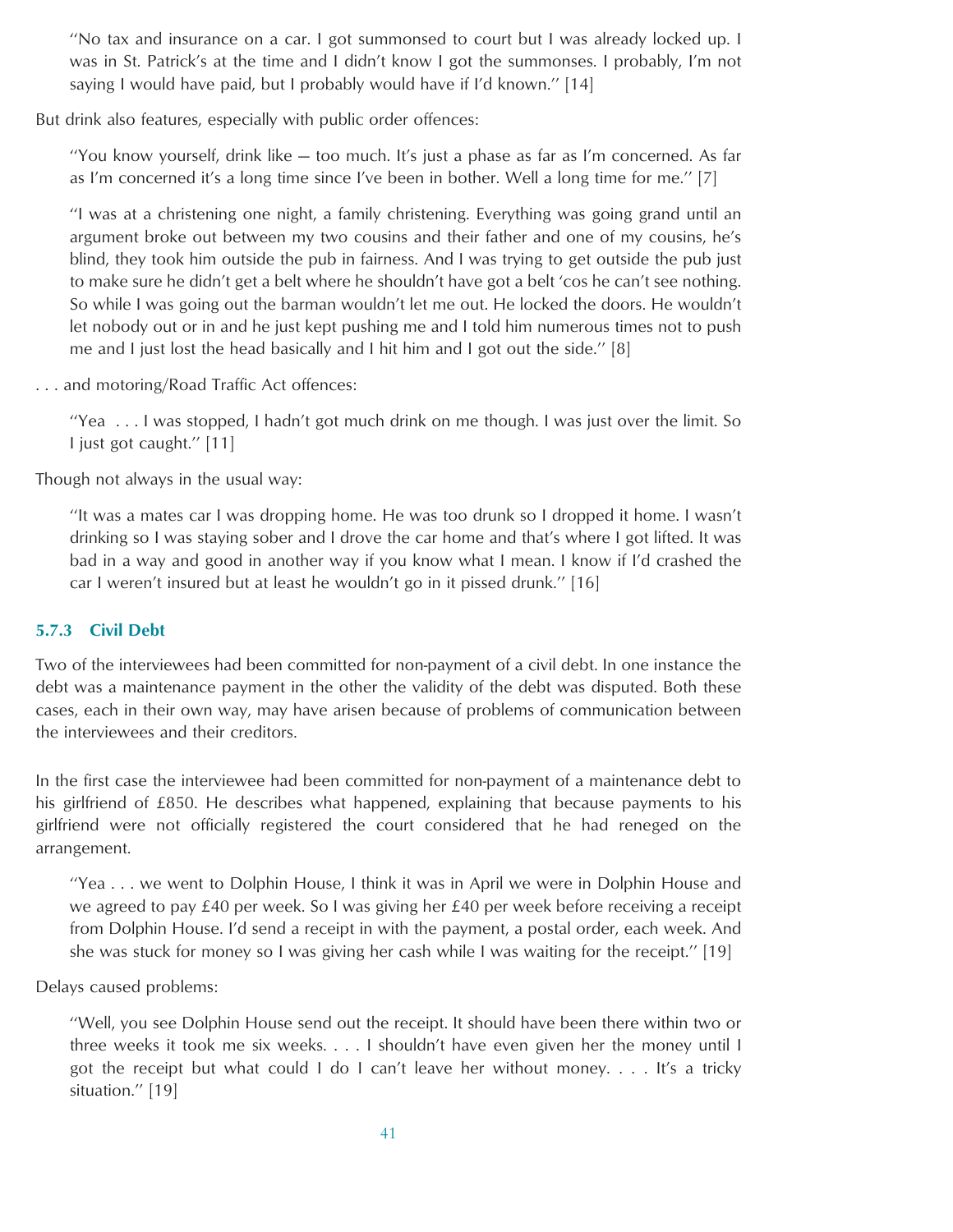> "No tax and insurance on a car. I got summonsed to court but I was already locked up. I was in St. Patrick's at the time and I didn't know I got the summonses. I probably, I'm not saying I would have paid, but I probably would have if I'd known." [14]

But drink also features, especially with public order offences:

> "You know yourself, drink like — too much. It's just a phase as far as I'm concerned. As far as I'm concerned it's a long time since I've been in bother. Well a long time for me." [7]

> "I was at a christening one night, a family christening. Everything was going grand until an argument broke out between my two cousins and their father and one of my cousins, he's blind, they took him outside the pub in fairness. And I was trying to get outside the pub just to make sure he didn't get a belt where he shouldn't have got a belt 'cos he can't see nothing. So while I was going out the barman wouldn't let me out. He locked the doors. He wouldn't let nobody out or in and he just kept pushing me and I told him numerous times not to push me and I just lost the head basically and I hit him and I got out the side." [8]

. . . and motoring/Road Traffic Act offences:

> "Yea . . . I was stopped, I hadn't got much drink on me though. I was just over the limit. So I just got caught." [11]

Though not always in the usual way:

> "It was a mates car I was dropping home. He was too drunk so I dropped it home. I wasn't drinking so I was staying sober and I drove the car home and that's where I got lifted. It was bad in a way and good in another way if you know what I mean. I know if I'd crashed the car I weren't insured but at least he wouldn't go in it pissed drunk." [16]

### 5.7.3 Civil Debt

Two of the interviewees had been committed for non-payment of a civil debt. In one instance the debt was a maintenance payment in the other the validity of the debt was disputed. Both these cases, each in their own way, may have arisen because of problems of communication between the interviewees and their creditors.

In the first case the interviewee had been committed for non-payment of a maintenance debt to his girlfriend of £850. He describes what happened, explaining that because payments to his girlfriend were not officially registered the court considered that he had reneged on the arrangement.

> "Yea . . . we went to Dolphin House, I think it was in April we were in Dolphin House and we agreed to pay £40 per week. So I was giving her £40 per week before receiving a receipt from Dolphin House. I'd send a receipt in with the payment, a postal order, each week. And she was stuck for money so I was giving her cash while I was waiting for the receipt." [19]

Delays caused problems:

> "Well, you see Dolphin House send out the receipt. It should have been there within two or three weeks it took me six weeks. . . . I shouldn't have even given her the money until I got the receipt but what could I do I can't leave her without money. . . . It's a tricky situation." [19]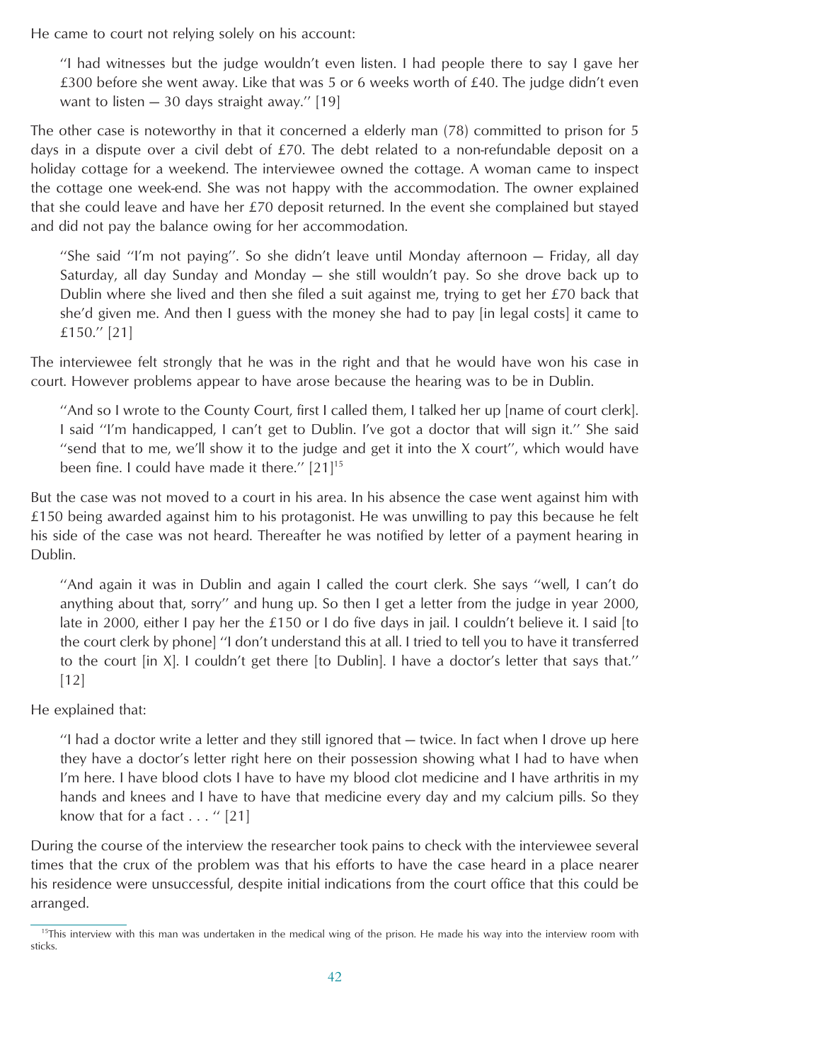He came to court not relying solely on his account:

> "I had witnesses but the judge wouldn't even listen. I had people there to say I gave her £300 before she went away. Like that was 5 or 6 weeks worth of £40. The judge didn't even want to listen — 30 days straight away." [19]

The other case is noteworthy in that it concerned a elderly man (78) committed to prison for 5 days in a dispute over a civil debt of £70. The debt related to a non-refundable deposit on a holiday cottage for a weekend. The interviewee owned the cottage. A woman came to inspect the cottage one week-end. She was not happy with the accommodation. The owner explained that she could leave and have her £70 deposit returned. In the event she complained but stayed and did not pay the balance owing for her accommodation.

> "She said "I'm not paying". So she didn't leave until Monday afternoon — Friday, all day Saturday, all day Sunday and Monday — she still wouldn't pay. So she drove back up to Dublin where she lived and then she filed a suit against me, trying to get her £70 back that she'd given me. And then I guess with the money she had to pay [in legal costs] it came to £150." [21]

The interviewee felt strongly that he was in the right and that he would have won his case in court. However problems appear to have arose because the hearing was to be in Dublin.

> "And so I wrote to the County Court, first I called them, I talked her up [name of court clerk]. I said "I'm handicapped, I can't get to Dublin. I've got a doctor that will sign it." She said "send that to me, we'll show it to the judge and get it into the X court", which would have been fine. I could have made it there." [21][15]

But the case was not moved to a court in his area. In his absence the case went against him with £150 being awarded against him to his protagonist. He was unwilling to pay this because he felt his side of the case was not heard. Thereafter he was notified by letter of a payment hearing in Dublin.

> "And again it was in Dublin and again I called the court clerk. She says "well, I can't do anything about that, sorry" and hung up. So then I get a letter from the judge in year 2000, late in 2000, either I pay her the £150 or I do five days in jail. I couldn't believe it. I said [to the court clerk by phone] "I don't understand this at all. I tried to tell you to have it transferred to the court [in X]. I couldn't get there [to Dublin]. I have a doctor's letter that says that." [12]

He explained that:

> "I had a doctor write a letter and they still ignored that — twice. In fact when I drove up here they have a doctor's letter right here on their possession showing what I had to have when I'm here. I have blood clots I have to have my blood clot medicine and I have arthritis in my hands and knees and I have to have that medicine every day and my calcium pills. So they know that for a fact . . . " [21]

During the course of the interview the researcher took pains to check with the interviewee several times that the crux of the problem was that his efforts to have the case heard in a place nearer his residence were unsuccessful, despite initial indications from the court office that this could be arranged.

---

[15] This interview with this man was undertaken in the medical wing of the prison. He made his way into the interview room with sticks.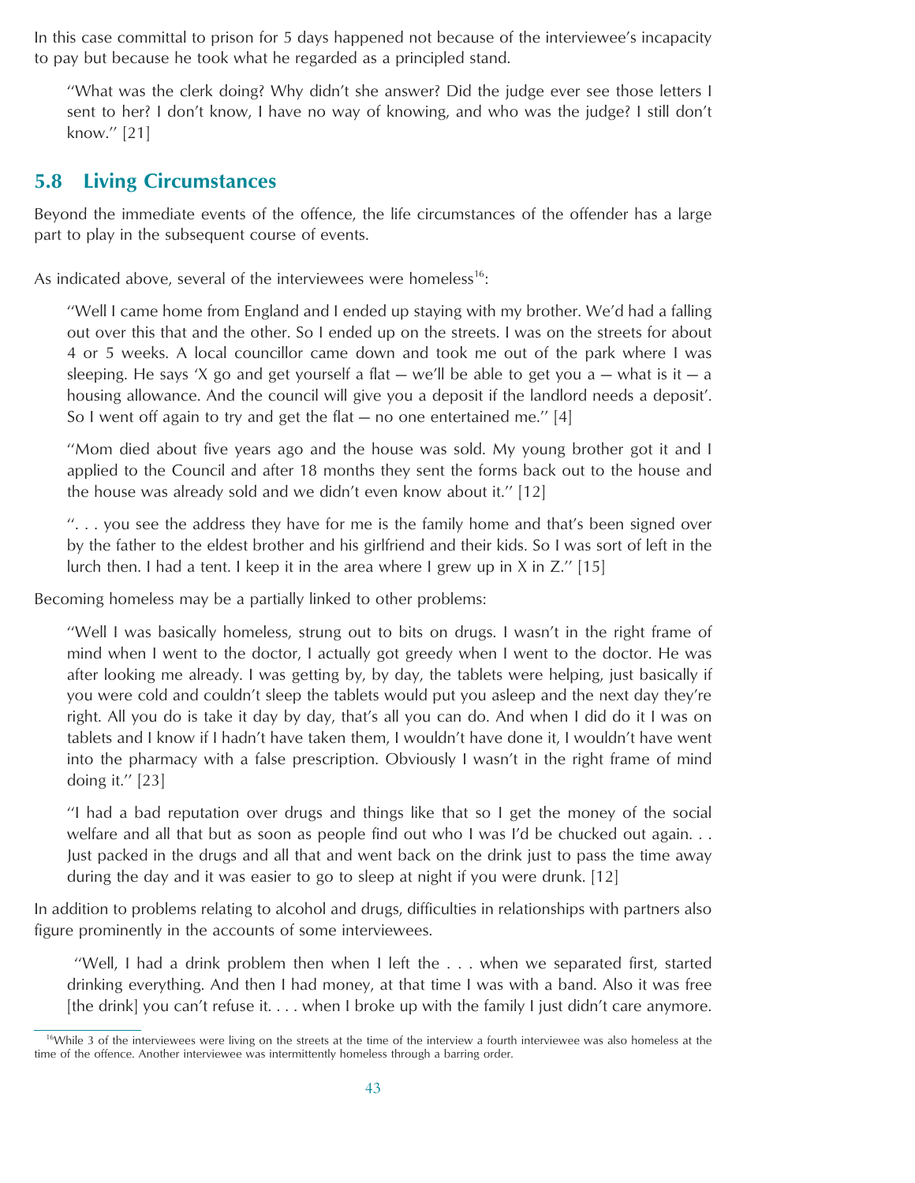In this case committal to prison for 5 days happened not because of the interviewee's incapacity to pay but because he took what he regarded as a principled stand.

> "What was the clerk doing? Why didn't she answer? Did the judge ever see those letters I sent to her? I don't know, I have no way of knowing, and who was the judge? I still don't know." [21]

## 5.8 Living Circumstances

Beyond the immediate events of the offence, the life circumstances of the offender has a large part to play in the subsequent course of events.

As indicated above, several of the interviewees were homeless[16]:

> "Well I came home from England and I ended up staying with my brother. We'd had a falling out over this that and the other. So I ended up on the streets. I was on the streets for about 4 or 5 weeks. A local councillor came down and took me out of the park where I was sleeping. He says 'X go and get yourself a flat — we'll be able to get you a — what is it — a housing allowance. And the council will give you a deposit if the landlord needs a deposit'. So I went off again to try and get the flat — no one entertained me." [4]

> "Mom died about five years ago and the house was sold. My young brother got it and I applied to the Council and after 18 months they sent the forms back out to the house and the house was already sold and we didn't even know about it." [12]

> ". . . you see the address they have for me is the family home and that's been signed over by the father to the eldest brother and his girlfriend and their kids. So I was sort of left in the lurch then. I had a tent. I keep it in the area where I grew up in X in Z." [15]

Becoming homeless may be a partially linked to other problems:

> "Well I was basically homeless, strung out to bits on drugs. I wasn't in the right frame of mind when I went to the doctor, I actually got greedy when I went to the doctor. He was after looking me already. I was getting by, by day, the tablets were helping, just basically if you were cold and couldn't sleep the tablets would put you asleep and the next day they're right. All you do is take it day by day, that's all you can do. And when I did do it I was on tablets and I know if I hadn't have taken them, I wouldn't have done it, I wouldn't have went into the pharmacy with a false prescription. Obviously I wasn't in the right frame of mind doing it." [23]

> "I had a bad reputation over drugs and things like that so I get the money of the social welfare and all that but as soon as people find out who I was I'd be chucked out again. . . Just packed in the drugs and all that and went back on the drink just to pass the time away during the day and it was easier to go to sleep at night if you were drunk. [12]

In addition to problems relating to alcohol and drugs, difficulties in relationships with partners also figure prominently in the accounts of some interviewees.

> "Well, I had a drink problem then when I left the . . . when we separated first, started drinking everything. And then I had money, at that time I was with a band. Also it was free [the drink] you can't refuse it. . . . when I broke up with the family I just didn't care anymore.

[16] While 3 of the interviewees were living on the streets at the time of the interview a fourth interviewee was also homeless at the time of the offence. Another interviewee was intermittently homeless through a barring order.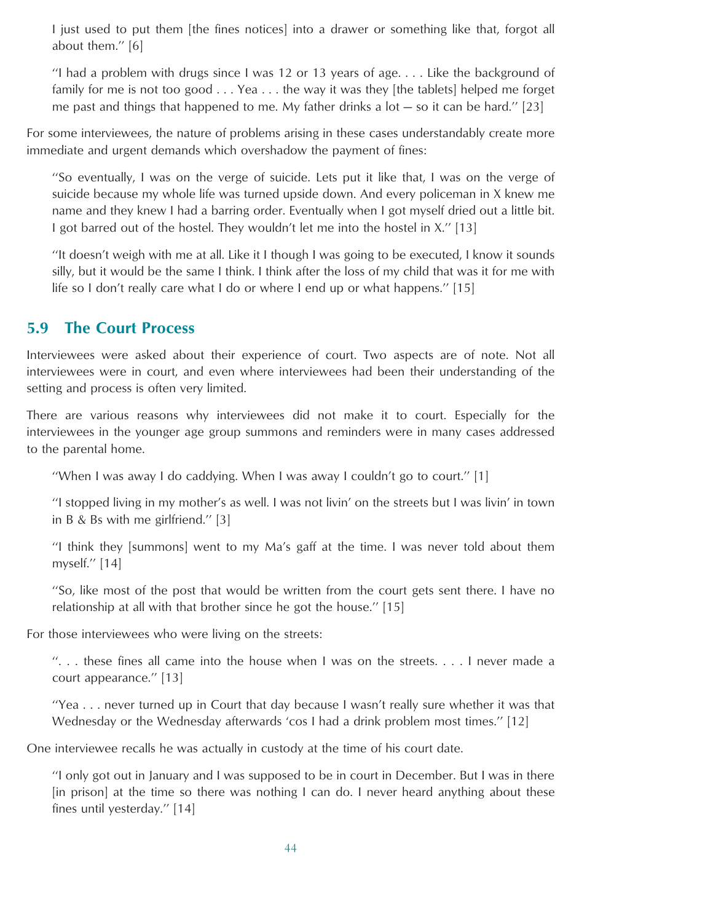I just used to put them [the fines notices] into a drawer or something like that, forgot all about them." [6]

"I had a problem with drugs since I was 12 or 13 years of age. . . . Like the background of family for me is not too good . . . Yea . . . the way it was they [the tablets] helped me forget me past and things that happened to me. My father drinks a lot — so it can be hard." [23]

For some interviewees, the nature of problems arising in these cases understandably create more immediate and urgent demands which overshadow the payment of fines:

"So eventually, I was on the verge of suicide. Lets put it like that, I was on the verge of suicide because my whole life was turned upside down. And every policeman in X knew me name and they knew I had a barring order. Eventually when I got myself dried out a little bit. I got barred out of the hostel. They wouldn't let me into the hostel in X." [13]

"It doesn't weigh with me at all. Like it I though I was going to be executed, I know it sounds silly, but it would be the same I think. I think after the loss of my child that was it for me with life so I don't really care what I do or where I end up or what happens." [15]

## 5.9 The Court Process

Interviewees were asked about their experience of court. Two aspects are of note. Not all interviewees were in court, and even where interviewees had been their understanding of the setting and process is often very limited.

There are various reasons why interviewees did not make it to court. Especially for the interviewees in the younger age group summons and reminders were in many cases addressed to the parental home.

"When I was away I do caddying. When I was away I couldn't go to court." [1]

"I stopped living in my mother's as well. I was not livin' on the streets but I was livin' in town in B & Bs with me girlfriend." [3]

"I think they [summons] went to my Ma's gaff at the time. I was never told about them myself." [14]

"So, like most of the post that would be written from the court gets sent there. I have no relationship at all with that brother since he got the house." [15]

For those interviewees who were living on the streets:

". . . these fines all came into the house when I was on the streets. . . . I never made a court appearance." [13]

"Yea . . . never turned up in Court that day because I wasn't really sure whether it was that Wednesday or the Wednesday afterwards 'cos I had a drink problem most times." [12]

One interviewee recalls he was actually in custody at the time of his court date.

"I only got out in January and I was supposed to be in court in December. But I was in there [in prison] at the time so there was nothing I can do. I never heard anything about these fines until yesterday." [14]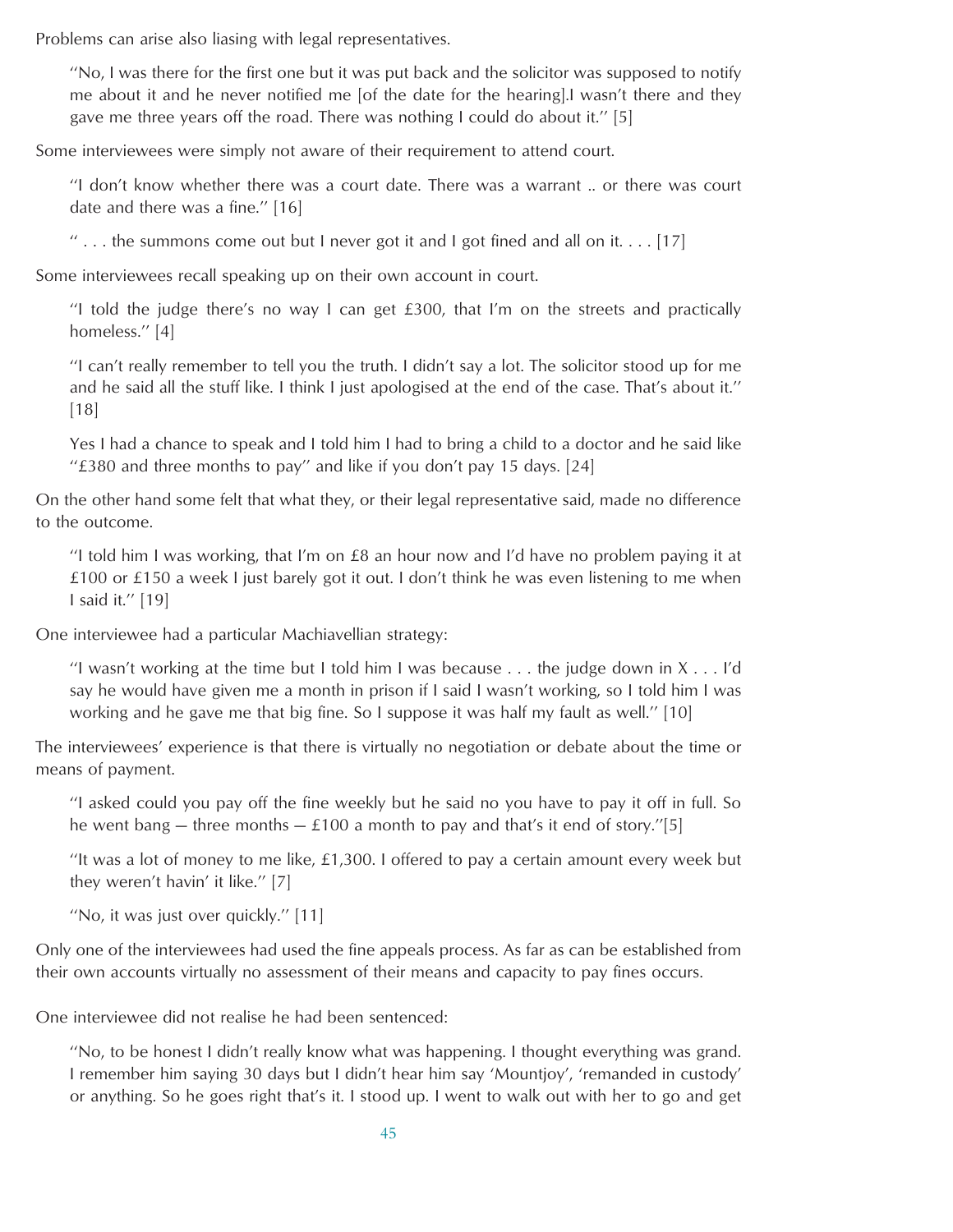Problems can arise also liasing with legal representatives.

> "No, I was there for the first one but it was put back and the solicitor was supposed to notify me about it and he never notified me [of the date for the hearing].I wasn't there and they gave me three years off the road. There was nothing I could do about it." [5]

Some interviewees were simply not aware of their requirement to attend court.

> "I don't know whether there was a court date. There was a warrant .. or there was court date and there was a fine." [16]

> " . . . the summons come out but I never got it and I got fined and all on it. . . . [17]

Some interviewees recall speaking up on their own account in court.

> "I told the judge there's no way I can get £300, that I'm on the streets and practically homeless." [4]

> "I can't really remember to tell you the truth. I didn't say a lot. The solicitor stood up for me and he said all the stuff like. I think I just apologised at the end of the case. That's about it." [18]

> Yes I had a chance to speak and I told him I had to bring a child to a doctor and he said like "£380 and three months to pay" and like if you don't pay 15 days. [24]

On the other hand some felt that what they, or their legal representative said, made no difference to the outcome.

> "I told him I was working, that I'm on £8 an hour now and I'd have no problem paying it at £100 or £150 a week I just barely got it out. I don't think he was even listening to me when I said it." [19]

One interviewee had a particular Machiavellian strategy:

> "I wasn't working at the time but I told him I was because . . . the judge down in X . . . I'd say he would have given me a month in prison if I said I wasn't working, so I told him I was working and he gave me that big fine. So I suppose it was half my fault as well." [10]

The interviewees' experience is that there is virtually no negotiation or debate about the time or means of payment.

> "I asked could you pay off the fine weekly but he said no you have to pay it off in full. So he went bang — three months — £100 a month to pay and that's it end of story."[5]

> "It was a lot of money to me like, £1,300. I offered to pay a certain amount every week but they weren't havin' it like." [7]

> "No, it was just over quickly." [11]

Only one of the interviewees had used the fine appeals process. As far as can be established from their own accounts virtually no assessment of their means and capacity to pay fines occurs.

One interviewee did not realise he had been sentenced:

> "No, to be honest I didn't really know what was happening. I thought everything was grand. I remember him saying 30 days but I didn't hear him say 'Mountjoy', 'remanded in custody' or anything. So he goes right that's it. I stood up. I went to walk out with her to go and get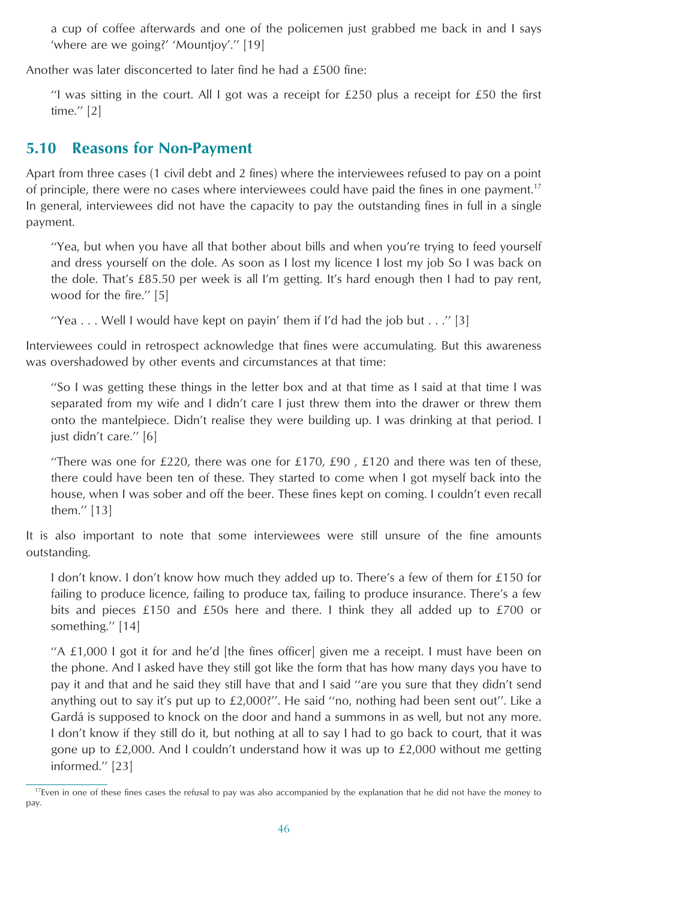a cup of coffee afterwards and one of the policemen just grabbed me back in and I says 'where are we going?' 'Mountjoy'.'' [19]

Another was later disconcerted to later find he had a £500 fine:

> ''I was sitting in the court. All I got was a receipt for £250 plus a receipt for £50 the first time.'' [2]

## 5.10 Reasons for Non-Payment

Apart from three cases (1 civil debt and 2 fines) where the interviewees refused to pay on a point of principle, there were no cases where interviewees could have paid the fines in one payment.[17] In general, interviewees did not have the capacity to pay the outstanding fines in full in a single payment.

> ''Yea, but when you have all that bother about bills and when you're trying to feed yourself and dress yourself on the dole. As soon as I lost my licence I lost my job So I was back on the dole. That's £85.50 per week is all I'm getting. It's hard enough then I had to pay rent, wood for the fire.'' [5]

> ''Yea . . . Well I would have kept on payin' them if I'd had the job but . . .'' [3]

Interviewees could in retrospect acknowledge that fines were accumulating. But this awareness was overshadowed by other events and circumstances at that time:

> ''So I was getting these things in the letter box and at that time as I said at that time I was separated from my wife and I didn't care I just threw them into the drawer or threw them onto the mantelpiece. Didn't realise they were building up. I was drinking at that period. I just didn't care.'' [6]

> ''There was one for £220, there was one for £170, £90 , £120 and there was ten of these, there could have been ten of these. They started to come when I got myself back into the house, when I was sober and off the beer. These fines kept on coming. I couldn't even recall them.'' [13]

It is also important to note that some interviewees were still unsure of the fine amounts outstanding.

> I don't know. I don't know how much they added up to. There's a few of them for £150 for failing to produce licence, failing to produce tax, failing to produce insurance. There's a few bits and pieces £150 and £50s here and there. I think they all added up to £700 or something.'' [14]

> ''A £1,000 I got it for and he'd [the fines officer] given me a receipt. I must have been on the phone. And I asked have they still got like the form that has how many days you have to pay it and that and he said they still have that and I said ''are you sure that they didn't send anything out to say it's put up to £2,000?''. He said ''no, nothing had been sent out''. Like a Gardá is supposed to knock on the door and hand a summons in as well, but not any more. I don't know if they still do it, but nothing at all to say I had to go back to court, that it was gone up to £2,000. And I couldn't understand how it was up to £2,000 without me getting informed.'' [23]

[17] Even in one of these fines cases the refusal to pay was also accompanied by the explanation that he did not have the money to pay.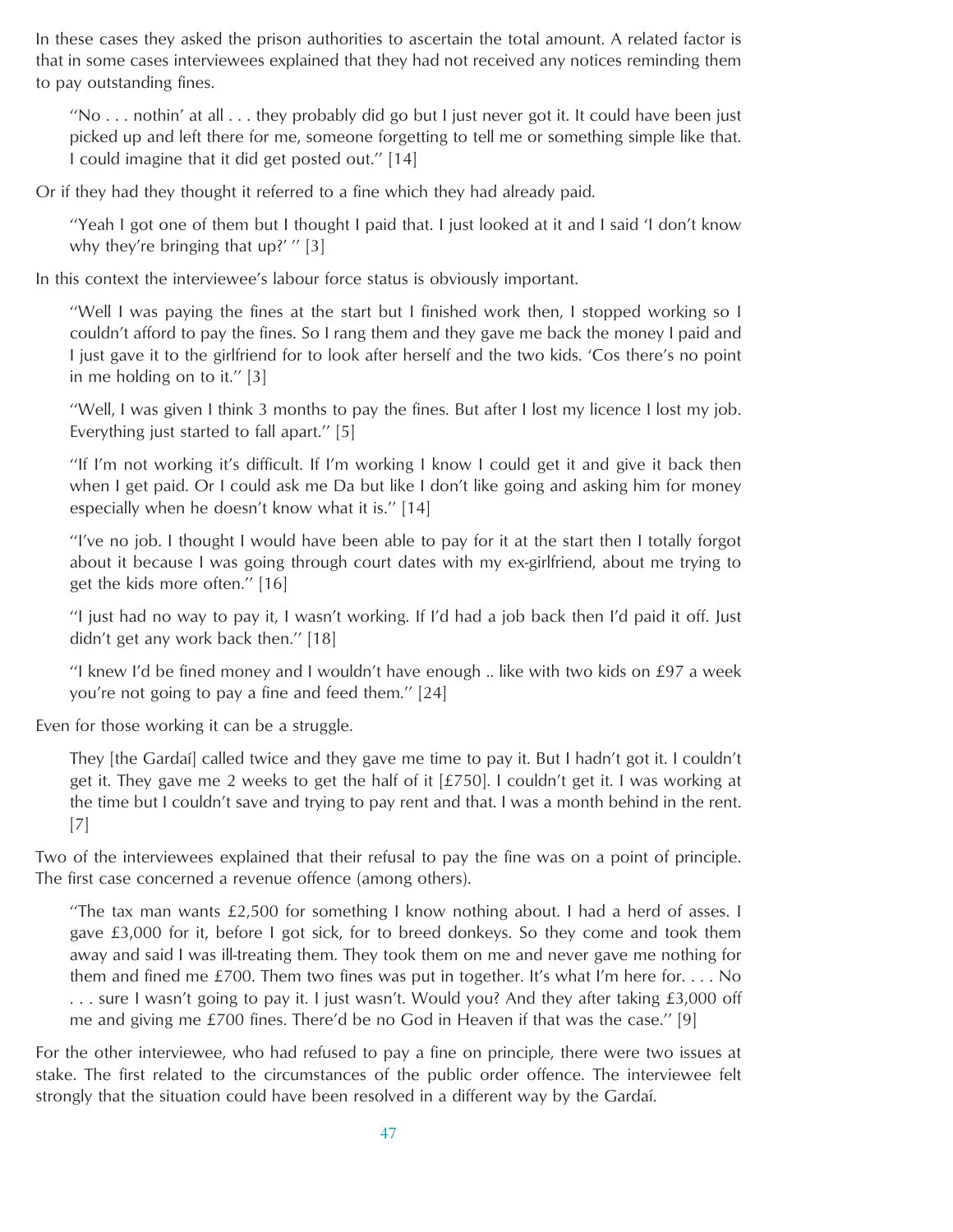In these cases they asked the prison authorities to ascertain the total amount. A related factor is that in some cases interviewees explained that they had not received any notices reminding them to pay outstanding fines.

> "No . . . nothin' at all . . . they probably did go but I just never got it. It could have been just picked up and left there for me, someone forgetting to tell me or something simple like that. I could imagine that it did get posted out." [14]

Or if they had they thought it referred to a fine which they had already paid.

> "Yeah I got one of them but I thought I paid that. I just looked at it and I said 'I don't know why they're bringing that up?' " [3]

In this context the interviewee's labour force status is obviously important.

> "Well I was paying the fines at the start but I finished work then, I stopped working so I couldn't afford to pay the fines. So I rang them and they gave me back the money I paid and I just gave it to the girlfriend for to look after herself and the two kids. 'Cos there's no point in me holding on to it." [3]

> "Well, I was given I think 3 months to pay the fines. But after I lost my licence I lost my job. Everything just started to fall apart." [5]

> "If I'm not working it's difficult. If I'm working I know I could get it and give it back then when I get paid. Or I could ask me Da but like I don't like going and asking him for money especially when he doesn't know what it is." [14]

> "I've no job. I thought I would have been able to pay for it at the start then I totally forgot about it because I was going through court dates with my ex-girlfriend, about me trying to get the kids more often." [16]

> "I just had no way to pay it, I wasn't working. If I'd had a job back then I'd paid it off. Just didn't get any work back then." [18]

> "I knew I'd be fined money and I wouldn't have enough .. like with two kids on £97 a week you're not going to pay a fine and feed them." [24]

Even for those working it can be a struggle.

> They [the Gardaí] called twice and they gave me time to pay it. But I hadn't got it. I couldn't get it. They gave me 2 weeks to get the half of it [£750]. I couldn't get it. I was working at the time but I couldn't save and trying to pay rent and that. I was a month behind in the rent. [7]

Two of the interviewees explained that their refusal to pay the fine was on a point of principle. The first case concerned a revenue offence (among others).

> "The tax man wants £2,500 for something I know nothing about. I had a herd of asses. I gave £3,000 for it, before I got sick, for to breed donkeys. So they come and took them away and said I was ill-treating them. They took them on me and never gave me nothing for them and fined me £700. Them two fines was put in together. It's what I'm here for. . . . No . . . sure I wasn't going to pay it. I just wasn't. Would you? And they after taking £3,000 off me and giving me £700 fines. There'd be no God in Heaven if that was the case." [9]

For the other interviewee, who had refused to pay a fine on principle, there were two issues at stake. The first related to the circumstances of the public order offence. The interviewee felt strongly that the situation could have been resolved in a different way by the Gardaí.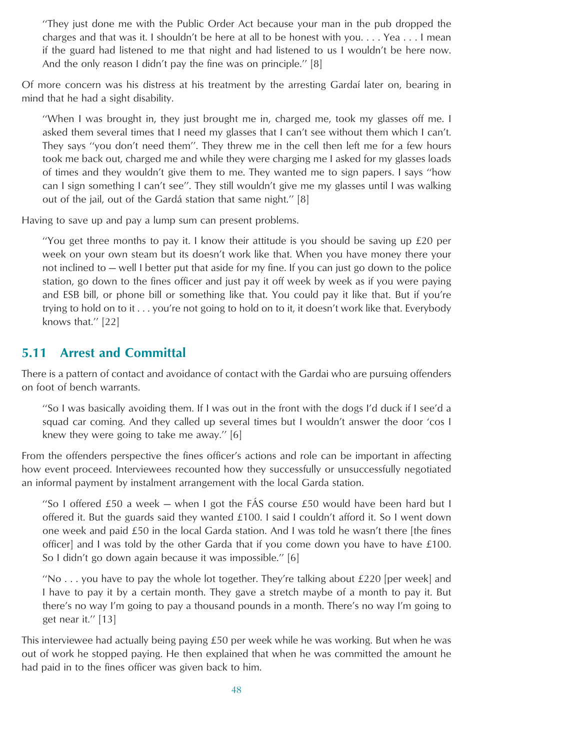"They just done me with the Public Order Act because your man in the pub dropped the charges and that was it. I shouldn't be here at all to be honest with you. . . . Yea . . . I mean if the guard had listened to me that night and had listened to us I wouldn't be here now. And the only reason I didn't pay the fine was on principle." [8]

Of more concern was his distress at his treatment by the arresting Gardaí later on, bearing in mind that he had a sight disability.

"When I was brought in, they just brought me in, charged me, took my glasses off me. I asked them several times that I need my glasses that I can't see without them which I can't. They says "you don't need them". They threw me in the cell then left me for a few hours took me back out, charged me and while they were charging me I asked for my glasses loads of times and they wouldn't give them to me. They wanted me to sign papers. I says "how can I sign something I can't see". They still wouldn't give me my glasses until I was walking out of the jail, out of the Gardá station that same night." [8]

Having to save up and pay a lump sum can present problems.

"You get three months to pay it. I know their attitude is you should be saving up £20 per week on your own steam but its doesn't work like that. When you have money there your not inclined to — well I better put that aside for my fine. If you can just go down to the police station, go down to the fines officer and just pay it off week by week as if you were paying and ESB bill, or phone bill or something like that. You could pay it like that. But if you're trying to hold on to it . . . you're not going to hold on to it, it doesn't work like that. Everybody knows that." [22]

## 5.11 Arrest and Committal

There is a pattern of contact and avoidance of contact with the Gardai who are pursuing offenders on foot of bench warrants.

"So I was basically avoiding them. If I was out in the front with the dogs I'd duck if I see'd a squad car coming. And they called up several times but I wouldn't answer the door 'cos I knew they were going to take me away." [6]

From the offenders perspective the fines officer's actions and role can be important in affecting how event proceed. Interviewees recounted how they successfully or unsuccessfully negotiated an informal payment by instalment arrangement with the local Garda station.

"So I offered £50 a week — when I got the FÁS course £50 would have been hard but I offered it. But the guards said they wanted £100. I said I couldn't afford it. So I went down one week and paid £50 in the local Garda station. And I was told he wasn't there [the fines officer] and I was told by the other Garda that if you come down you have to have £100. So I didn't go down again because it was impossible." [6]

"No . . . you have to pay the whole lot together. They're talking about £220 [per week] and I have to pay it by a certain month. They gave a stretch maybe of a month to pay it. But there's no way I'm going to pay a thousand pounds in a month. There's no way I'm going to get near it." [13]

This interviewee had actually being paying £50 per week while he was working. But when he was out of work he stopped paying. He then explained that when he was committed the amount he had paid in to the fines officer was given back to him.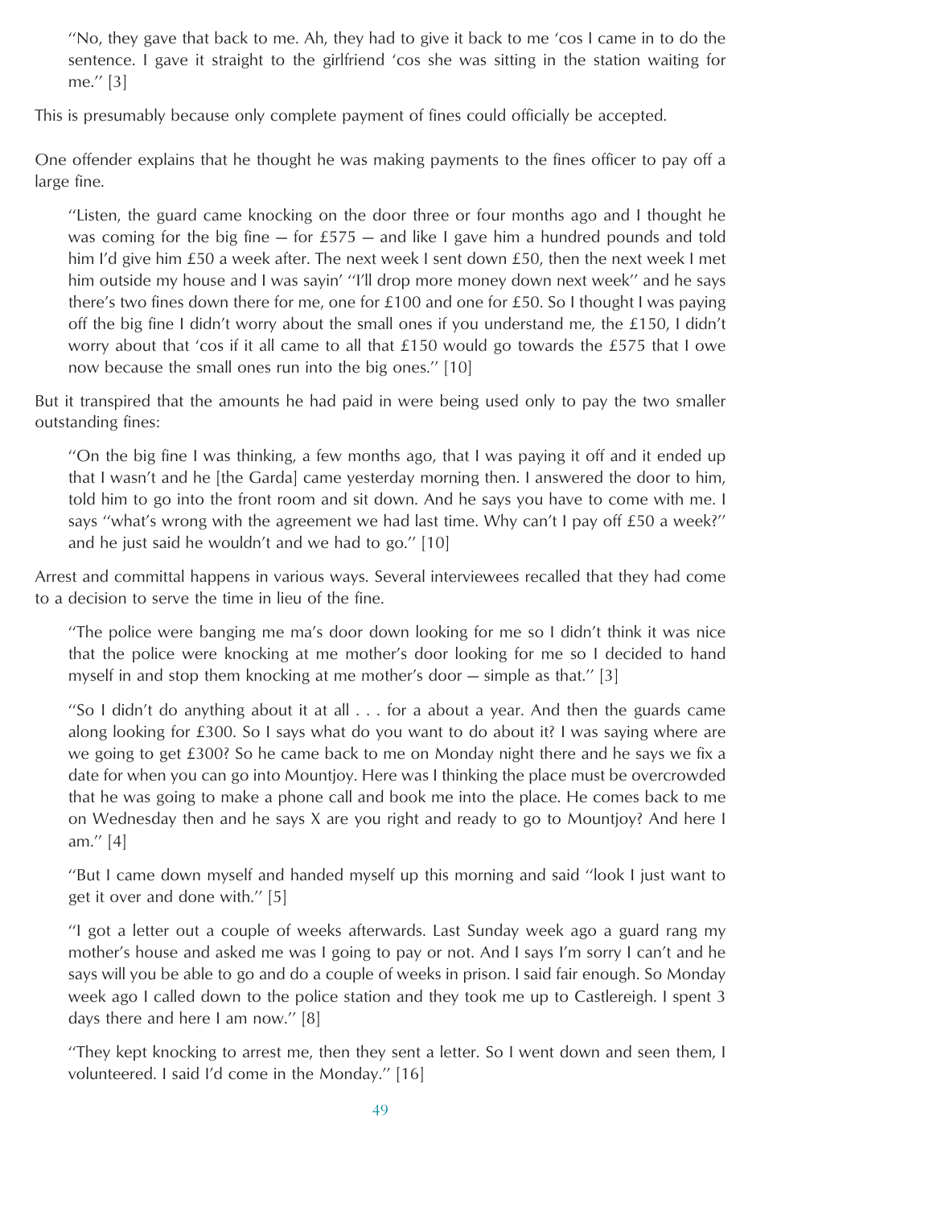> "No, they gave that back to me. Ah, they had to give it back to me 'cos I came in to do the sentence. I gave it straight to the girlfriend 'cos she was sitting in the station waiting for me." [3]

This is presumably because only complete payment of fines could officially be accepted.

One offender explains that he thought he was making payments to the fines officer to pay off a large fine.

> "Listen, the guard came knocking on the door three or four months ago and I thought he was coming for the big fine — for £575 — and like I gave him a hundred pounds and told him I'd give him £50 a week after. The next week I sent down £50, then the next week I met him outside my house and I was sayin' "I'll drop more money down next week" and he says there's two fines down there for me, one for £100 and one for £50. So I thought I was paying off the big fine I didn't worry about the small ones if you understand me, the £150, I didn't worry about that 'cos if it all came to all that £150 would go towards the £575 that I owe now because the small ones run into the big ones." [10]

But it transpired that the amounts he had paid in were being used only to pay the two smaller outstanding fines:

> "On the big fine I was thinking, a few months ago, that I was paying it off and it ended up that I wasn't and he [the Garda] came yesterday morning then. I answered the door to him, told him to go into the front room and sit down. And he says you have to come with me. I says "what's wrong with the agreement we had last time. Why can't I pay off £50 a week?" and he just said he wouldn't and we had to go." [10]

Arrest and committal happens in various ways. Several interviewees recalled that they had come to a decision to serve the time in lieu of the fine.

> "The police were banging me ma's door down looking for me so I didn't think it was nice that the police were knocking at me mother's door looking for me so I decided to hand myself in and stop them knocking at me mother's door — simple as that." [3]

> "So I didn't do anything about it at all . . . for a about a year. And then the guards came along looking for £300. So I says what do you want to do about it? I was saying where are we going to get £300? So he came back to me on Monday night there and he says we fix a date for when you can go into Mountjoy. Here was I thinking the place must be overcrowded that he was going to make a phone call and book me into the place. He comes back to me on Wednesday then and he says X are you right and ready to go to Mountjoy? And here I am." [4]

> "But I came down myself and handed myself up this morning and said "look I just want to get it over and done with." [5]

> "I got a letter out a couple of weeks afterwards. Last Sunday week ago a guard rang my mother's house and asked me was I going to pay or not. And I says I'm sorry I can't and he says will you be able to go and do a couple of weeks in prison. I said fair enough. So Monday week ago I called down to the police station and they took me up to Castlereigh. I spent 3 days there and here I am now." [8]

> "They kept knocking to arrest me, then they sent a letter. So I went down and seen them, I volunteered. I said I'd come in the Monday." [16]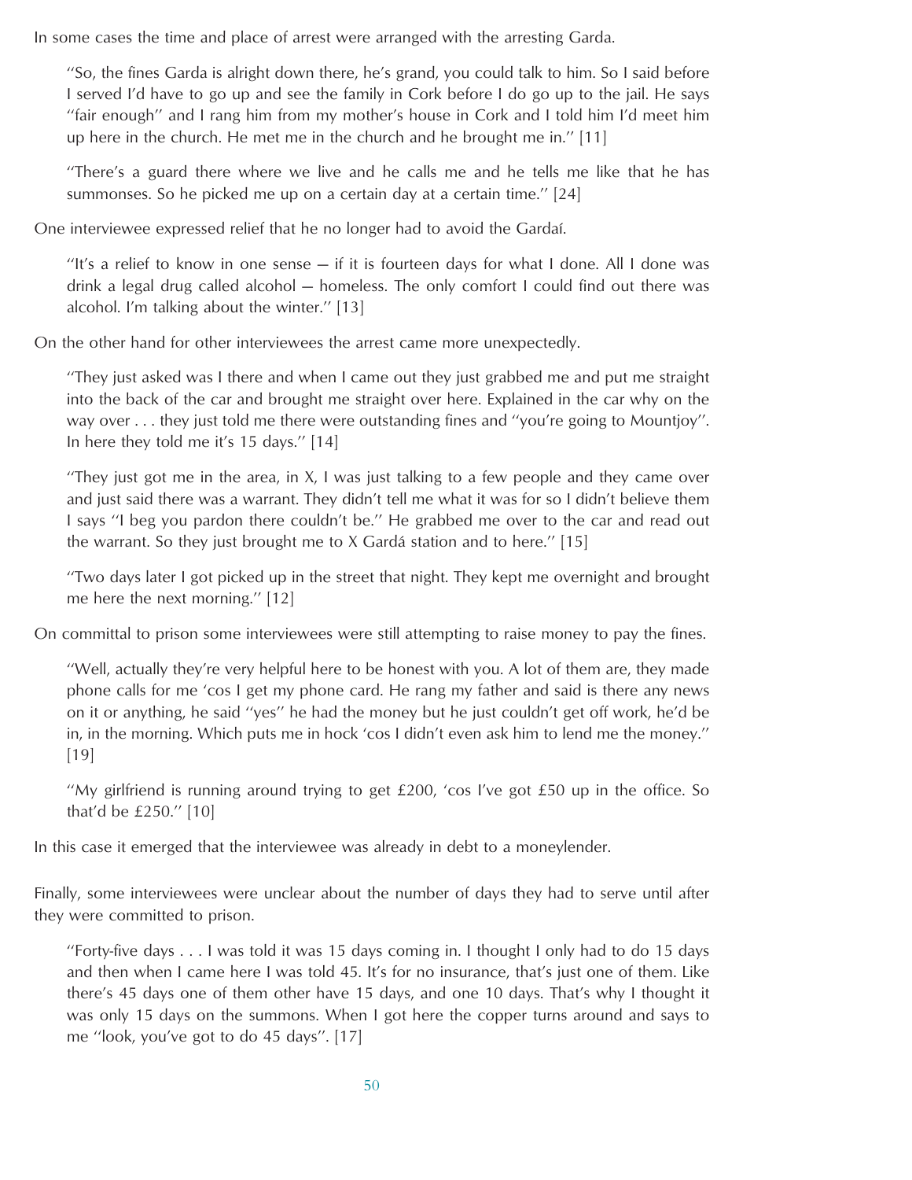In some cases the time and place of arrest were arranged with the arresting Garda.

> ''So, the fines Garda is alright down there, he's grand, you could talk to him. So I said before I served I'd have to go up and see the family in Cork before I do go up to the jail. He says ''fair enough'' and I rang him from my mother's house in Cork and I told him I'd meet him up here in the church. He met me in the church and he brought me in.'' [11]

> ''There's a guard there where we live and he calls me and he tells me like that he has summonses. So he picked me up on a certain day at a certain time.'' [24]

One interviewee expressed relief that he no longer had to avoid the Gardaí.

> ''It's a relief to know in one sense – if it is fourteen days for what I done. All I done was drink a legal drug called alcohol – homeless. The only comfort I could find out there was alcohol. I'm talking about the winter.'' [13]

On the other hand for other interviewees the arrest came more unexpectedly.

> ''They just asked was I there and when I came out they just grabbed me and put me straight into the back of the car and brought me straight over here. Explained in the car why on the way over . . . they just told me there were outstanding fines and ''you're going to Mountjoy''. In here they told me it's 15 days.'' [14]

> ''They just got me in the area, in X, I was just talking to a few people and they came over and just said there was a warrant. They didn't tell me what it was for so I didn't believe them I says ''I beg you pardon there couldn't be.'' He grabbed me over to the car and read out the warrant. So they just brought me to X Gardá station and to here.'' [15]

> ''Two days later I got picked up in the street that night. They kept me overnight and brought me here the next morning.'' [12]

On committal to prison some interviewees were still attempting to raise money to pay the fines.

> ''Well, actually they're very helpful here to be honest with you. A lot of them are, they made phone calls for me 'cos I get my phone card. He rang my father and said is there any news on it or anything, he said ''yes'' he had the money but he just couldn't get off work, he'd be in, in the morning. Which puts me in hock 'cos I didn't even ask him to lend me the money.'' [19]

> ''My girlfriend is running around trying to get £200, 'cos I've got £50 up in the office. So that'd be £250.'' [10]

In this case it emerged that the interviewee was already in debt to a moneylender.

Finally, some interviewees were unclear about the number of days they had to serve until after they were committed to prison.

> ''Forty-five days . . . I was told it was 15 days coming in. I thought I only had to do 15 days and then when I came here I was told 45. It's for no insurance, that's just one of them. Like there's 45 days one of them other have 15 days, and one 10 days. That's why I thought it was only 15 days on the summons. When I got here the copper turns around and says to me ''look, you've got to do 45 days''. [17]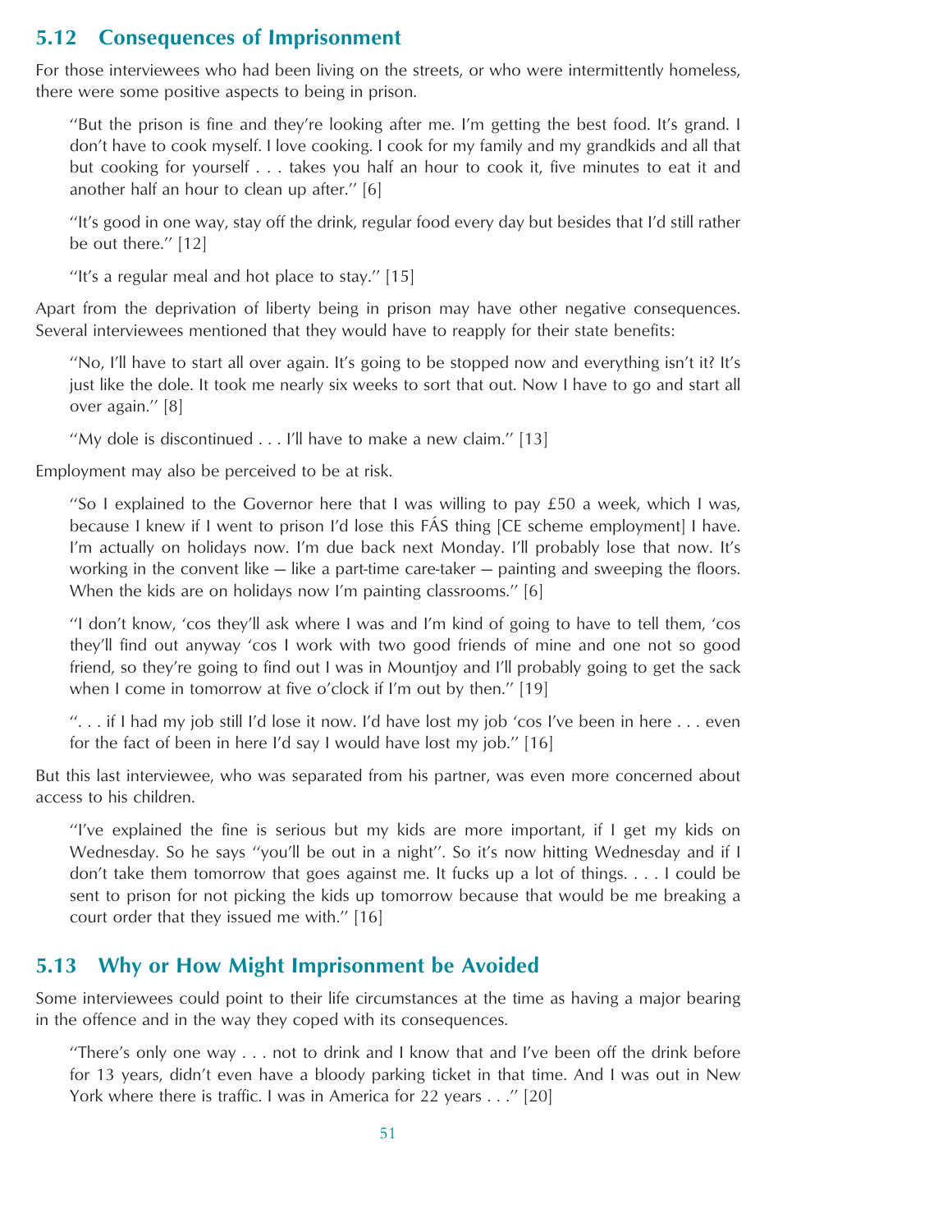## 5.12 Consequences of Imprisonment

For those interviewees who had been living on the streets, or who were intermittently homeless, there were some positive aspects to being in prison.

> "But the prison is fine and they're looking after me. I'm getting the best food. It's grand. I don't have to cook myself. I love cooking. I cook for my family and my grandkids and all that but cooking for yourself . . . takes you half an hour to cook it, five minutes to eat it and another half an hour to clean up after." [6]

> "It's good in one way, stay off the drink, regular food every day but besides that I'd still rather be out there." [12]

> "It's a regular meal and hot place to stay." [15]

Apart from the deprivation of liberty being in prison may have other negative consequences. Several interviewees mentioned that they would have to reapply for their state benefits:

> "No, I'll have to start all over again. It's going to be stopped now and everything isn't it? It's just like the dole. It took me nearly six weeks to sort that out. Now I have to go and start all over again." [8]

> "My dole is discontinued . . . I'll have to make a new claim." [13]

Employment may also be perceived to be at risk.

> "So I explained to the Governor here that I was willing to pay £50 a week, which I was, because I knew if I went to prison I'd lose this FÁS thing [CE scheme employment] I have. I'm actually on holidays now. I'm due back next Monday. I'll probably lose that now. It's working in the convent like — like a part-time care-taker — painting and sweeping the floors. When the kids are on holidays now I'm painting classrooms." [6]

> "I don't know, 'cos they'll ask where I was and I'm kind of going to have to tell them, 'cos they'll find out anyway 'cos I work with two good friends of mine and one not so good friend, so they're going to find out I was in Mountjoy and I'll probably going to get the sack when I come in tomorrow at five o'clock if I'm out by then." [19]

> ". . . if I had my job still I'd lose it now. I'd have lost my job 'cos I've been in here . . . even for the fact of been in here I'd say I would have lost my job." [16]

But this last interviewee, who was separated from his partner, was even more concerned about access to his children.

> "I've explained the fine is serious but my kids are more important, if I get my kids on Wednesday. So he says "you'll be out in a night". So it's now hitting Wednesday and if I don't take them tomorrow that goes against me. It fucks up a lot of things. . . . I could be sent to prison for not picking the kids up tomorrow because that would be me breaking a court order that they issued me with." [16]

## 5.13 Why or How Might Imprisonment be Avoided

Some interviewees could point to their life circumstances at the time as having a major bearing in the offence and in the way they coped with its consequences.

> "There's only one way . . . not to drink and I know that and I've been off the drink before for 13 years, didn't even have a bloody parking ticket in that time. And I was out in New York where there is traffic. I was in America for 22 years . . ." [20]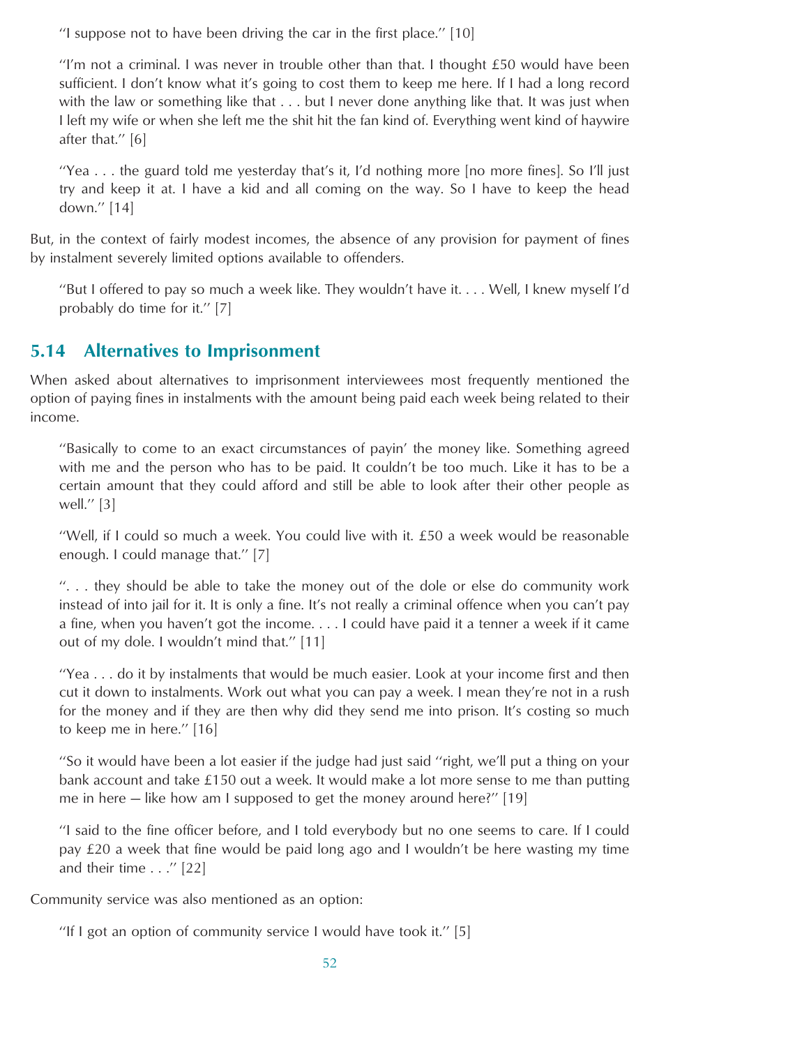"I suppose not to have been driving the car in the first place." [10]

"I'm not a criminal. I was never in trouble other than that. I thought £50 would have been sufficient. I don't know what it's going to cost them to keep me here. If I had a long record with the law or something like that . . . but I never done anything like that. It was just when I left my wife or when she left me the shit hit the fan kind of. Everything went kind of haywire after that." [6]

"Yea . . . the guard told me yesterday that's it, I'd nothing more [no more fines]. So I'll just try and keep it at. I have a kid and all coming on the way. So I have to keep the head down." [14]

But, in the context of fairly modest incomes, the absence of any provision for payment of fines by instalment severely limited options available to offenders.

"But I offered to pay so much a week like. They wouldn't have it. . . . Well, I knew myself I'd probably do time for it." [7]

## 5.14 Alternatives to Imprisonment

When asked about alternatives to imprisonment interviewees most frequently mentioned the option of paying fines in instalments with the amount being paid each week being related to their income.

"Basically to come to an exact circumstances of payin' the money like. Something agreed with me and the person who has to be paid. It couldn't be too much. Like it has to be a certain amount that they could afford and still be able to look after their other people as well." [3]

"Well, if I could so much a week. You could live with it. £50 a week would be reasonable enough. I could manage that." [7]

". . . they should be able to take the money out of the dole or else do community work instead of into jail for it. It is only a fine. It's not really a criminal offence when you can't pay a fine, when you haven't got the income. . . . I could have paid it a tenner a week if it came out of my dole. I wouldn't mind that." [11]

"Yea . . . do it by instalments that would be much easier. Look at your income first and then cut it down to instalments. Work out what you can pay a week. I mean they're not in a rush for the money and if they are then why did they send me into prison. It's costing so much to keep me in here." [16]

"So it would have been a lot easier if the judge had just said "right, we'll put a thing on your bank account and take £150 out a week. It would make a lot more sense to me than putting me in here — like how am I supposed to get the money around here?" [19]

"I said to the fine officer before, and I told everybody but no one seems to care. If I could pay £20 a week that fine would be paid long ago and I wouldn't be here wasting my time and their time . . ." [22]

Community service was also mentioned as an option:

"If I got an option of community service I would have took it." [5]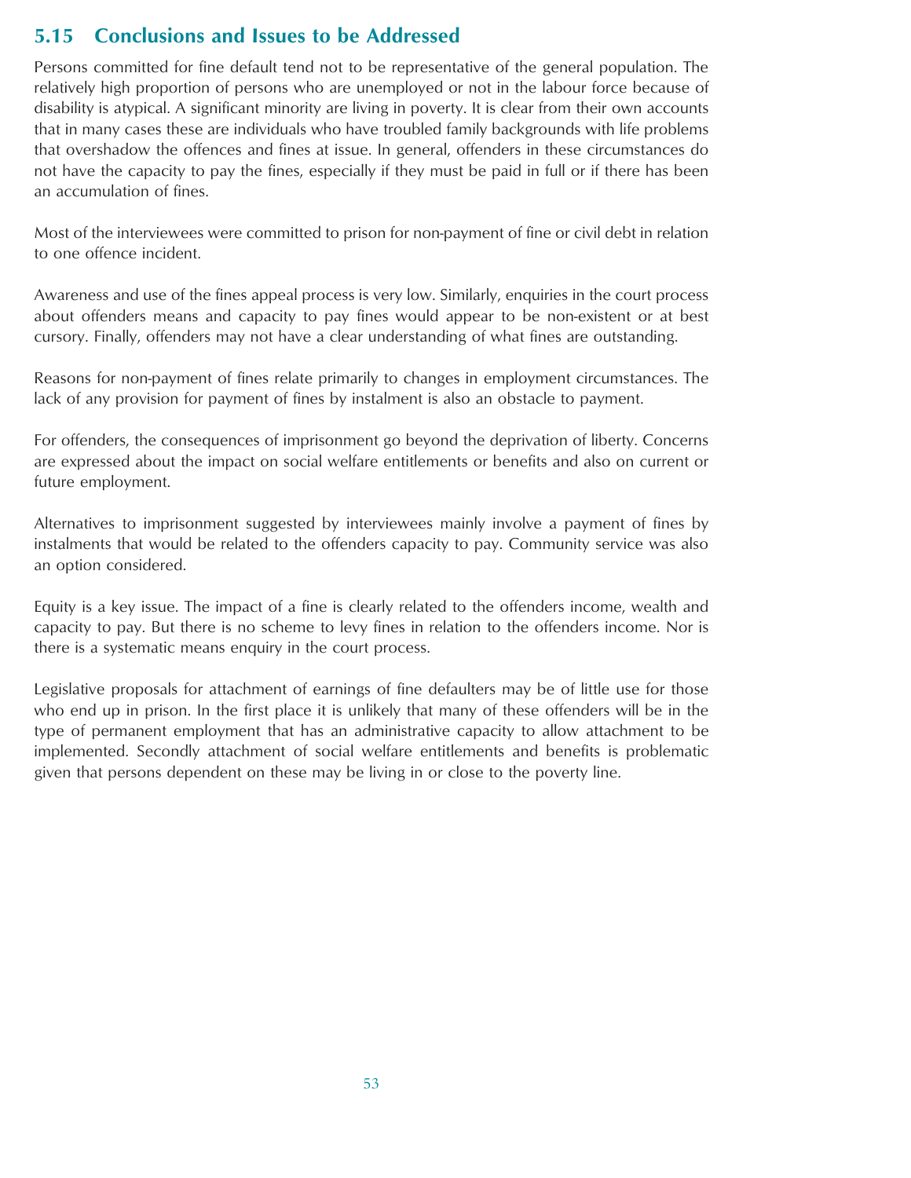## 5.15 Conclusions and Issues to be Addressed

Persons committed for fine default tend not to be representative of the general population. The relatively high proportion of persons who are unemployed or not in the labour force because of disability is atypical. A significant minority are living in poverty. It is clear from their own accounts that in many cases these are individuals who have troubled family backgrounds with life problems that overshadow the offences and fines at issue. In general, offenders in these circumstances do not have the capacity to pay the fines, especially if they must be paid in full or if there has been an accumulation of fines.

Most of the interviewees were committed to prison for non-payment of fine or civil debt in relation to one offence incident.

Awareness and use of the fines appeal process is very low. Similarly, enquiries in the court process about offenders means and capacity to pay fines would appear to be non-existent or at best cursory. Finally, offenders may not have a clear understanding of what fines are outstanding.

Reasons for non-payment of fines relate primarily to changes in employment circumstances. The lack of any provision for payment of fines by instalment is also an obstacle to payment.

For offenders, the consequences of imprisonment go beyond the deprivation of liberty. Concerns are expressed about the impact on social welfare entitlements or benefits and also on current or future employment.

Alternatives to imprisonment suggested by interviewees mainly involve a payment of fines by instalments that would be related to the offenders capacity to pay. Community service was also an option considered.

Equity is a key issue. The impact of a fine is clearly related to the offenders income, wealth and capacity to pay. But there is no scheme to levy fines in relation to the offenders income. Nor is there is a systematic means enquiry in the court process.

Legislative proposals for attachment of earnings of fine defaulters may be of little use for those who end up in prison. In the first place it is unlikely that many of these offenders will be in the type of permanent employment that has an administrative capacity to allow attachment to be implemented. Secondly attachment of social welfare entitlements and benefits is problematic given that persons dependent on these may be living in or close to the poverty line.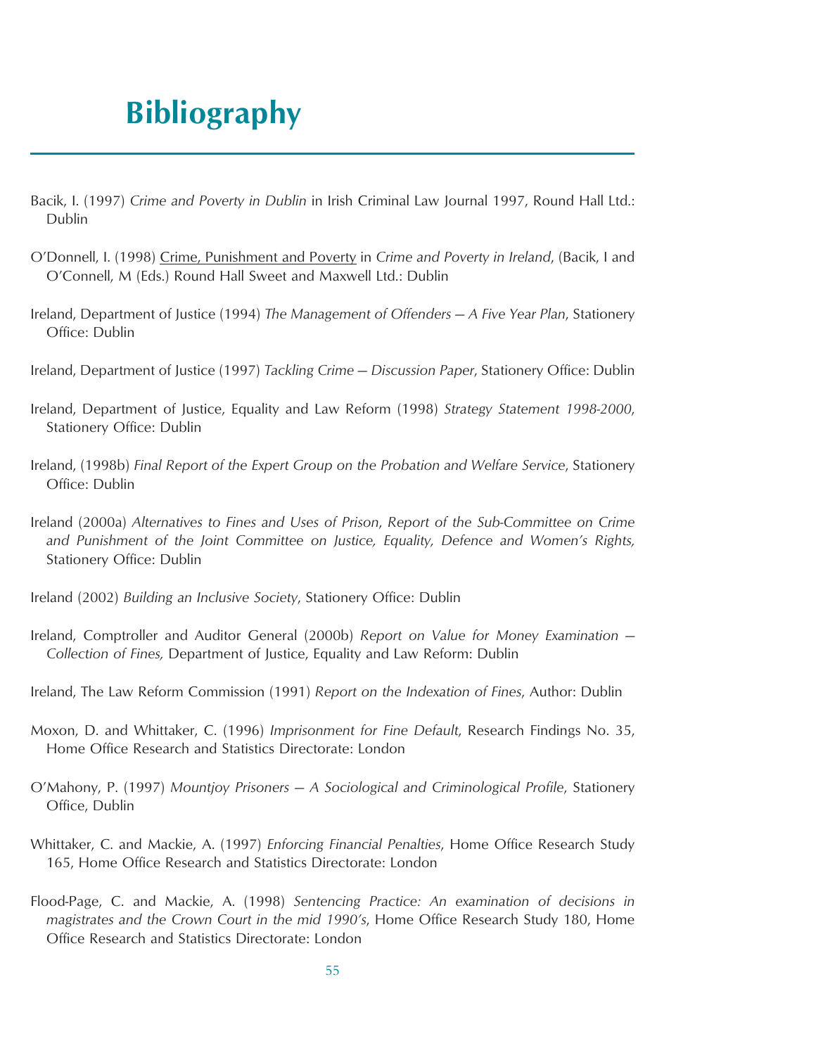# Bibliography

Bacik, I. (1997) *Crime and Poverty in Dublin* in Irish Criminal Law Journal 1997, Round Hall Ltd.: Dublin

O'Donnell, I. (1998) <u>Crime, Punishment and Poverty</u> in *Crime and Poverty in Ireland*, (Bacik, I and O'Connell, M (Eds.) Round Hall Sweet and Maxwell Ltd.: Dublin

Ireland, Department of Justice (1994) *The Management of Offenders – A Five Year Plan*, Stationery Office: Dublin

Ireland, Department of Justice (1997) *Tackling Crime – Discussion Paper*, Stationery Office: Dublin

Ireland, Department of Justice, Equality and Law Reform (1998) *Strategy Statement 1998-2000*, Stationery Office: Dublin

Ireland, (1998b) *Final Report of the Expert Group on the Probation and Welfare Service*, Stationery Office: Dublin

Ireland (2000a) *Alternatives to Fines and Uses of Prison, Report of the Sub-Committee on Crime and Punishment of the Joint Committee on Justice, Equality, Defence and Women's Rights,* Stationery Office: Dublin

Ireland (2002) *Building an Inclusive Society*, Stationery Office: Dublin

Ireland, Comptroller and Auditor General (2000b) *Report on Value for Money Examination – Collection of Fines,* Department of Justice, Equality and Law Reform: Dublin

Ireland, The Law Reform Commission (1991) *Report on the Indexation of Fines*, Author: Dublin

Moxon, D. and Whittaker, C. (1996) *Imprisonment for Fine Default*, Research Findings No. 35, Home Office Research and Statistics Directorate: London

O'Mahony, P. (1997) *Mountjoy Prisoners – A Sociological and Criminological Profile*, Stationery Office, Dublin

Whittaker, C. and Mackie, A. (1997) *Enforcing Financial Penalties*, Home Office Research Study 165, Home Office Research and Statistics Directorate: London

Flood-Page, C. and Mackie, A. (1998) *Sentencing Practice: An examination of decisions in magistrates and the Crown Court in the mid 1990's*, Home Office Research Study 180, Home Office Research and Statistics Directorate: London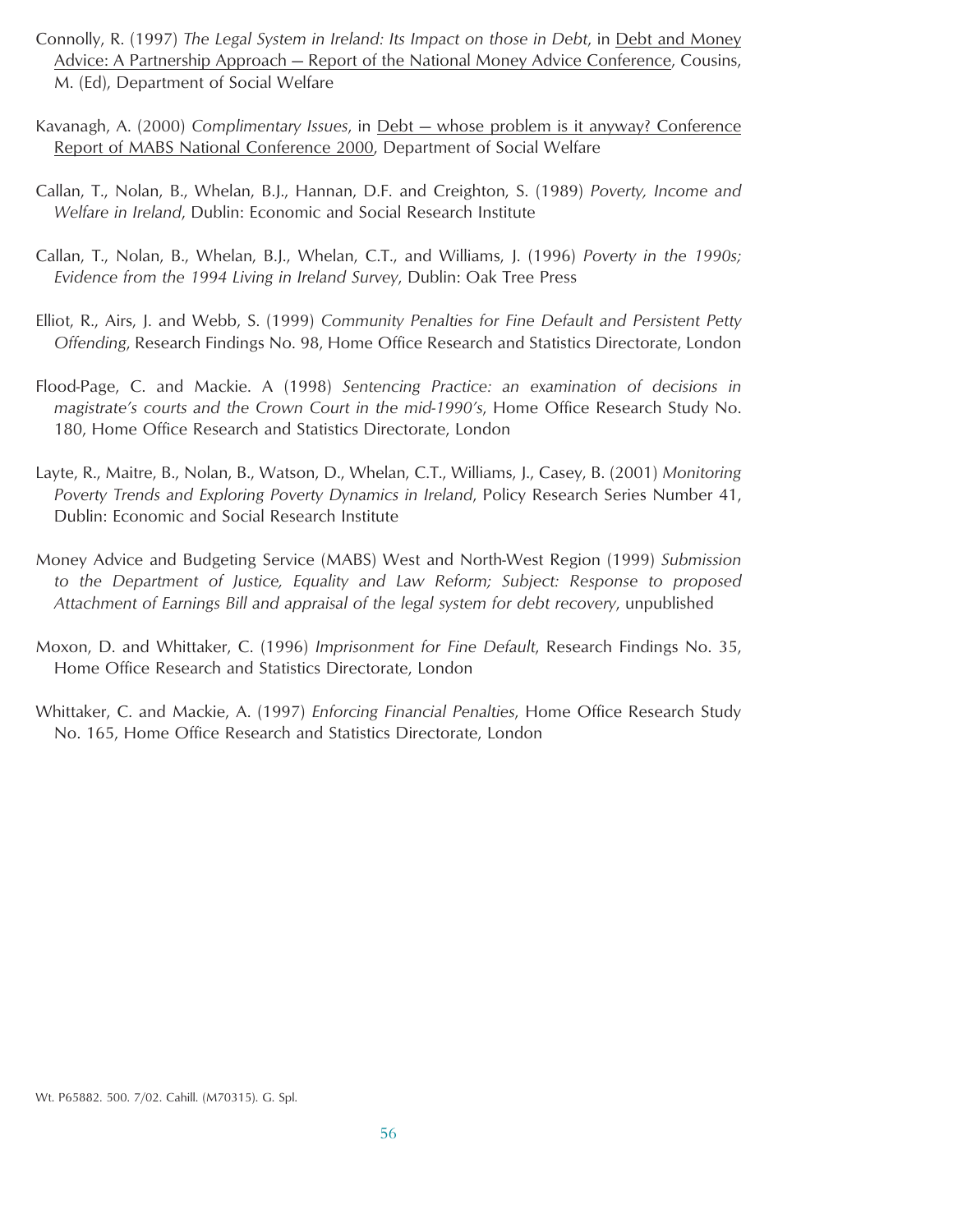Connolly, R. (1997) *The Legal System in Ireland: Its Impact on those in Debt*, in Debt and Money Advice: A Partnership Approach – Report of the National Money Advice Conference, Cousins, M. (Ed), Department of Social Welfare

Kavanagh, A. (2000) *Complimentary Issues*, in Debt – whose problem is it anyway? Conference Report of MABS National Conference 2000, Department of Social Welfare

Callan, T., Nolan, B., Whelan, B.J., Hannan, D.F. and Creighton, S. (1989) *Poverty, Income and Welfare in Ireland*, Dublin: Economic and Social Research Institute

Callan, T., Nolan, B., Whelan, B.J., Whelan, C.T., and Williams, J. (1996) *Poverty in the 1990s; Evidence from the 1994 Living in Ireland Survey*, Dublin: Oak Tree Press

Elliot, R., Airs, J. and Webb, S. (1999) *Community Penalties for Fine Default and Persistent Petty Offending*, Research Findings No. 98, Home Office Research and Statistics Directorate, London

Flood-Page, C. and Mackie. A (1998) *Sentencing Practice: an examination of decisions in magistrate's courts and the Crown Court in the mid-1990's*, Home Office Research Study No. 180, Home Office Research and Statistics Directorate, London

Layte, R., Maitre, B., Nolan, B., Watson, D., Whelan, C.T., Williams, J., Casey, B. (2001) *Monitoring Poverty Trends and Exploring Poverty Dynamics in Ireland*, Policy Research Series Number 41, Dublin: Economic and Social Research Institute

Money Advice and Budgeting Service (MABS) West and North-West Region (1999) *Submission to the Department of Justice, Equality and Law Reform; Subject: Response to proposed Attachment of Earnings Bill and appraisal of the legal system for debt recovery*, unpublished

Moxon, D. and Whittaker, C. (1996) *Imprisonment for Fine Default*, Research Findings No. 35, Home Office Research and Statistics Directorate, London

Whittaker, C. and Mackie, A. (1997) *Enforcing Financial Penalties*, Home Office Research Study No. 165, Home Office Research and Statistics Directorate, London

Wt. P65882. 500. 7/02. Cahill. (M70315). G. Spl.